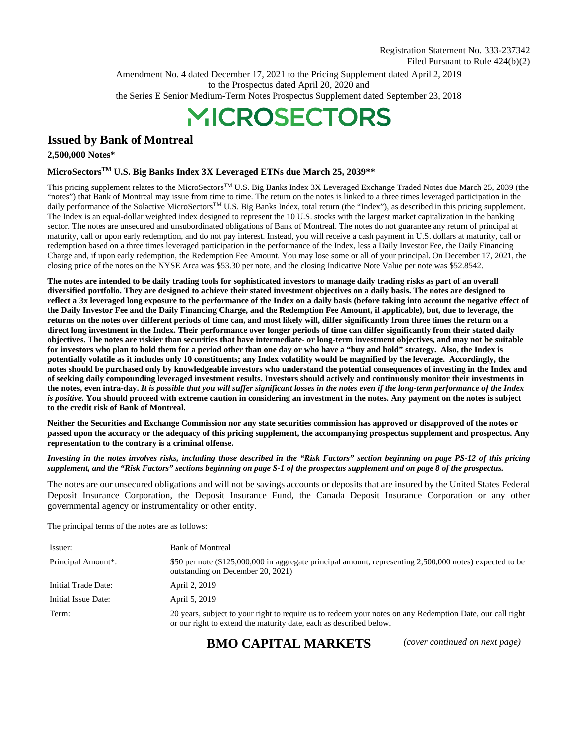Registration Statement No. 333-237342
Filed Pursuant to Rule 424(b)(2)

Amendment No. 4 dated December 17, 2021 to the Pricing Supplement dated April 2, 2019
to the Prospectus dated April 20, 2020 and
the Series E Senior Medium-Term Notes Prospectus Supplement dated September 23, 2018

MICROSECTORS

## Issued by Bank of Montreal

**2,500,000 Notes***

### MicroSectors™ U.S. Big Banks Index 3X Leveraged ETNs due March 25, 2039**

This pricing supplement relates to the MicroSectors™ U.S. Big Banks Index 3X Leveraged Exchange Traded Notes due March 25, 2039 (the "notes") that Bank of Montreal may issue from time to time. The return on the notes is linked to a three times leveraged participation in the daily performance of the Solactive MicroSectors™ U.S. Big Banks Index, total return (the "Index"), as described in this pricing supplement. The Index is an equal-dollar weighted index designed to represent the 10 U.S. stocks with the largest market capitalization in the banking sector. The notes are unsecured and unsubordinated obligations of Bank of Montreal. The notes do not guarantee any return of principal at maturity, call or upon early redemption, and do not pay interest. Instead, you will receive a cash payment in U.S. dollars at maturity, call or redemption based on a three times leveraged participation in the performance of the Index, less a Daily Investor Fee, the Daily Financing Charge and, if upon early redemption, the Redemption Fee Amount. You may lose some or all of your principal. On December 17, 2021, the closing price of the notes on the NYSE Arca was $53.30 per note, and the closing Indicative Note Value per note was $52.8542.

**The notes are intended to be daily trading tools for sophisticated investors to manage daily trading risks as part of an overall diversified portfolio. They are designed to achieve their stated investment objectives on a daily basis. The notes are designed to reflect a 3x leveraged long exposure to the performance of the Index on a daily basis (before taking into account the negative effect of the Daily Investor Fee and the Daily Financing Charge, and the Redemption Fee Amount, if applicable), but, due to leverage, the returns on the notes over different periods of time can, and most likely will, differ significantly from three times the return on a direct long investment in the Index. Their performance over longer periods of time can differ significantly from their stated daily objectives. The notes are riskier than securities that have intermediate- or long-term investment objectives, and may not be suitable for investors who plan to hold them for a period other than one day or who have a "buy and hold" strategy. Also, the Index is potentially volatile as it includes only 10 constituents; any Index volatility would be magnified by the leverage. Accordingly, the notes should be purchased only by knowledgeable investors who understand the potential consequences of investing in the Index and of seeking daily compounding leveraged investment results. Investors should actively and continuously monitor their investments in the notes, even intra-day. *It is possible that you will suffer significant losses in the notes even if the long-term performance of the Index is positive.* You should proceed with extreme caution in considering an investment in the notes. Any payment on the notes is subject to the credit risk of Bank of Montreal.**

**Neither the Securities and Exchange Commission nor any state securities commission has approved or disapproved of the notes or passed upon the accuracy or the adequacy of this pricing supplement, the accompanying prospectus supplement and prospectus. Any representation to the contrary is a criminal offense.**

***Investing in the notes involves risks, including those described in the "Risk Factors" section beginning on page PS-12 of this pricing supplement, and the "Risk Factors" sections beginning on page S-1 of the prospectus supplement and on page 8 of the prospectus.***

The notes are our unsecured obligations and will not be savings accounts or deposits that are insured by the United States Federal Deposit Insurance Corporation, the Deposit Insurance Fund, the Canada Deposit Insurance Corporation or any other governmental agency or instrumentality or other entity.

The principal terms of the notes are as follows:

| | |
|---|---|
| Issuer: | Bank of Montreal |
| Principal Amount*: | $50 per note ($125,000,000 in aggregate principal amount, representing 2,500,000 notes) expected to be outstanding on December 20, 2021) |
| Initial Trade Date: | April 2, 2019 |
| Initial Issue Date: | April 5, 2019 |
| Term: | 20 years, subject to your right to require us to redeem your notes on any Redemption Date, our call right or our right to extend the maturity date, each as described below. |

**BMO CAPITAL MARKETS**

*(cover continued on next page)*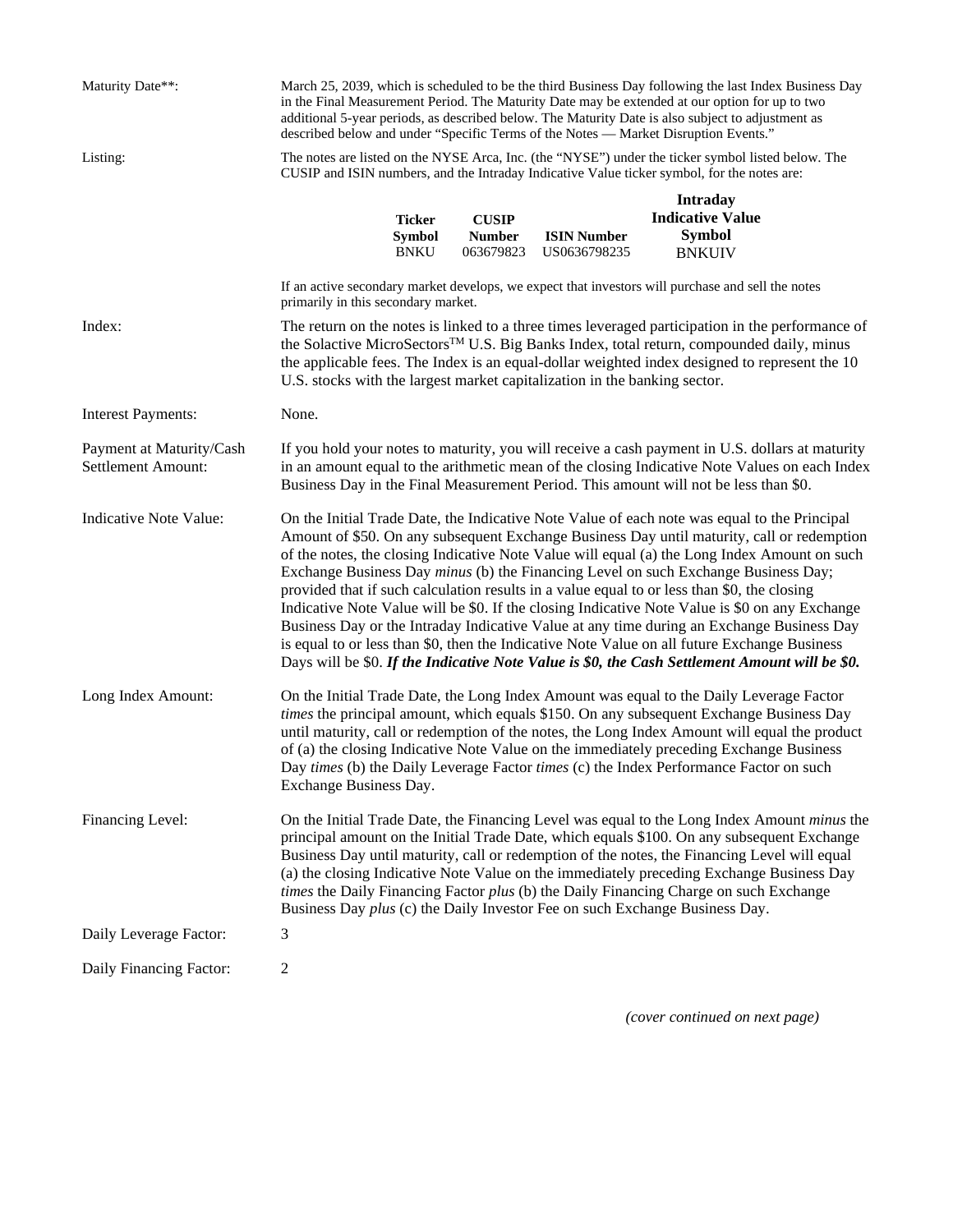| | |
|---|---|
| Maturity Date**: | March 25, 2039, which is scheduled to be the third Business Day following the last Index Business Day in the Final Measurement Period. The Maturity Date may be extended at our option for up to two additional 5-year periods, as described below. The Maturity Date is also subject to adjustment as described below and under "Specific Terms of the Notes — Market Disruption Events." |
| Listing: | The notes are listed on the NYSE Arca, Inc. (the "NYSE") under the ticker symbol listed below. The CUSIP and ISIN numbers, and the Intraday Indicative Value ticker symbol, for the notes are: |

| Ticker Symbol | CUSIP Number | ISIN Number | Intraday Indicative Value Symbol |
|---|---|---|---|
| BNKU | 063679823 | US0636798235 | BNKUIV |

If an active secondary market develops, we expect that investors will purchase and sell the notes primarily in this secondary market.

| | |
|---|---|
| Index: | The return on the notes is linked to a three times leveraged participation in the performance of the Solactive MicroSectors™ U.S. Big Banks Index, total return, compounded daily, minus the applicable fees. The Index is an equal-dollar weighted index designed to represent the 10 U.S. stocks with the largest market capitalization in the banking sector. |
| Interest Payments: | None. |
| Payment at Maturity/Cash Settlement Amount: | If you hold your notes to maturity, you will receive a cash payment in U.S. dollars at maturity in an amount equal to the arithmetic mean of the closing Indicative Note Values on each Index Business Day in the Final Measurement Period. This amount will not be less than $0. |
| Indicative Note Value: | On the Initial Trade Date, the Indicative Note Value of each note was equal to the Principal Amount of $50. On any subsequent Exchange Business Day until maturity, call or redemption of the notes, the closing Indicative Note Value will equal (a) the Long Index Amount on such Exchange Business Day *minus* (b) the Financing Level on such Exchange Business Day; provided that if such calculation results in a value equal to or less than $0, the closing Indicative Note Value will be $0. If the closing Indicative Note Value is $0 on any Exchange Business Day or the Intraday Indicative Value at any time during an Exchange Business Day is equal to or less than $0, then the Indicative Note Value on all future Exchange Business Days will be $0. ***If the Indicative Note Value is $0, the Cash Settlement Amount will be $0.*** |
| Long Index Amount: | On the Initial Trade Date, the Long Index Amount was equal to the Daily Leverage Factor *times* the principal amount, which equals $150. On any subsequent Exchange Business Day until maturity, call or redemption of the notes, the Long Index Amount will equal the product of (a) the closing Indicative Note Value on the immediately preceding Exchange Business Day *times* (b) the Daily Leverage Factor *times* (c) the Index Performance Factor on such Exchange Business Day. |
| Financing Level: | On the Initial Trade Date, the Financing Level was equal to the Long Index Amount *minus* the principal amount on the Initial Trade Date, which equals $100. On any subsequent Exchange Business Day until maturity, call or redemption of the notes, the Financing Level will equal (a) the closing Indicative Note Value on the immediately preceding Exchange Business Day *times* the Daily Financing Factor *plus* (b) the Daily Financing Charge on such Exchange Business Day *plus* (c) the Daily Investor Fee on such Exchange Business Day. |
| Daily Leverage Factor: | 3 |
| Daily Financing Factor: | 2 |

*(cover continued on next page)*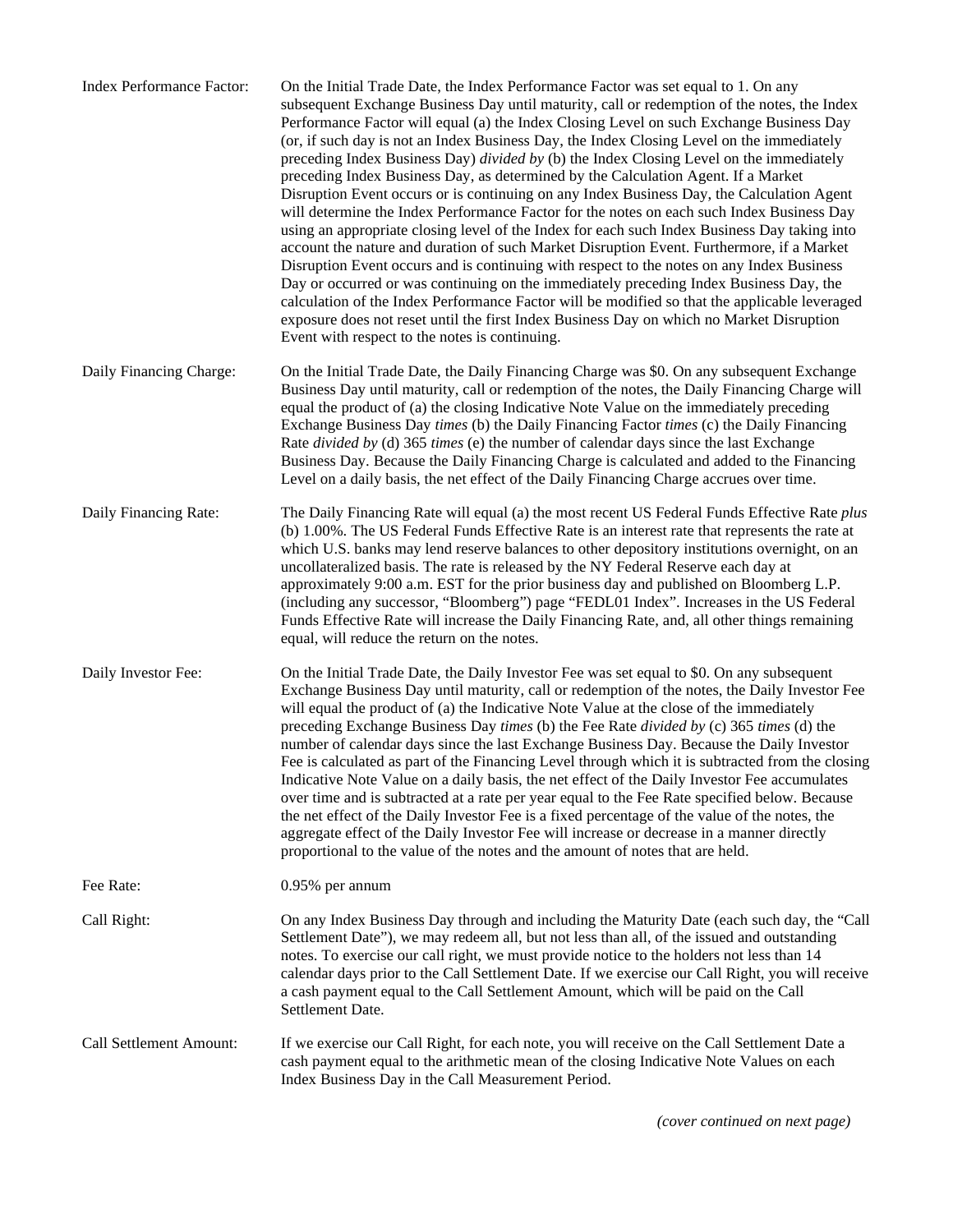| | |
|---|---|
| Index Performance Factor: | On the Initial Trade Date, the Index Performance Factor was set equal to 1. On any subsequent Exchange Business Day until maturity, call or redemption of the notes, the Index Performance Factor will equal (a) the Index Closing Level on such Exchange Business Day (or, if such day is not an Index Business Day, the Index Closing Level on the immediately preceding Index Business Day) *divided by* (b) the Index Closing Level on the immediately preceding Index Business Day, as determined by the Calculation Agent. If a Market Disruption Event occurs or is continuing on any Index Business Day, the Calculation Agent will determine the Index Performance Factor for the notes on each such Index Business Day using an appropriate closing level of the Index for each such Index Business Day taking into account the nature and duration of such Market Disruption Event. Furthermore, if a Market Disruption Event occurs and is continuing with respect to the notes on any Index Business Day or occurred or was continuing on the immediately preceding Index Business Day, the calculation of the Index Performance Factor will be modified so that the applicable leveraged exposure does not reset until the first Index Business Day on which no Market Disruption Event with respect to the notes is continuing. |
| Daily Financing Charge: | On the Initial Trade Date, the Daily Financing Charge was $0. On any subsequent Exchange Business Day until maturity, call or redemption of the notes, the Daily Financing Charge will equal the product of (a) the closing Indicative Note Value on the immediately preceding Exchange Business Day *times* (b) the Daily Financing Factor *times* (c) the Daily Financing Rate *divided by* (d) 365 *times* (e) the number of calendar days since the last Exchange Business Day. Because the Daily Financing Charge is calculated and added to the Financing Level on a daily basis, the net effect of the Daily Financing Charge accrues over time. |
| Daily Financing Rate: | The Daily Financing Rate will equal (a) the most recent US Federal Funds Effective Rate *plus* (b) 1.00%. The US Federal Funds Effective Rate is an interest rate that represents the rate at which U.S. banks may lend reserve balances to other depository institutions overnight, on an uncollateralized basis. The rate is released by the NY Federal Reserve each day at approximately 9:00 a.m. EST for the prior business day and published on Bloomberg L.P. (including any successor, "Bloomberg") page "FEDL01 Index". Increases in the US Federal Funds Effective Rate will increase the Daily Financing Rate, and, all other things remaining equal, will reduce the return on the notes. |
| Daily Investor Fee: | On the Initial Trade Date, the Daily Investor Fee was set equal to $0. On any subsequent Exchange Business Day until maturity, call or redemption of the notes, the Daily Investor Fee will equal the product of (a) the Indicative Note Value at the close of the immediately preceding Exchange Business Day *times* (b) the Fee Rate *divided by* (c) 365 *times* (d) the number of calendar days since the last Exchange Business Day. Because the Daily Investor Fee is calculated as part of the Financing Level through which it is subtracted from the closing Indicative Note Value on a daily basis, the net effect of the Daily Investor Fee accumulates over time and is subtracted at a rate per year equal to the Fee Rate specified below. Because the net effect of the Daily Investor Fee is a fixed percentage of the value of the notes, the aggregate effect of the Daily Investor Fee will increase or decrease in a manner directly proportional to the value of the notes and the amount of notes that are held. |
| Fee Rate: | 0.95% per annum |
| Call Right: | On any Index Business Day through and including the Maturity Date (each such day, the "Call Settlement Date"), we may redeem all, but not less than all, of the issued and outstanding notes. To exercise our call right, we must provide notice to the holders not less than 14 calendar days prior to the Call Settlement Date. If we exercise our Call Right, you will receive a cash payment equal to the Call Settlement Amount, which will be paid on the Call Settlement Date. |
| Call Settlement Amount: | If we exercise our Call Right, for each note, you will receive on the Call Settlement Date a cash payment equal to the arithmetic mean of the closing Indicative Note Values on each Index Business Day in the Call Measurement Period. |

*(cover continued on next page)*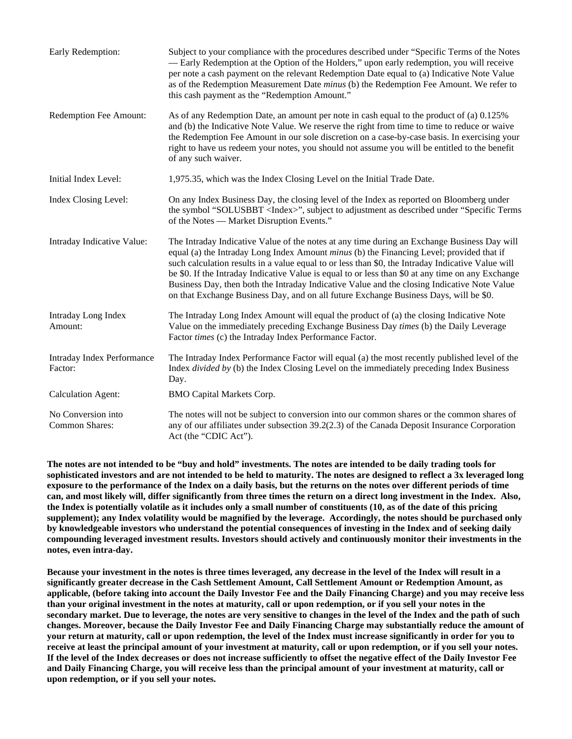| | |
|---|---|
| Early Redemption: | Subject to your compliance with the procedures described under "Specific Terms of the Notes — Early Redemption at the Option of the Holders," upon early redemption, you will receive per note a cash payment on the relevant Redemption Date equal to (a) Indicative Note Value as of the Redemption Measurement Date *minus* (b) the Redemption Fee Amount. We refer to this cash payment as the "Redemption Amount." |
| Redemption Fee Amount: | As of any Redemption Date, an amount per note in cash equal to the product of (a) 0.125% and (b) the Indicative Note Value. We reserve the right from time to time to reduce or waive the Redemption Fee Amount in our sole discretion on a case-by-case basis. In exercising your right to have us redeem your notes, you should not assume you will be entitled to the benefit of any such waiver. |
| Initial Index Level: | 1,975.35, which was the Index Closing Level on the Initial Trade Date. |
| Index Closing Level: | On any Index Business Day, the closing level of the Index as reported on Bloomberg under the symbol "SOLUSBBT <Index>", subject to adjustment as described under "Specific Terms of the Notes — Market Disruption Events." |
| Intraday Indicative Value: | The Intraday Indicative Value of the notes at any time during an Exchange Business Day will equal (a) the Intraday Long Index Amount *minus* (b) the Financing Level; provided that if such calculation results in a value equal to or less than $0, the Intraday Indicative Value will be $0. If the Intraday Indicative Value is equal to or less than $0 at any time on any Exchange Business Day, then both the Intraday Indicative Value and the closing Indicative Note Value on that Exchange Business Day, and on all future Exchange Business Days, will be $0. |
| Intraday Long Index Amount: | The Intraday Long Index Amount will equal the product of (a) the closing Indicative Note Value on the immediately preceding Exchange Business Day *times* (b) the Daily Leverage Factor *times* (c) the Intraday Index Performance Factor. |
| Intraday Index Performance Factor: | The Intraday Index Performance Factor will equal (a) the most recently published level of the Index *divided by* (b) the Index Closing Level on the immediately preceding Index Business Day. |
| Calculation Agent: | BMO Capital Markets Corp. |
| No Conversion into Common Shares: | The notes will not be subject to conversion into our common shares or the common shares of any of our affiliates under subsection 39.2(2.3) of the Canada Deposit Insurance Corporation Act (the "CDIC Act"). |

**The notes are not intended to be "buy and hold" investments. The notes are intended to be daily trading tools for sophisticated investors and are not intended to be held to maturity. The notes are designed to reflect a 3x leveraged long exposure to the performance of the Index on a daily basis, but the returns on the notes over different periods of time can, and most likely will, differ significantly from three times the return on a direct long investment in the Index. Also, the Index is potentially volatile as it includes only a small number of constituents (10, as of the date of this pricing supplement); any Index volatility would be magnified by the leverage. Accordingly, the notes should be purchased only by knowledgeable investors who understand the potential consequences of investing in the Index and of seeking daily compounding leveraged investment results. Investors should actively and continuously monitor their investments in the notes, even intra-day.**

**Because your investment in the notes is three times leveraged, any decrease in the level of the Index will result in a significantly greater decrease in the Cash Settlement Amount, Call Settlement Amount or Redemption Amount, as applicable, (before taking into account the Daily Investor Fee and the Daily Financing Charge) and you may receive less than your original investment in the notes at maturity, call or upon redemption, or if you sell your notes in the secondary market. Due to leverage, the notes are very sensitive to changes in the level of the Index and the path of such changes. Moreover, because the Daily Investor Fee and Daily Financing Charge may substantially reduce the amount of your return at maturity, call or upon redemption, the level of the Index must increase significantly in order for you to receive at least the principal amount of your investment at maturity, call or upon redemption, or if you sell your notes. If the level of the Index decreases or does not increase sufficiently to offset the negative effect of the Daily Investor Fee and Daily Financing Charge, you will receive less than the principal amount of your investment at maturity, call or upon redemption, or if you sell your notes.**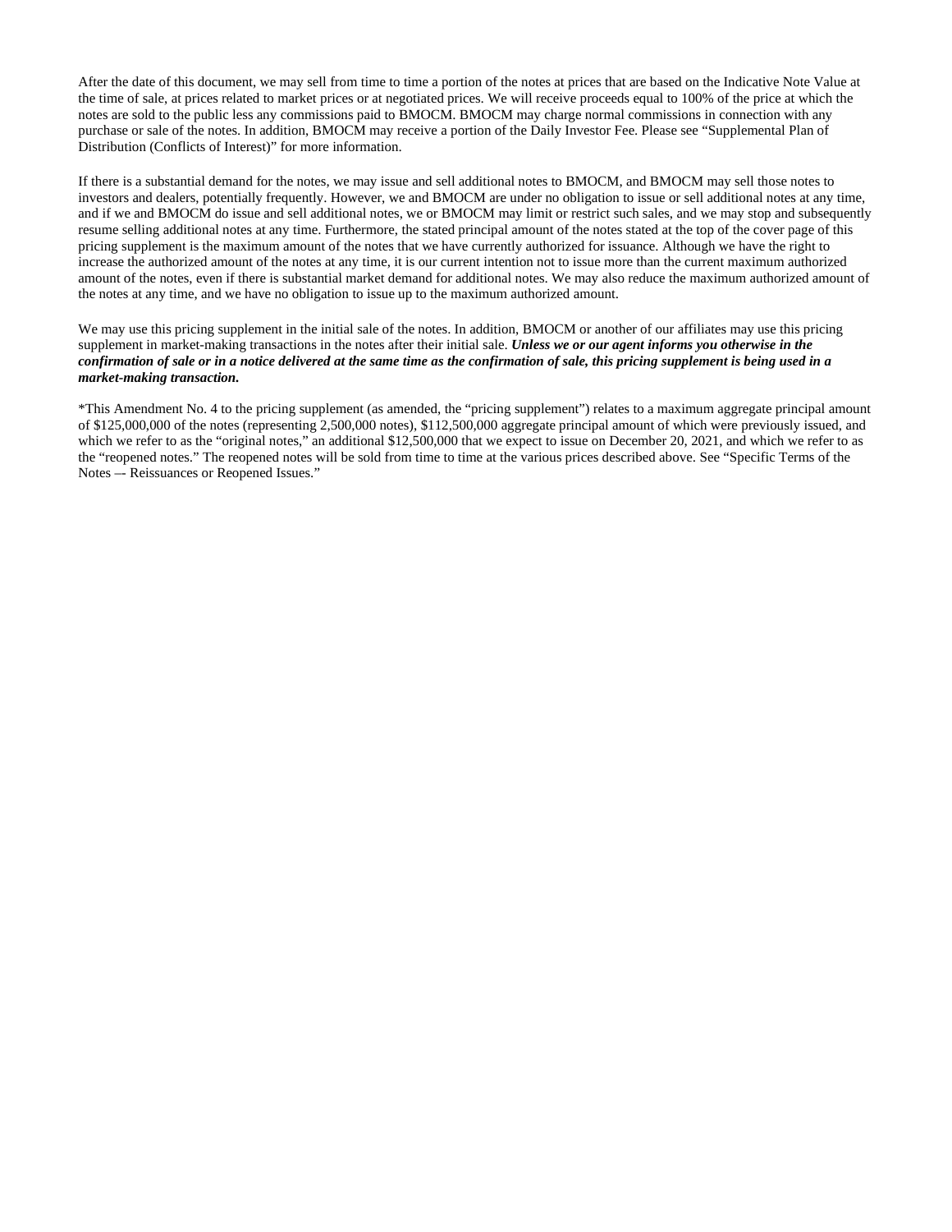After the date of this document, we may sell from time to time a portion of the notes at prices that are based on the Indicative Note Value at the time of sale, at prices related to market prices or at negotiated prices. We will receive proceeds equal to 100% of the price at which the notes are sold to the public less any commissions paid to BMOCM. BMOCM may charge normal commissions in connection with any purchase or sale of the notes. In addition, BMOCM may receive a portion of the Daily Investor Fee. Please see "Supplemental Plan of Distribution (Conflicts of Interest)" for more information.

If there is a substantial demand for the notes, we may issue and sell additional notes to BMOCM, and BMOCM may sell those notes to investors and dealers, potentially frequently. However, we and BMOCM are under no obligation to issue or sell additional notes at any time, and if we and BMOCM do issue and sell additional notes, we or BMOCM may limit or restrict such sales, and we may stop and subsequently resume selling additional notes at any time. Furthermore, the stated principal amount of the notes stated at the top of the cover page of this pricing supplement is the maximum amount of the notes that we have currently authorized for issuance. Although we have the right to increase the authorized amount of the notes at any time, it is our current intention not to issue more than the current maximum authorized amount of the notes, even if there is substantial market demand for additional notes. We may also reduce the maximum authorized amount of the notes at any time, and we have no obligation to issue up to the maximum authorized amount.

We may use this pricing supplement in the initial sale of the notes. In addition, BMOCM or another of our affiliates may use this pricing supplement in market-making transactions in the notes after their initial sale. ***Unless we or our agent informs you otherwise in the confirmation of sale or in a notice delivered at the same time as the confirmation of sale, this pricing supplement is being used in a market-making transaction.***

*This Amendment No. 4 to the pricing supplement (as amended, the "pricing supplement") relates to a maximum aggregate principal amount of $125,000,000 of the notes (representing 2,500,000 notes), $112,500,000 aggregate principal amount of which were previously issued, and which we refer to as the "original notes," an additional $12,500,000 that we expect to issue on December 20, 2021, and which we refer to as the "reopened notes." The reopened notes will be sold from time to time at the various prices described above. See "Specific Terms of the Notes –- Reissuances or Reopened Issues."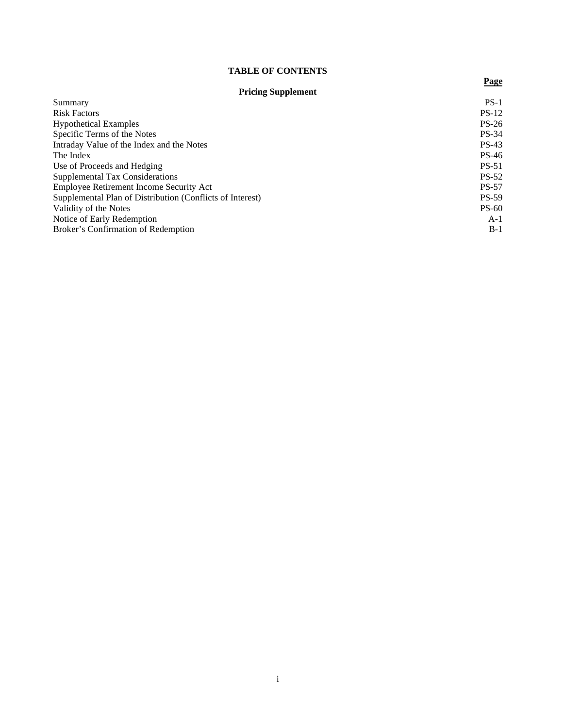## TABLE OF CONTENTS

| | Page |
|---|---|
| **Pricing Supplement** | |
| Summary | PS-1 |
| Risk Factors | PS-12 |
| Hypothetical Examples | PS-26 |
| Specific Terms of the Notes | PS-34 |
| Intraday Value of the Index and the Notes | PS-43 |
| The Index | PS-46 |
| Use of Proceeds and Hedging | PS-51 |
| Supplemental Tax Considerations | PS-52 |
| Employee Retirement Income Security Act | PS-57 |
| Supplemental Plan of Distribution (Conflicts of Interest) | PS-59 |
| Validity of the Notes | PS-60 |
| Notice of Early Redemption | A-1 |
| Broker's Confirmation of Redemption | B-1 |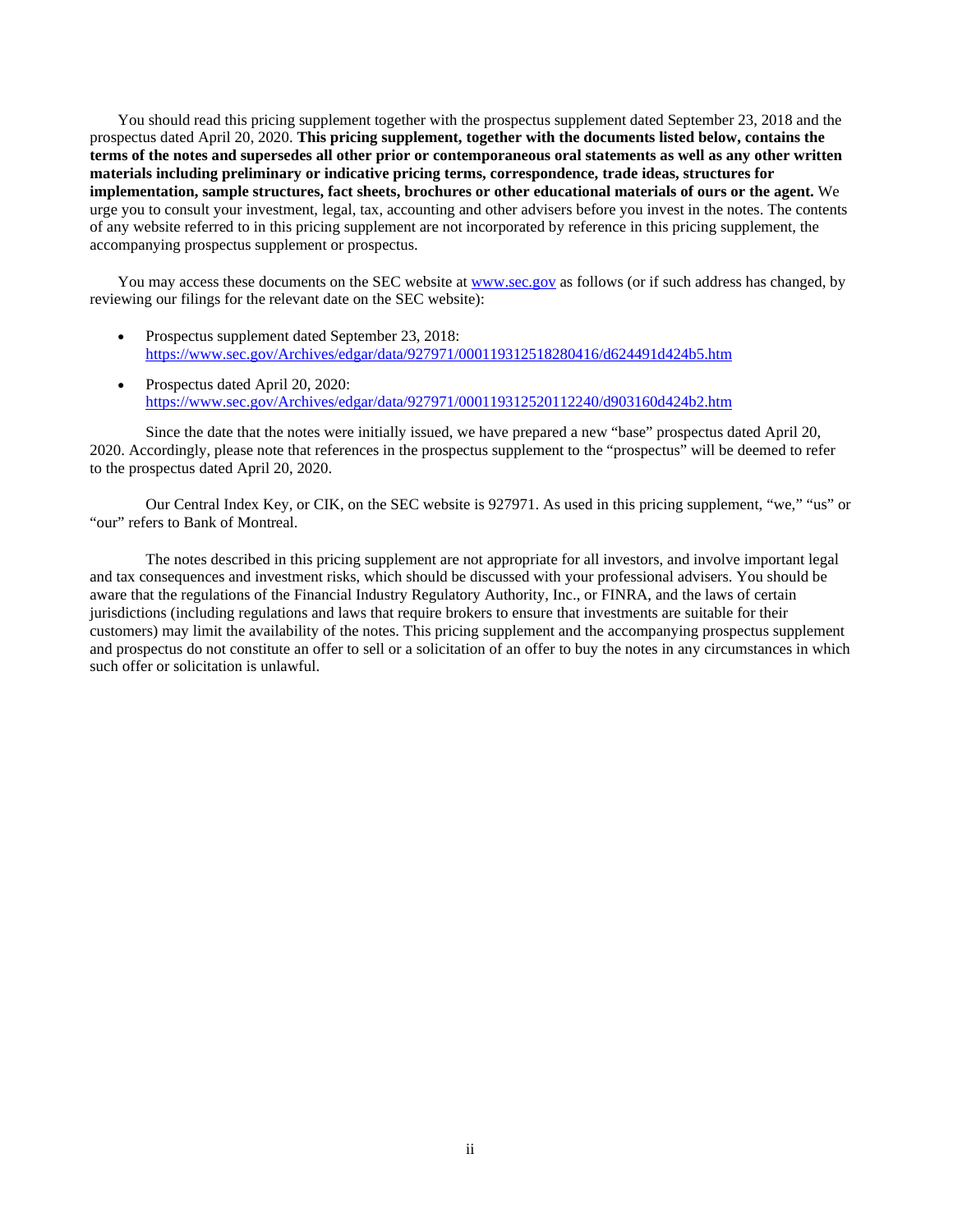You should read this pricing supplement together with the prospectus supplement dated September 23, 2018 and the prospectus dated April 20, 2020. **This pricing supplement, together with the documents listed below, contains the terms of the notes and supersedes all other prior or contemporaneous oral statements as well as any other written materials including preliminary or indicative pricing terms, correspondence, trade ideas, structures for implementation, sample structures, fact sheets, brochures or other educational materials of ours or the agent.** We urge you to consult your investment, legal, tax, accounting and other advisers before you invest in the notes. The contents of any website referred to in this pricing supplement are not incorporated by reference in this pricing supplement, the accompanying prospectus supplement or prospectus.

You may access these documents on the SEC website at www.sec.gov as follows (or if such address has changed, by reviewing our filings for the relevant date on the SEC website):

- Prospectus supplement dated September 23, 2018:
  https://www.sec.gov/Archives/edgar/data/927971/000119312518280416/d624491d424b5.htm

- Prospectus dated April 20, 2020:
  https://www.sec.gov/Archives/edgar/data/927971/000119312520112240/d903160d424b2.htm

Since the date that the notes were initially issued, we have prepared a new "base" prospectus dated April 20, 2020. Accordingly, please note that references in the prospectus supplement to the "prospectus" will be deemed to refer to the prospectus dated April 20, 2020.

Our Central Index Key, or CIK, on the SEC website is 927971. As used in this pricing supplement, "we," "us" or "our" refers to Bank of Montreal.

The notes described in this pricing supplement are not appropriate for all investors, and involve important legal and tax consequences and investment risks, which should be discussed with your professional advisers. You should be aware that the regulations of the Financial Industry Regulatory Authority, Inc., or FINRA, and the laws of certain jurisdictions (including regulations and laws that require brokers to ensure that investments are suitable for their customers) may limit the availability of the notes. This pricing supplement and the accompanying prospectus supplement and prospectus do not constitute an offer to sell or a solicitation of an offer to buy the notes in any circumstances in which such offer or solicitation is unlawful.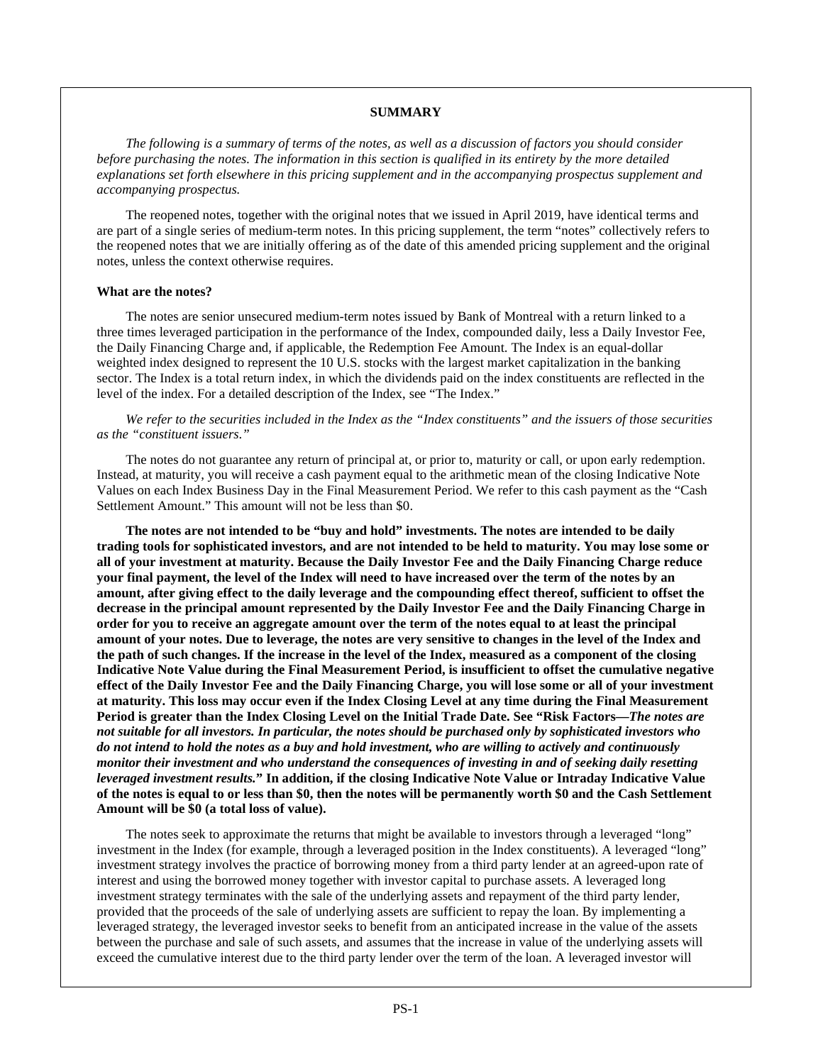## SUMMARY

*The following is a summary of terms of the notes, as well as a discussion of factors you should consider before purchasing the notes. The information in this section is qualified in its entirety by the more detailed explanations set forth elsewhere in this pricing supplement and in the accompanying prospectus supplement and accompanying prospectus.*

The reopened notes, together with the original notes that we issued in April 2019, have identical terms and are part of a single series of medium-term notes. In this pricing supplement, the term "notes" collectively refers to the reopened notes that we are initially offering as of the date of this amended pricing supplement and the original notes, unless the context otherwise requires.

**What are the notes?**

The notes are senior unsecured medium-term notes issued by Bank of Montreal with a return linked to a three times leveraged participation in the performance of the Index, compounded daily, less a Daily Investor Fee, the Daily Financing Charge and, if applicable, the Redemption Fee Amount. The Index is an equal-dollar weighted index designed to represent the 10 U.S. stocks with the largest market capitalization in the banking sector. The Index is a total return index, in which the dividends paid on the index constituents are reflected in the level of the index. For a detailed description of the Index, see "The Index."

*We refer to the securities included in the Index as the "Index constituents" and the issuers of those securities as the "constituent issuers."*

The notes do not guarantee any return of principal at, or prior to, maturity or call, or upon early redemption. Instead, at maturity, you will receive a cash payment equal to the arithmetic mean of the closing Indicative Note Values on each Index Business Day in the Final Measurement Period. We refer to this cash payment as the "Cash Settlement Amount." This amount will not be less than $0.

**The notes are not intended to be "buy and hold" investments. The notes are intended to be daily trading tools for sophisticated investors, and are not intended to be held to maturity. You may lose some or all of your investment at maturity. Because the Daily Investor Fee and the Daily Financing Charge reduce your final payment, the level of the Index will need to have increased over the term of the notes by an amount, after giving effect to the daily leverage and the compounding effect thereof, sufficient to offset the decrease in the principal amount represented by the Daily Investor Fee and the Daily Financing Charge in order for you to receive an aggregate amount over the term of the notes equal to at least the principal amount of your notes. Due to leverage, the notes are very sensitive to changes in the level of the Index and the path of such changes. If the increase in the level of the Index, measured as a component of the closing Indicative Note Value during the Final Measurement Period, is insufficient to offset the cumulative negative effect of the Daily Investor Fee and the Daily Financing Charge, you will lose some or all of your investment at maturity. This loss may occur even if the Index Closing Level at any time during the Final Measurement Period is greater than the Index Closing Level on the Initial Trade Date. See "Risk Factors—*The notes are not suitable for all investors. In particular, the notes should be purchased only by sophisticated investors who do not intend to hold the notes as a buy and hold investment, who are willing to actively and continuously monitor their investment and who understand the consequences of investing in and of seeking daily resetting leveraged investment results.*" In addition, if the closing Indicative Note Value or Intraday Indicative Value of the notes is equal to or less than $0, then the notes will be permanently worth $0 and the Cash Settlement Amount will be $0 (a total loss of value).**

The notes seek to approximate the returns that might be available to investors through a leveraged "long" investment in the Index (for example, through a leveraged position in the Index constituents). A leveraged "long" investment strategy involves the practice of borrowing money from a third party lender at an agreed-upon rate of interest and using the borrowed money together with investor capital to purchase assets. A leveraged long investment strategy terminates with the sale of the underlying assets and repayment of the third party lender, provided that the proceeds of the sale of underlying assets are sufficient to repay the loan. By implementing a leveraged strategy, the leveraged investor seeks to benefit from an anticipated increase in the value of the assets between the purchase and sale of such assets, and assumes that the increase in value of the underlying assets will exceed the cumulative interest due to the third party lender over the term of the loan. A leveraged investor will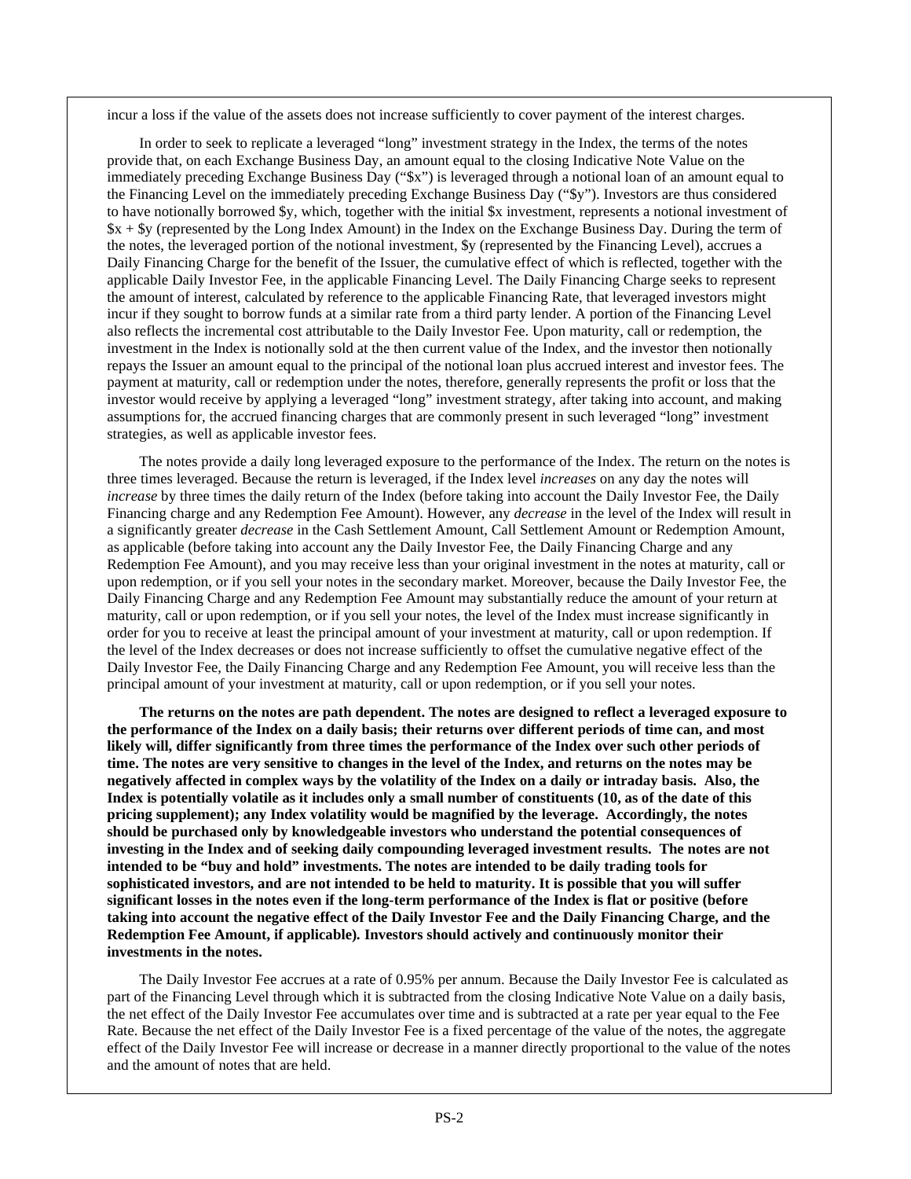incur a loss if the value of the assets does not increase sufficiently to cover payment of the interest charges.

In order to seek to replicate a leveraged "long" investment strategy in the Index, the terms of the notes provide that, on each Exchange Business Day, an amount equal to the closing Indicative Note Value on the immediately preceding Exchange Business Day ("$x") is leveraged through a notional loan of an amount equal to the Financing Level on the immediately preceding Exchange Business Day ("$y"). Investors are thus considered to have notionally borrowed $y, which, together with the initial $x investment, represents a notional investment of $x + $y (represented by the Long Index Amount) in the Index on the Exchange Business Day. During the term of the notes, the leveraged portion of the notional investment, $y (represented by the Financing Level), accrues a Daily Financing Charge for the benefit of the Issuer, the cumulative effect of which is reflected, together with the applicable Daily Investor Fee, in the applicable Financing Level. The Daily Financing Charge seeks to represent the amount of interest, calculated by reference to the applicable Financing Rate, that leveraged investors might incur if they sought to borrow funds at a similar rate from a third party lender. A portion of the Financing Level also reflects the incremental cost attributable to the Daily Investor Fee. Upon maturity, call or redemption, the investment in the Index is notionally sold at the then current value of the Index, and the investor then notionally repays the Issuer an amount equal to the principal of the notional loan plus accrued interest and investor fees. The payment at maturity, call or redemption under the notes, therefore, generally represents the profit or loss that the investor would receive by applying a leveraged "long" investment strategy, after taking into account, and making assumptions for, the accrued financing charges that are commonly present in such leveraged "long" investment strategies, as well as applicable investor fees.

The notes provide a daily long leveraged exposure to the performance of the Index. The return on the notes is three times leveraged. Because the return is leveraged, if the Index level *increases* on any day the notes will *increase* by three times the daily return of the Index (before taking into account the Daily Investor Fee, the Daily Financing charge and any Redemption Fee Amount). However, any *decrease* in the level of the Index will result in a significantly greater *decrease* in the Cash Settlement Amount, Call Settlement Amount or Redemption Amount, as applicable (before taking into account any the Daily Investor Fee, the Daily Financing Charge and any Redemption Fee Amount), and you may receive less than your original investment in the notes at maturity, call or upon redemption, or if you sell your notes in the secondary market. Moreover, because the Daily Investor Fee, the Daily Financing Charge and any Redemption Fee Amount may substantially reduce the amount of your return at maturity, call or upon redemption, or if you sell your notes, the level of the Index must increase significantly in order for you to receive at least the principal amount of your investment at maturity, call or upon redemption. If the level of the Index decreases or does not increase sufficiently to offset the cumulative negative effect of the Daily Investor Fee, the Daily Financing Charge and any Redemption Fee Amount, you will receive less than the principal amount of your investment at maturity, call or upon redemption, or if you sell your notes.

**The returns on the notes are path dependent. The notes are designed to reflect a leveraged exposure to the performance of the Index on a daily basis; their returns over different periods of time can, and most likely will, differ significantly from three times the performance of the Index over such other periods of time. The notes are very sensitive to changes in the level of the Index, and returns on the notes may be negatively affected in complex ways by the volatility of the Index on a daily or intraday basis. Also, the Index is potentially volatile as it includes only a small number of constituents (10, as of the date of this pricing supplement); any Index volatility would be magnified by the leverage. Accordingly, the notes should be purchased only by knowledgeable investors who understand the potential consequences of investing in the Index and of seeking daily compounding leveraged investment results. The notes are not intended to be "buy and hold" investments. The notes are intended to be daily trading tools for sophisticated investors, and are not intended to be held to maturity. It is possible that you will suffer significant losses in the notes even if the long-term performance of the Index is flat or positive (before taking into account the negative effect of the Daily Investor Fee and the Daily Financing Charge, and the Redemption Fee Amount, if applicable). Investors should actively and continuously monitor their investments in the notes.**

The Daily Investor Fee accrues at a rate of 0.95% per annum. Because the Daily Investor Fee is calculated as part of the Financing Level through which it is subtracted from the closing Indicative Note Value on a daily basis, the net effect of the Daily Investor Fee accumulates over time and is subtracted at a rate per year equal to the Fee Rate. Because the net effect of the Daily Investor Fee is a fixed percentage of the value of the notes, the aggregate effect of the Daily Investor Fee will increase or decrease in a manner directly proportional to the value of the notes and the amount of notes that are held.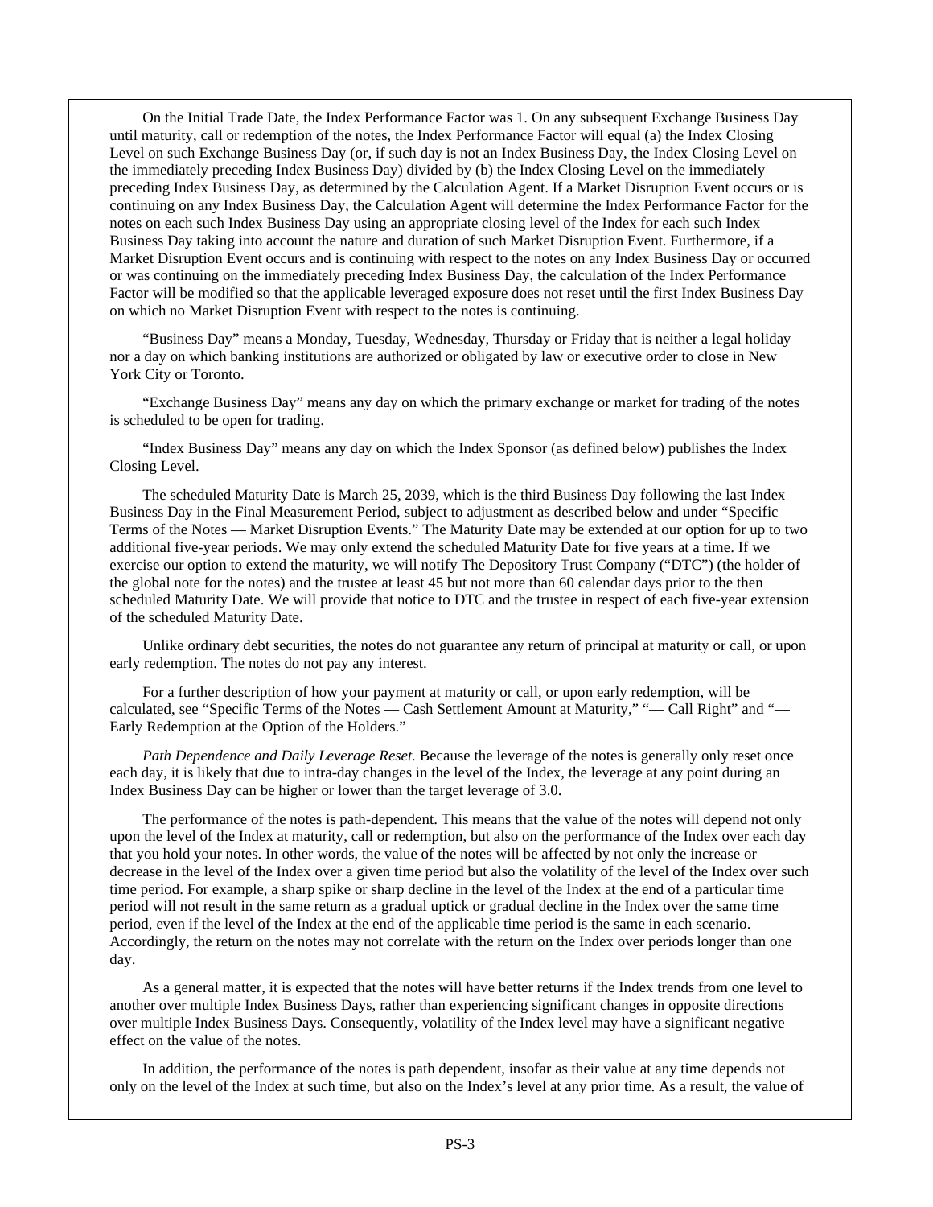On the Initial Trade Date, the Index Performance Factor was 1. On any subsequent Exchange Business Day until maturity, call or redemption of the notes, the Index Performance Factor will equal (a) the Index Closing Level on such Exchange Business Day (or, if such day is not an Index Business Day, the Index Closing Level on the immediately preceding Index Business Day) divided by (b) the Index Closing Level on the immediately preceding Index Business Day, as determined by the Calculation Agent. If a Market Disruption Event occurs or is continuing on any Index Business Day, the Calculation Agent will determine the Index Performance Factor for the notes on each such Index Business Day using an appropriate closing level of the Index for each such Index Business Day taking into account the nature and duration of such Market Disruption Event. Furthermore, if a Market Disruption Event occurs and is continuing with respect to the notes on any Index Business Day or occurred or was continuing on the immediately preceding Index Business Day, the calculation of the Index Performance Factor will be modified so that the applicable leveraged exposure does not reset until the first Index Business Day on which no Market Disruption Event with respect to the notes is continuing.

"Business Day" means a Monday, Tuesday, Wednesday, Thursday or Friday that is neither a legal holiday nor a day on which banking institutions are authorized or obligated by law or executive order to close in New York City or Toronto.

"Exchange Business Day" means any day on which the primary exchange or market for trading of the notes is scheduled to be open for trading.

"Index Business Day" means any day on which the Index Sponsor (as defined below) publishes the Index Closing Level.

The scheduled Maturity Date is March 25, 2039, which is the third Business Day following the last Index Business Day in the Final Measurement Period, subject to adjustment as described below and under "Specific Terms of the Notes — Market Disruption Events." The Maturity Date may be extended at our option for up to two additional five-year periods. We may only extend the scheduled Maturity Date for five years at a time. If we exercise our option to extend the maturity, we will notify The Depository Trust Company ("DTC") (the holder of the global note for the notes) and the trustee at least 45 but not more than 60 calendar days prior to the then scheduled Maturity Date. We will provide that notice to DTC and the trustee in respect of each five-year extension of the scheduled Maturity Date.

Unlike ordinary debt securities, the notes do not guarantee any return of principal at maturity or call, or upon early redemption. The notes do not pay any interest.

For a further description of how your payment at maturity or call, or upon early redemption, will be calculated, see "Specific Terms of the Notes — Cash Settlement Amount at Maturity," "— Call Right" and "— Early Redemption at the Option of the Holders."

*Path Dependence and Daily Leverage Reset.* Because the leverage of the notes is generally only reset once each day, it is likely that due to intra-day changes in the level of the Index, the leverage at any point during an Index Business Day can be higher or lower than the target leverage of 3.0.

The performance of the notes is path-dependent. This means that the value of the notes will depend not only upon the level of the Index at maturity, call or redemption, but also on the performance of the Index over each day that you hold your notes. In other words, the value of the notes will be affected by not only the increase or decrease in the level of the Index over a given time period but also the volatility of the level of the Index over such time period. For example, a sharp spike or sharp decline in the level of the Index at the end of a particular time period will not result in the same return as a gradual uptick or gradual decline in the Index over the same time period, even if the level of the Index at the end of the applicable time period is the same in each scenario. Accordingly, the return on the notes may not correlate with the return on the Index over periods longer than one day.

As a general matter, it is expected that the notes will have better returns if the Index trends from one level to another over multiple Index Business Days, rather than experiencing significant changes in opposite directions over multiple Index Business Days. Consequently, volatility of the Index level may have a significant negative effect on the value of the notes.

In addition, the performance of the notes is path dependent, insofar as their value at any time depends not only on the level of the Index at such time, but also on the Index's level at any prior time. As a result, the value of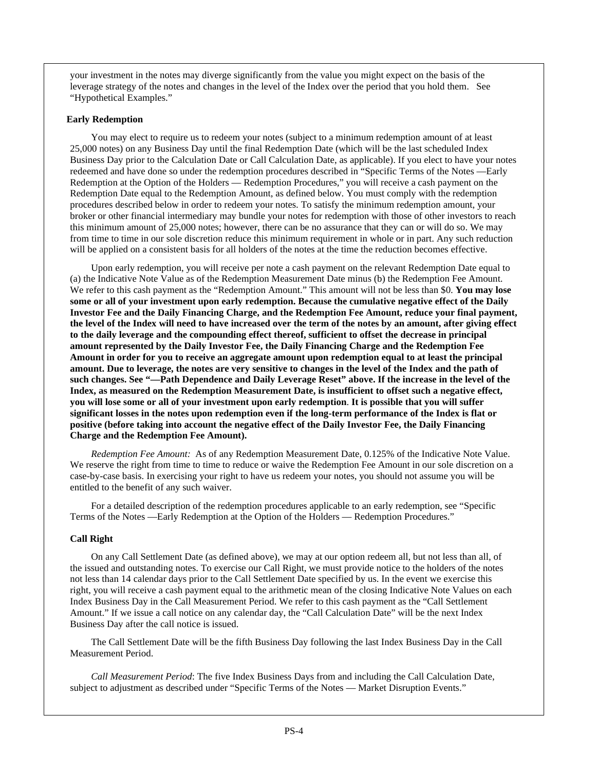your investment in the notes may diverge significantly from the value you might expect on the basis of the leverage strategy of the notes and changes in the level of the Index over the period that you hold them. See "Hypothetical Examples."

**Early Redemption**

You may elect to require us to redeem your notes (subject to a minimum redemption amount of at least 25,000 notes) on any Business Day until the final Redemption Date (which will be the last scheduled Index Business Day prior to the Calculation Date or Call Calculation Date, as applicable). If you elect to have your notes redeemed and have done so under the redemption procedures described in "Specific Terms of the Notes —Early Redemption at the Option of the Holders — Redemption Procedures," you will receive a cash payment on the Redemption Date equal to the Redemption Amount, as defined below. You must comply with the redemption procedures described below in order to redeem your notes. To satisfy the minimum redemption amount, your broker or other financial intermediary may bundle your notes for redemption with those of other investors to reach this minimum amount of 25,000 notes; however, there can be no assurance that they can or will do so. We may from time to time in our sole discretion reduce this minimum requirement in whole or in part. Any such reduction will be applied on a consistent basis for all holders of the notes at the time the reduction becomes effective.

Upon early redemption, you will receive per note a cash payment on the relevant Redemption Date equal to (a) the Indicative Note Value as of the Redemption Measurement Date minus (b) the Redemption Fee Amount. We refer to this cash payment as the "Redemption Amount." This amount will not be less than $0. **You may lose some or all of your investment upon early redemption. Because the cumulative negative effect of the Daily Investor Fee and the Daily Financing Charge, and the Redemption Fee Amount, reduce your final payment, the level of the Index will need to have increased over the term of the notes by an amount, after giving effect to the daily leverage and the compounding effect thereof, sufficient to offset the decrease in principal amount represented by the Daily Investor Fee, the Daily Financing Charge and the Redemption Fee Amount in order for you to receive an aggregate amount upon redemption equal to at least the principal amount. Due to leverage, the notes are very sensitive to changes in the level of the Index and the path of such changes. See "—Path Dependence and Daily Leverage Reset" above. If the increase in the level of the Index, as measured on the Redemption Measurement Date, is insufficient to offset such a negative effect, you will lose some or all of your investment upon early redemption**. **It is possible that you will suffer significant losses in the notes upon redemption even if the long-term performance of the Index is flat or positive (before taking into account the negative effect of the Daily Investor Fee, the Daily Financing Charge and the Redemption Fee Amount).**

*Redemption Fee Amount:* As of any Redemption Measurement Date, 0.125% of the Indicative Note Value. We reserve the right from time to time to reduce or waive the Redemption Fee Amount in our sole discretion on a case-by-case basis. In exercising your right to have us redeem your notes, you should not assume you will be entitled to the benefit of any such waiver.

For a detailed description of the redemption procedures applicable to an early redemption, see "Specific Terms of the Notes —Early Redemption at the Option of the Holders — Redemption Procedures."

**Call Right**

On any Call Settlement Date (as defined above), we may at our option redeem all, but not less than all, of the issued and outstanding notes. To exercise our Call Right, we must provide notice to the holders of the notes not less than 14 calendar days prior to the Call Settlement Date specified by us. In the event we exercise this right, you will receive a cash payment equal to the arithmetic mean of the closing Indicative Note Values on each Index Business Day in the Call Measurement Period. We refer to this cash payment as the "Call Settlement Amount." If we issue a call notice on any calendar day, the "Call Calculation Date" will be the next Index Business Day after the call notice is issued.

The Call Settlement Date will be the fifth Business Day following the last Index Business Day in the Call Measurement Period.

*Call Measurement Period*: The five Index Business Days from and including the Call Calculation Date, subject to adjustment as described under "Specific Terms of the Notes — Market Disruption Events."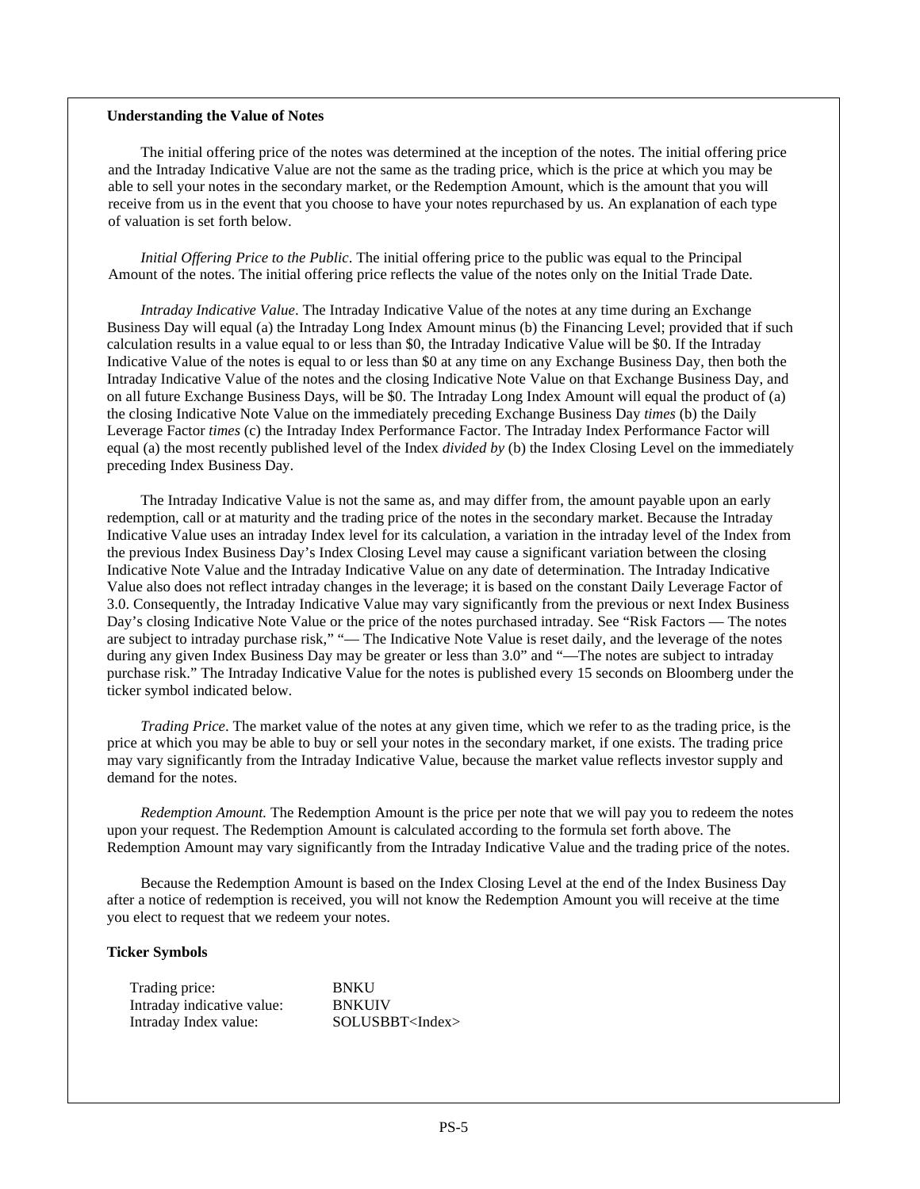**Understanding the Value of Notes**

The initial offering price of the notes was determined at the inception of the notes. The initial offering price and the Intraday Indicative Value are not the same as the trading price, which is the price at which you may be able to sell your notes in the secondary market, or the Redemption Amount, which is the amount that you will receive from us in the event that you choose to have your notes repurchased by us. An explanation of each type of valuation is set forth below.

*Initial Offering Price to the Public*. The initial offering price to the public was equal to the Principal Amount of the notes. The initial offering price reflects the value of the notes only on the Initial Trade Date.

*Intraday Indicative Value*. The Intraday Indicative Value of the notes at any time during an Exchange Business Day will equal (a) the Intraday Long Index Amount minus (b) the Financing Level; provided that if such calculation results in a value equal to or less than $0, the Intraday Indicative Value will be $0. If the Intraday Indicative Value of the notes is equal to or less than $0 at any time on any Exchange Business Day, then both the Intraday Indicative Value of the notes and the closing Indicative Note Value on that Exchange Business Day, and on all future Exchange Business Days, will be $0. The Intraday Long Index Amount will equal the product of (a) the closing Indicative Note Value on the immediately preceding Exchange Business Day *times* (b) the Daily Leverage Factor *times* (c) the Intraday Index Performance Factor. The Intraday Index Performance Factor will equal (a) the most recently published level of the Index *divided by* (b) the Index Closing Level on the immediately preceding Index Business Day.

The Intraday Indicative Value is not the same as, and may differ from, the amount payable upon an early redemption, call or at maturity and the trading price of the notes in the secondary market. Because the Intraday Indicative Value uses an intraday Index level for its calculation, a variation in the intraday level of the Index from the previous Index Business Day's Index Closing Level may cause a significant variation between the closing Indicative Note Value and the Intraday Indicative Value on any date of determination. The Intraday Indicative Value also does not reflect intraday changes in the leverage; it is based on the constant Daily Leverage Factor of 3.0. Consequently, the Intraday Indicative Value may vary significantly from the previous or next Index Business Day's closing Indicative Note Value or the price of the notes purchased intraday. See "Risk Factors — The notes are subject to intraday purchase risk," "— The Indicative Note Value is reset daily, and the leverage of the notes during any given Index Business Day may be greater or less than 3.0" and "—The notes are subject to intraday purchase risk." The Intraday Indicative Value for the notes is published every 15 seconds on Bloomberg under the ticker symbol indicated below.

*Trading Price*. The market value of the notes at any given time, which we refer to as the trading price, is the price at which you may be able to buy or sell your notes in the secondary market, if one exists. The trading price may vary significantly from the Intraday Indicative Value, because the market value reflects investor supply and demand for the notes.

*Redemption Amount.* The Redemption Amount is the price per note that we will pay you to redeem the notes upon your request. The Redemption Amount is calculated according to the formula set forth above. The Redemption Amount may vary significantly from the Intraday Indicative Value and the trading price of the notes.

Because the Redemption Amount is based on the Index Closing Level at the end of the Index Business Day after a notice of redemption is received, you will not know the Redemption Amount you will receive at the time you elect to request that we redeem your notes.

**Ticker Symbols**

| | |
|---|---|
| Trading price: | BNKU |
| Intraday indicative value: | BNKUIV |
| Intraday Index value: | SOLUSBBT<Index> |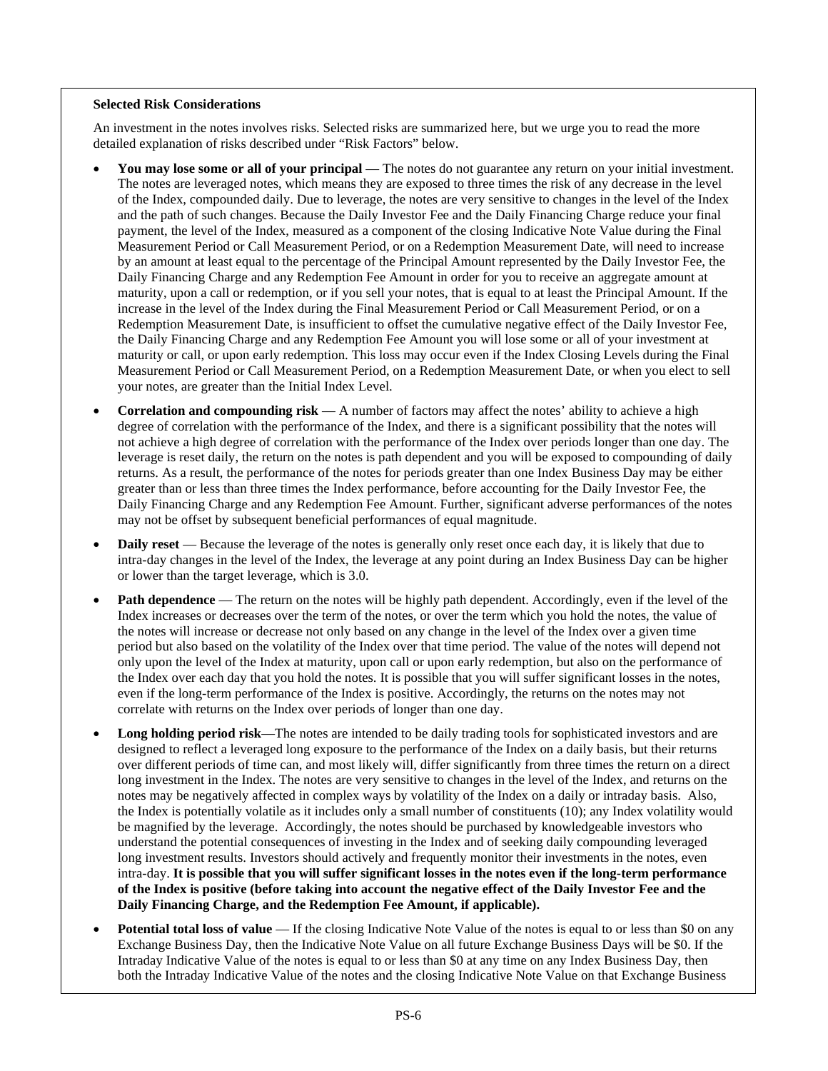**Selected Risk Considerations**

An investment in the notes involves risks. Selected risks are summarized here, but we urge you to read the more detailed explanation of risks described under "Risk Factors" below.

- **You may lose some or all of your principal** — The notes do not guarantee any return on your initial investment. The notes are leveraged notes, which means they are exposed to three times the risk of any decrease in the level of the Index, compounded daily. Due to leverage, the notes are very sensitive to changes in the level of the Index and the path of such changes. Because the Daily Investor Fee and the Daily Financing Charge reduce your final payment, the level of the Index, measured as a component of the closing Indicative Note Value during the Final Measurement Period or Call Measurement Period, or on a Redemption Measurement Date, will need to increase by an amount at least equal to the percentage of the Principal Amount represented by the Daily Investor Fee, the Daily Financing Charge and any Redemption Fee Amount in order for you to receive an aggregate amount at maturity, upon a call or redemption, or if you sell your notes, that is equal to at least the Principal Amount. If the increase in the level of the Index during the Final Measurement Period or Call Measurement Period, or on a Redemption Measurement Date, is insufficient to offset the cumulative negative effect of the Daily Investor Fee, the Daily Financing Charge and any Redemption Fee Amount you will lose some or all of your investment at maturity or call, or upon early redemption. This loss may occur even if the Index Closing Levels during the Final Measurement Period or Call Measurement Period, on a Redemption Measurement Date, or when you elect to sell your notes, are greater than the Initial Index Level.
- **Correlation and compounding risk** — A number of factors may affect the notes' ability to achieve a high degree of correlation with the performance of the Index, and there is a significant possibility that the notes will not achieve a high degree of correlation with the performance of the Index over periods longer than one day. The leverage is reset daily, the return on the notes is path dependent and you will be exposed to compounding of daily returns. As a result, the performance of the notes for periods greater than one Index Business Day may be either greater than or less than three times the Index performance, before accounting for the Daily Investor Fee, the Daily Financing Charge and any Redemption Fee Amount. Further, significant adverse performances of the notes may not be offset by subsequent beneficial performances of equal magnitude.
- **Daily reset** — Because the leverage of the notes is generally only reset once each day, it is likely that due to intra-day changes in the level of the Index, the leverage at any point during an Index Business Day can be higher or lower than the target leverage, which is 3.0.
- **Path dependence** — The return on the notes will be highly path dependent. Accordingly, even if the level of the Index increases or decreases over the term of the notes, or over the term which you hold the notes, the value of the notes will increase or decrease not only based on any change in the level of the Index over a given time period but also based on the volatility of the Index over that time period. The value of the notes will depend not only upon the level of the Index at maturity, upon call or upon early redemption, but also on the performance of the Index over each day that you hold the notes. It is possible that you will suffer significant losses in the notes, even if the long-term performance of the Index is positive. Accordingly, the returns on the notes may not correlate with returns on the Index over periods of longer than one day.
- **Long holding period risk**—The notes are intended to be daily trading tools for sophisticated investors and are designed to reflect a leveraged long exposure to the performance of the Index on a daily basis, but their returns over different periods of time can, and most likely will, differ significantly from three times the return on a direct long investment in the Index. The notes are very sensitive to changes in the level of the Index, and returns on the notes may be negatively affected in complex ways by volatility of the Index on a daily or intraday basis. Also, the Index is potentially volatile as it includes only a small number of constituents (10); any Index volatility would be magnified by the leverage. Accordingly, the notes should be purchased by knowledgeable investors who understand the potential consequences of investing in the Index and of seeking daily compounding leveraged long investment results. Investors should actively and frequently monitor their investments in the notes, even intra-day. **It is possible that you will suffer significant losses in the notes even if the long-term performance of the Index is positive (before taking into account the negative effect of the Daily Investor Fee and the Daily Financing Charge, and the Redemption Fee Amount, if applicable).**
- **Potential total loss of value** — If the closing Indicative Note Value of the notes is equal to or less than $0 on any Exchange Business Day, then the Indicative Note Value on all future Exchange Business Days will be $0. If the Intraday Indicative Value of the notes is equal to or less than $0 at any time on any Index Business Day, then both the Intraday Indicative Value of the notes and the closing Indicative Note Value on that Exchange Business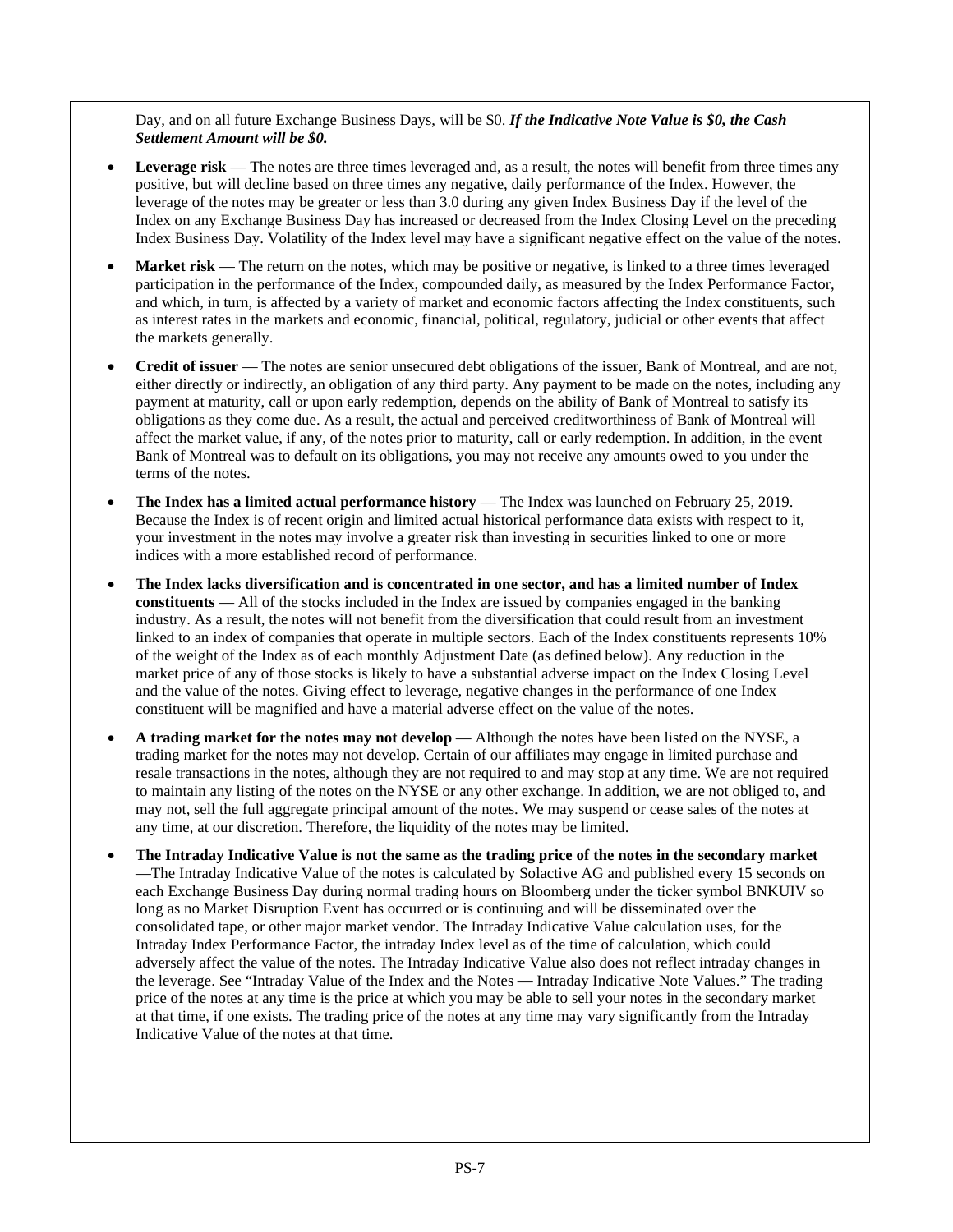Day, and on all future Exchange Business Days, will be $0. ***If the Indicative Note Value is $0, the Cash Settlement Amount will be $0.***

- **Leverage risk** — The notes are three times leveraged and, as a result, the notes will benefit from three times any positive, but will decline based on three times any negative, daily performance of the Index. However, the leverage of the notes may be greater or less than 3.0 during any given Index Business Day if the level of the Index on any Exchange Business Day has increased or decreased from the Index Closing Level on the preceding Index Business Day. Volatility of the Index level may have a significant negative effect on the value of the notes.
- **Market risk** — The return on the notes, which may be positive or negative, is linked to a three times leveraged participation in the performance of the Index, compounded daily, as measured by the Index Performance Factor, and which, in turn, is affected by a variety of market and economic factors affecting the Index constituents, such as interest rates in the markets and economic, financial, political, regulatory, judicial or other events that affect the markets generally.
- **Credit of issuer** — The notes are senior unsecured debt obligations of the issuer, Bank of Montreal, and are not, either directly or indirectly, an obligation of any third party. Any payment to be made on the notes, including any payment at maturity, call or upon early redemption, depends on the ability of Bank of Montreal to satisfy its obligations as they come due. As a result, the actual and perceived creditworthiness of Bank of Montreal will affect the market value, if any, of the notes prior to maturity, call or early redemption. In addition, in the event Bank of Montreal was to default on its obligations, you may not receive any amounts owed to you under the terms of the notes.
- **The Index has a limited actual performance history** — The Index was launched on February 25, 2019. Because the Index is of recent origin and limited actual historical performance data exists with respect to it, your investment in the notes may involve a greater risk than investing in securities linked to one or more indices with a more established record of performance.
- **The Index lacks diversification and is concentrated in one sector, and has a limited number of Index constituents** — All of the stocks included in the Index are issued by companies engaged in the banking industry. As a result, the notes will not benefit from the diversification that could result from an investment linked to an index of companies that operate in multiple sectors. Each of the Index constituents represents 10% of the weight of the Index as of each monthly Adjustment Date (as defined below). Any reduction in the market price of any of those stocks is likely to have a substantial adverse impact on the Index Closing Level and the value of the notes. Giving effect to leverage, negative changes in the performance of one Index constituent will be magnified and have a material adverse effect on the value of the notes.
- **A trading market for the notes may not develop** — Although the notes have been listed on the NYSE, a trading market for the notes may not develop. Certain of our affiliates may engage in limited purchase and resale transactions in the notes, although they are not required to and may stop at any time. We are not required to maintain any listing of the notes on the NYSE or any other exchange. In addition, we are not obliged to, and may not, sell the full aggregate principal amount of the notes. We may suspend or cease sales of the notes at any time, at our discretion. Therefore, the liquidity of the notes may be limited.
- **The Intraday Indicative Value is not the same as the trading price of the notes in the secondary market** —The Intraday Indicative Value of the notes is calculated by Solactive AG and published every 15 seconds on each Exchange Business Day during normal trading hours on Bloomberg under the ticker symbol BNKUIV so long as no Market Disruption Event has occurred or is continuing and will be disseminated over the consolidated tape, or other major market vendor. The Intraday Indicative Value calculation uses, for the Intraday Index Performance Factor, the intraday Index level as of the time of calculation, which could adversely affect the value of the notes. The Intraday Indicative Value also does not reflect intraday changes in the leverage. See "Intraday Value of the Index and the Notes — Intraday Indicative Note Values." The trading price of the notes at any time is the price at which you may be able to sell your notes in the secondary market at that time, if one exists. The trading price of the notes at any time may vary significantly from the Intraday Indicative Value of the notes at that time.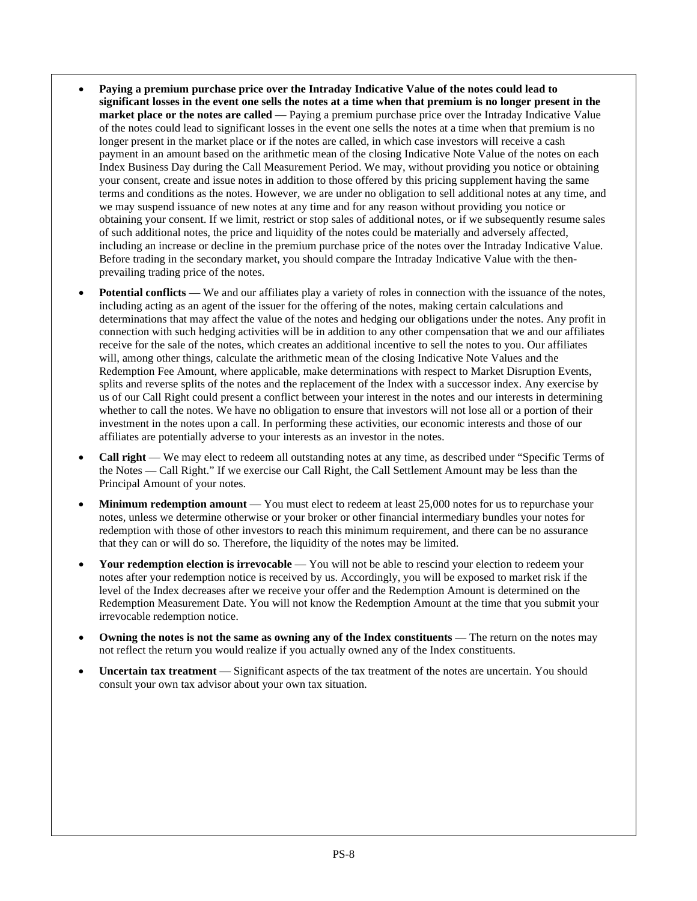- **Paying a premium purchase price over the Intraday Indicative Value of the notes could lead to significant losses in the event one sells the notes at a time when that premium is no longer present in the market place or the notes are called** — Paying a premium purchase price over the Intraday Indicative Value of the notes could lead to significant losses in the event one sells the notes at a time when that premium is no longer present in the market place or if the notes are called, in which case investors will receive a cash payment in an amount based on the arithmetic mean of the closing Indicative Note Value of the notes on each Index Business Day during the Call Measurement Period. We may, without providing you notice or obtaining your consent, create and issue notes in addition to those offered by this pricing supplement having the same terms and conditions as the notes. However, we are under no obligation to sell additional notes at any time, and we may suspend issuance of new notes at any time and for any reason without providing you notice or obtaining your consent. If we limit, restrict or stop sales of additional notes, or if we subsequently resume sales of such additional notes, the price and liquidity of the notes could be materially and adversely affected, including an increase or decline in the premium purchase price of the notes over the Intraday Indicative Value. Before trading in the secondary market, you should compare the Intraday Indicative Value with the then-prevailing trading price of the notes.

- **Potential conflicts** — We and our affiliates play a variety of roles in connection with the issuance of the notes, including acting as an agent of the issuer for the offering of the notes, making certain calculations and determinations that may affect the value of the notes and hedging our obligations under the notes. Any profit in connection with such hedging activities will be in addition to any other compensation that we and our affiliates receive for the sale of the notes, which creates an additional incentive to sell the notes to you. Our affiliates will, among other things, calculate the arithmetic mean of the closing Indicative Note Values and the Redemption Fee Amount, where applicable, make determinations with respect to Market Disruption Events, splits and reverse splits of the notes and the replacement of the Index with a successor index. Any exercise by us of our Call Right could present a conflict between your interest in the notes and our interests in determining whether to call the notes. We have no obligation to ensure that investors will not lose all or a portion of their investment in the notes upon a call. In performing these activities, our economic interests and those of our affiliates are potentially adverse to your interests as an investor in the notes.

- **Call right** — We may elect to redeem all outstanding notes at any time, as described under "Specific Terms of the Notes — Call Right." If we exercise our Call Right, the Call Settlement Amount may be less than the Principal Amount of your notes.

- **Minimum redemption amount** — You must elect to redeem at least 25,000 notes for us to repurchase your notes, unless we determine otherwise or your broker or other financial intermediary bundles your notes for redemption with those of other investors to reach this minimum requirement, and there can be no assurance that they can or will do so. Therefore, the liquidity of the notes may be limited.

- **Your redemption election is irrevocable** — You will not be able to rescind your election to redeem your notes after your redemption notice is received by us. Accordingly, you will be exposed to market risk if the level of the Index decreases after we receive your offer and the Redemption Amount is determined on the Redemption Measurement Date. You will not know the Redemption Amount at the time that you submit your irrevocable redemption notice.

- **Owning the notes is not the same as owning any of the Index constituents** — The return on the notes may not reflect the return you would realize if you actually owned any of the Index constituents.

- **Uncertain tax treatment** — Significant aspects of the tax treatment of the notes are uncertain. You should consult your own tax advisor about your own tax situation.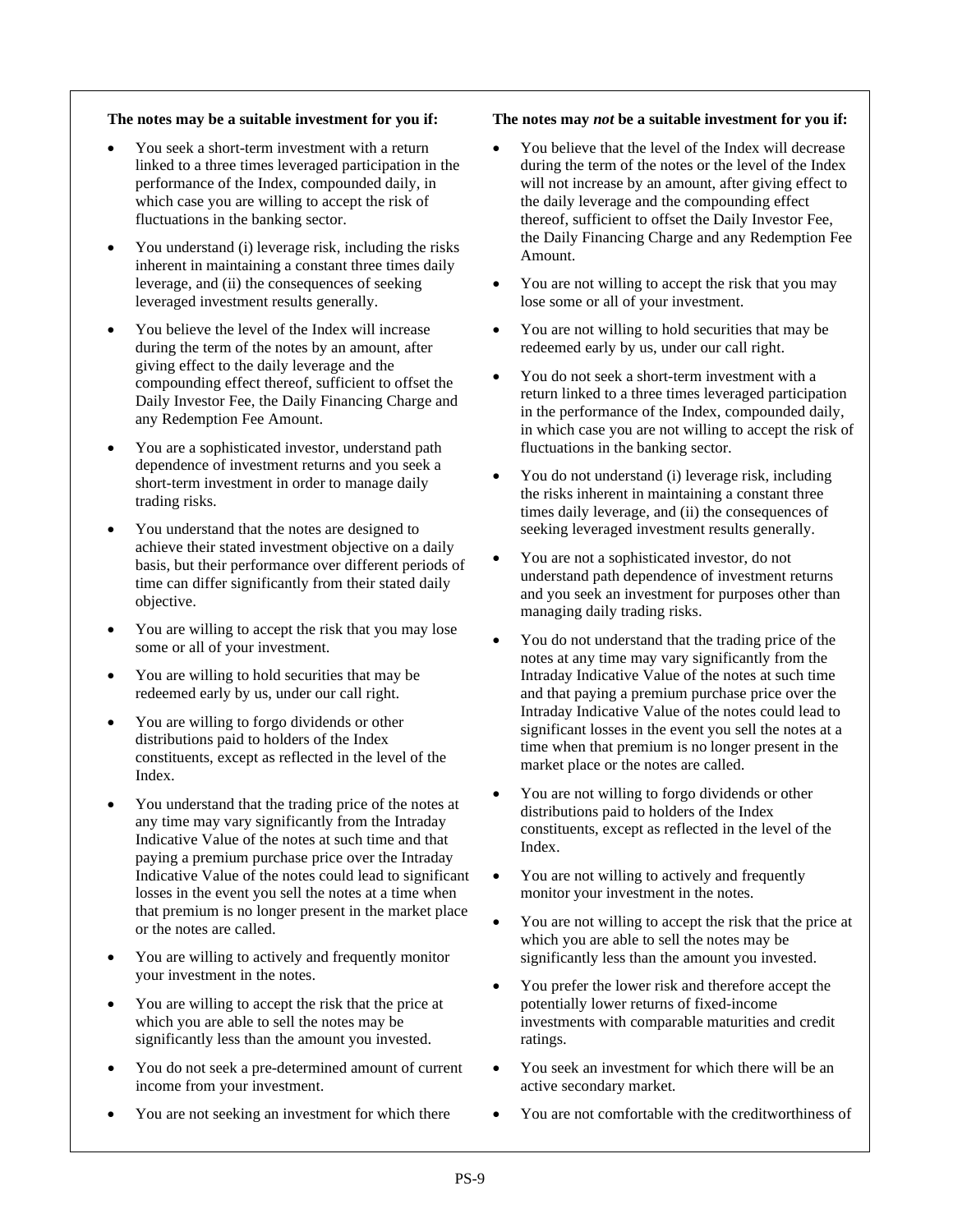**The notes may be a suitable investment for you if:**

- You seek a short-term investment with a return linked to a three times leveraged participation in the performance of the Index, compounded daily, in which case you are willing to accept the risk of fluctuations in the banking sector.
- You understand (i) leverage risk, including the risks inherent in maintaining a constant three times daily leverage, and (ii) the consequences of seeking leveraged investment results generally.
- You believe the level of the Index will increase during the term of the notes by an amount, after giving effect to the daily leverage and the compounding effect thereof, sufficient to offset the Daily Investor Fee, the Daily Financing Charge and any Redemption Fee Amount.
- You are a sophisticated investor, understand path dependence of investment returns and you seek a short-term investment in order to manage daily trading risks.
- You understand that the notes are designed to achieve their stated investment objective on a daily basis, but their performance over different periods of time can differ significantly from their stated daily objective.
- You are willing to accept the risk that you may lose some or all of your investment.
- You are willing to hold securities that may be redeemed early by us, under our call right.
- You are willing to forgo dividends or other distributions paid to holders of the Index constituents, except as reflected in the level of the Index.
- You understand that the trading price of the notes at any time may vary significantly from the Intraday Indicative Value of the notes at such time and that paying a premium purchase price over the Intraday Indicative Value of the notes could lead to significant losses in the event you sell the notes at a time when that premium is no longer present in the market place or the notes are called.
- You are willing to actively and frequently monitor your investment in the notes.
- You are willing to accept the risk that the price at which you are able to sell the notes may be significantly less than the amount you invested.
- You do not seek a pre-determined amount of current income from your investment.
- You are not seeking an investment for which there

**The notes may *not* be a suitable investment for you if:**

- You believe that the level of the Index will decrease during the term of the notes or the level of the Index will not increase by an amount, after giving effect to the daily leverage and the compounding effect thereof, sufficient to offset the Daily Investor Fee, the Daily Financing Charge and any Redemption Fee Amount.
- You are not willing to accept the risk that you may lose some or all of your investment.
- You are not willing to hold securities that may be redeemed early by us, under our call right.
- You do not seek a short-term investment with a return linked to a three times leveraged participation in the performance of the Index, compounded daily, in which case you are not willing to accept the risk of fluctuations in the banking sector.
- You do not understand (i) leverage risk, including the risks inherent in maintaining a constant three times daily leverage, and (ii) the consequences of seeking leveraged investment results generally.
- You are not a sophisticated investor, do not understand path dependence of investment returns and you seek an investment for purposes other than managing daily trading risks.
- You do not understand that the trading price of the notes at any time may vary significantly from the Intraday Indicative Value of the notes at such time and that paying a premium purchase price over the Intraday Indicative Value of the notes could lead to significant losses in the event you sell the notes at a time when that premium is no longer present in the market place or the notes are called.
- You are not willing to forgo dividends or other distributions paid to holders of the Index constituents, except as reflected in the level of the Index.
- You are not willing to actively and frequently monitor your investment in the notes.
- You are not willing to accept the risk that the price at which you are able to sell the notes may be significantly less than the amount you invested.
- You prefer the lower risk and therefore accept the potentially lower returns of fixed-income investments with comparable maturities and credit ratings.
- You seek an investment for which there will be an active secondary market.
- You are not comfortable with the creditworthiness of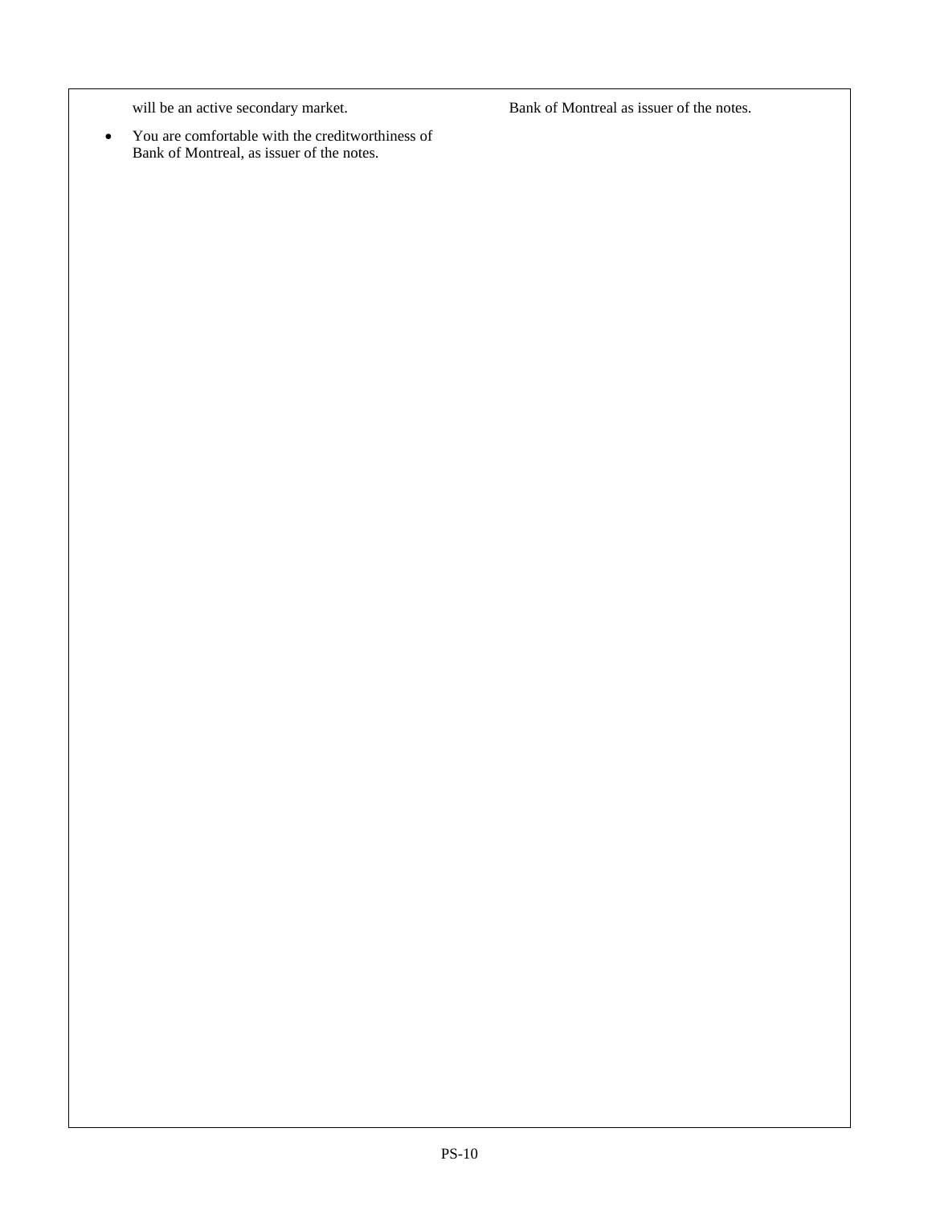will be an active secondary market.

- You are comfortable with the creditworthiness of Bank of Montreal, as issuer of the notes.

Bank of Montreal as issuer of the notes.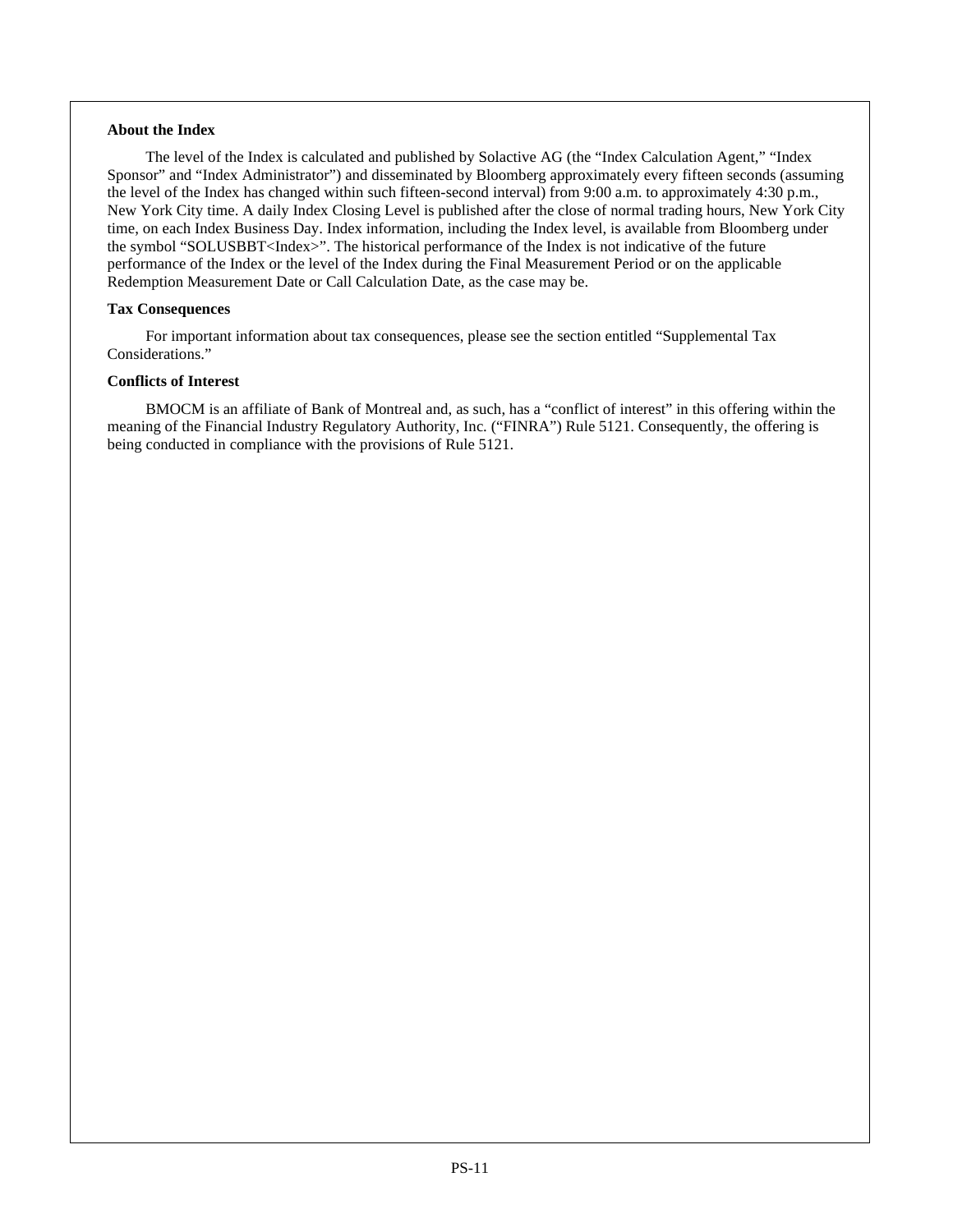**About the Index**

The level of the Index is calculated and published by Solactive AG (the "Index Calculation Agent," "Index Sponsor" and "Index Administrator") and disseminated by Bloomberg approximately every fifteen seconds (assuming the level of the Index has changed within such fifteen-second interval) from 9:00 a.m. to approximately 4:30 p.m., New York City time. A daily Index Closing Level is published after the close of normal trading hours, New York City time, on each Index Business Day. Index information, including the Index level, is available from Bloomberg under the symbol "SOLUSBBT<Index>". The historical performance of the Index is not indicative of the future performance of the Index or the level of the Index during the Final Measurement Period or on the applicable Redemption Measurement Date or Call Calculation Date, as the case may be.

**Tax Consequences**

For important information about tax consequences, please see the section entitled "Supplemental Tax Considerations."

**Conflicts of Interest**

BMOCM is an affiliate of Bank of Montreal and, as such, has a "conflict of interest" in this offering within the meaning of the Financial Industry Regulatory Authority, Inc. ("FINRA") Rule 5121. Consequently, the offering is being conducted in compliance with the provisions of Rule 5121.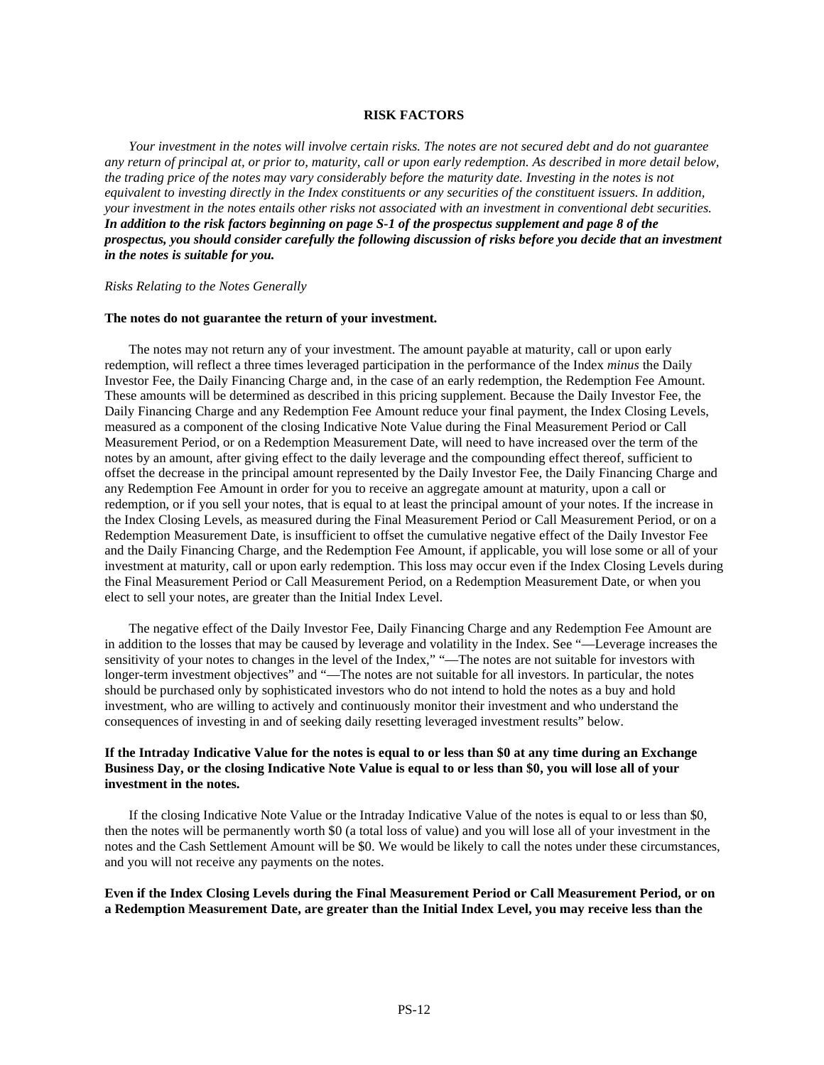## RISK FACTORS

*Your investment in the notes will involve certain risks. The notes are not secured debt and do not guarantee any return of principal at, or prior to, maturity, call or upon early redemption. As described in more detail below, the trading price of the notes may vary considerably before the maturity date. Investing in the notes is not equivalent to investing directly in the Index constituents or any securities of the constituent issuers. In addition, your investment in the notes entails other risks not associated with an investment in conventional debt securities.* ***In addition to the risk factors beginning on page S-1 of the prospectus supplement and page 8 of the prospectus, you should consider carefully the following discussion of risks before you decide that an investment in the notes is suitable for you.***

*Risks Relating to the Notes Generally*

**The notes do not guarantee the return of your investment.**

The notes may not return any of your investment. The amount payable at maturity, call or upon early redemption, will reflect a three times leveraged participation in the performance of the Index *minus* the Daily Investor Fee, the Daily Financing Charge and, in the case of an early redemption, the Redemption Fee Amount. These amounts will be determined as described in this pricing supplement. Because the Daily Investor Fee, the Daily Financing Charge and any Redemption Fee Amount reduce your final payment, the Index Closing Levels, measured as a component of the closing Indicative Note Value during the Final Measurement Period or Call Measurement Period, or on a Redemption Measurement Date, will need to have increased over the term of the notes by an amount, after giving effect to the daily leverage and the compounding effect thereof, sufficient to offset the decrease in the principal amount represented by the Daily Investor Fee, the Daily Financing Charge and any Redemption Fee Amount in order for you to receive an aggregate amount at maturity, upon a call or redemption, or if you sell your notes, that is equal to at least the principal amount of your notes. If the increase in the Index Closing Levels, as measured during the Final Measurement Period or Call Measurement Period, or on a Redemption Measurement Date, is insufficient to offset the cumulative negative effect of the Daily Investor Fee and the Daily Financing Charge, and the Redemption Fee Amount, if applicable, you will lose some or all of your investment at maturity, call or upon early redemption. This loss may occur even if the Index Closing Levels during the Final Measurement Period or Call Measurement Period, on a Redemption Measurement Date, or when you elect to sell your notes, are greater than the Initial Index Level.

The negative effect of the Daily Investor Fee, Daily Financing Charge and any Redemption Fee Amount are in addition to the losses that may be caused by leverage and volatility in the Index. See "—Leverage increases the sensitivity of your notes to changes in the level of the Index," "—The notes are not suitable for investors with longer-term investment objectives" and "—The notes are not suitable for all investors. In particular, the notes should be purchased only by sophisticated investors who do not intend to hold the notes as a buy and hold investment, who are willing to actively and continuously monitor their investment and who understand the consequences of investing in and of seeking daily resetting leveraged investment results" below.

**If the Intraday Indicative Value for the notes is equal to or less than $0 at any time during an Exchange Business Day, or the closing Indicative Note Value is equal to or less than $0, you will lose all of your investment in the notes.**

If the closing Indicative Note Value or the Intraday Indicative Value of the notes is equal to or less than $0, then the notes will be permanently worth $0 (a total loss of value) and you will lose all of your investment in the notes and the Cash Settlement Amount will be $0. We would be likely to call the notes under these circumstances, and you will not receive any payments on the notes.

**Even if the Index Closing Levels during the Final Measurement Period or Call Measurement Period, or on a Redemption Measurement Date, are greater than the Initial Index Level, you may receive less than the**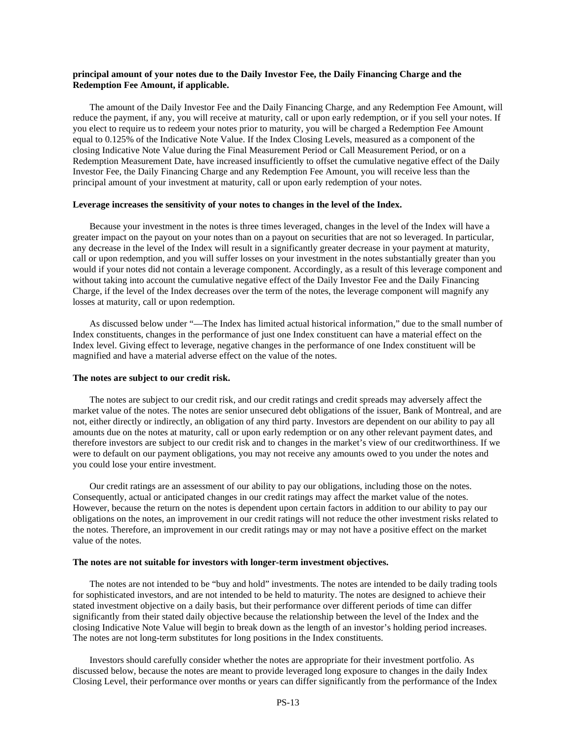**principal amount of your notes due to the Daily Investor Fee, the Daily Financing Charge and the Redemption Fee Amount, if applicable.**

The amount of the Daily Investor Fee and the Daily Financing Charge, and any Redemption Fee Amount, will reduce the payment, if any, you will receive at maturity, call or upon early redemption, or if you sell your notes. If you elect to require us to redeem your notes prior to maturity, you will be charged a Redemption Fee Amount equal to 0.125% of the Indicative Note Value. If the Index Closing Levels, measured as a component of the closing Indicative Note Value during the Final Measurement Period or Call Measurement Period, or on a Redemption Measurement Date, have increased insufficiently to offset the cumulative negative effect of the Daily Investor Fee, the Daily Financing Charge and any Redemption Fee Amount, you will receive less than the principal amount of your investment at maturity, call or upon early redemption of your notes.

**Leverage increases the sensitivity of your notes to changes in the level of the Index.**

Because your investment in the notes is three times leveraged, changes in the level of the Index will have a greater impact on the payout on your notes than on a payout on securities that are not so leveraged. In particular, any decrease in the level of the Index will result in a significantly greater decrease in your payment at maturity, call or upon redemption, and you will suffer losses on your investment in the notes substantially greater than you would if your notes did not contain a leverage component. Accordingly, as a result of this leverage component and without taking into account the cumulative negative effect of the Daily Investor Fee and the Daily Financing Charge, if the level of the Index decreases over the term of the notes, the leverage component will magnify any losses at maturity, call or upon redemption.

As discussed below under "—The Index has limited actual historical information," due to the small number of Index constituents, changes in the performance of just one Index constituent can have a material effect on the Index level. Giving effect to leverage, negative changes in the performance of one Index constituent will be magnified and have a material adverse effect on the value of the notes.

**The notes are subject to our credit risk.**

The notes are subject to our credit risk, and our credit ratings and credit spreads may adversely affect the market value of the notes. The notes are senior unsecured debt obligations of the issuer, Bank of Montreal, and are not, either directly or indirectly, an obligation of any third party. Investors are dependent on our ability to pay all amounts due on the notes at maturity, call or upon early redemption or on any other relevant payment dates, and therefore investors are subject to our credit risk and to changes in the market's view of our creditworthiness. If we were to default on our payment obligations, you may not receive any amounts owed to you under the notes and you could lose your entire investment.

Our credit ratings are an assessment of our ability to pay our obligations, including those on the notes. Consequently, actual or anticipated changes in our credit ratings may affect the market value of the notes. However, because the return on the notes is dependent upon certain factors in addition to our ability to pay our obligations on the notes, an improvement in our credit ratings will not reduce the other investment risks related to the notes. Therefore, an improvement in our credit ratings may or may not have a positive effect on the market value of the notes.

**The notes are not suitable for investors with longer-term investment objectives.**

The notes are not intended to be "buy and hold" investments. The notes are intended to be daily trading tools for sophisticated investors, and are not intended to be held to maturity. The notes are designed to achieve their stated investment objective on a daily basis, but their performance over different periods of time can differ significantly from their stated daily objective because the relationship between the level of the Index and the closing Indicative Note Value will begin to break down as the length of an investor's holding period increases. The notes are not long-term substitutes for long positions in the Index constituents.

Investors should carefully consider whether the notes are appropriate for their investment portfolio. As discussed below, because the notes are meant to provide leveraged long exposure to changes in the daily Index Closing Level, their performance over months or years can differ significantly from the performance of the Index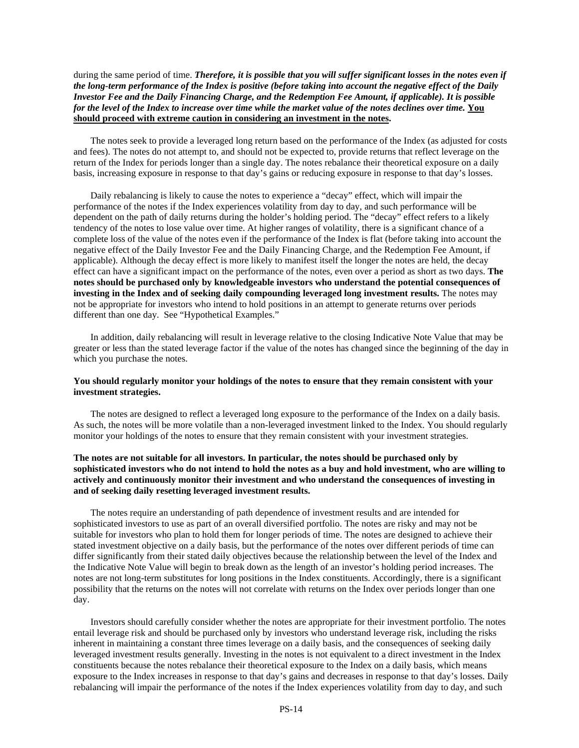during the same period of time. ***Therefore, it is possible that you will suffer significant losses in the notes even if the long-term performance of the Index is positive (before taking into account the negative effect of the Daily Investor Fee and the Daily Financing Charge, and the Redemption Fee Amount, if applicable). It is possible for the level of the Index to increase over time while the market value of the notes declines over time.*** **<u>You should proceed with extreme caution in considering an investment in the notes</u>.**

The notes seek to provide a leveraged long return based on the performance of the Index (as adjusted for costs and fees). The notes do not attempt to, and should not be expected to, provide returns that reflect leverage on the return of the Index for periods longer than a single day. The notes rebalance their theoretical exposure on a daily basis, increasing exposure in response to that day's gains or reducing exposure in response to that day's losses.

Daily rebalancing is likely to cause the notes to experience a "decay" effect, which will impair the performance of the notes if the Index experiences volatility from day to day, and such performance will be dependent on the path of daily returns during the holder's holding period. The "decay" effect refers to a likely tendency of the notes to lose value over time. At higher ranges of volatility, there is a significant chance of a complete loss of the value of the notes even if the performance of the Index is flat (before taking into account the negative effect of the Daily Investor Fee and the Daily Financing Charge, and the Redemption Fee Amount, if applicable). Although the decay effect is more likely to manifest itself the longer the notes are held, the decay effect can have a significant impact on the performance of the notes, even over a period as short as two days. **The notes should be purchased only by knowledgeable investors who understand the potential consequences of investing in the Index and of seeking daily compounding leveraged long investment results.** The notes may not be appropriate for investors who intend to hold positions in an attempt to generate returns over periods different than one day. See "Hypothetical Examples."

In addition, daily rebalancing will result in leverage relative to the closing Indicative Note Value that may be greater or less than the stated leverage factor if the value of the notes has changed since the beginning of the day in which you purchase the notes.

**You should regularly monitor your holdings of the notes to ensure that they remain consistent with your investment strategies.**

The notes are designed to reflect a leveraged long exposure to the performance of the Index on a daily basis. As such, the notes will be more volatile than a non-leveraged investment linked to the Index. You should regularly monitor your holdings of the notes to ensure that they remain consistent with your investment strategies.

**The notes are not suitable for all investors. In particular, the notes should be purchased only by sophisticated investors who do not intend to hold the notes as a buy and hold investment, who are willing to actively and continuously monitor their investment and who understand the consequences of investing in and of seeking daily resetting leveraged investment results.**

The notes require an understanding of path dependence of investment results and are intended for sophisticated investors to use as part of an overall diversified portfolio. The notes are risky and may not be suitable for investors who plan to hold them for longer periods of time. The notes are designed to achieve their stated investment objective on a daily basis, but the performance of the notes over different periods of time can differ significantly from their stated daily objectives because the relationship between the level of the Index and the Indicative Note Value will begin to break down as the length of an investor's holding period increases. The notes are not long-term substitutes for long positions in the Index constituents. Accordingly, there is a significant possibility that the returns on the notes will not correlate with returns on the Index over periods longer than one day.

Investors should carefully consider whether the notes are appropriate for their investment portfolio. The notes entail leverage risk and should be purchased only by investors who understand leverage risk, including the risks inherent in maintaining a constant three times leverage on a daily basis, and the consequences of seeking daily leveraged investment results generally. Investing in the notes is not equivalent to a direct investment in the Index constituents because the notes rebalance their theoretical exposure to the Index on a daily basis, which means exposure to the Index increases in response to that day's gains and decreases in response to that day's losses. Daily rebalancing will impair the performance of the notes if the Index experiences volatility from day to day, and such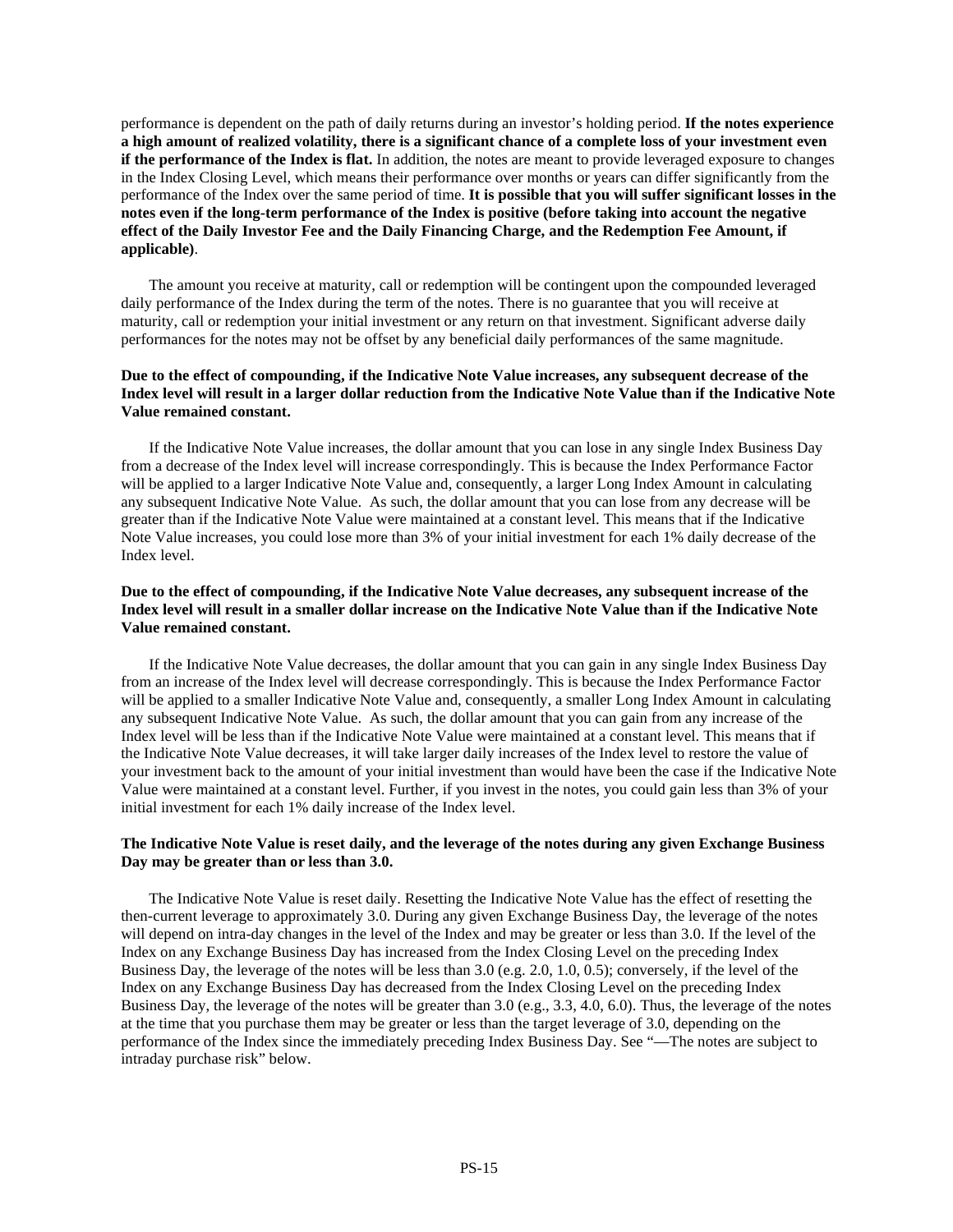performance is dependent on the path of daily returns during an investor's holding period. **If the notes experience a high amount of realized volatility, there is a significant chance of a complete loss of your investment even if the performance of the Index is flat.** In addition, the notes are meant to provide leveraged exposure to changes in the Index Closing Level, which means their performance over months or years can differ significantly from the performance of the Index over the same period of time. **It is possible that you will suffer significant losses in the notes even if the long-term performance of the Index is positive (before taking into account the negative effect of the Daily Investor Fee and the Daily Financing Charge, and the Redemption Fee Amount, if applicable)**.

The amount you receive at maturity, call or redemption will be contingent upon the compounded leveraged daily performance of the Index during the term of the notes. There is no guarantee that you will receive at maturity, call or redemption your initial investment or any return on that investment. Significant adverse daily performances for the notes may not be offset by any beneficial daily performances of the same magnitude.

**Due to the effect of compounding, if the Indicative Note Value increases, any subsequent decrease of the Index level will result in a larger dollar reduction from the Indicative Note Value than if the Indicative Note Value remained constant.**

If the Indicative Note Value increases, the dollar amount that you can lose in any single Index Business Day from a decrease of the Index level will increase correspondingly. This is because the Index Performance Factor will be applied to a larger Indicative Note Value and, consequently, a larger Long Index Amount in calculating any subsequent Indicative Note Value. As such, the dollar amount that you can lose from any decrease will be greater than if the Indicative Note Value were maintained at a constant level. This means that if the Indicative Note Value increases, you could lose more than 3% of your initial investment for each 1% daily decrease of the Index level.

**Due to the effect of compounding, if the Indicative Note Value decreases, any subsequent increase of the Index level will result in a smaller dollar increase on the Indicative Note Value than if the Indicative Note Value remained constant.**

If the Indicative Note Value decreases, the dollar amount that you can gain in any single Index Business Day from an increase of the Index level will decrease correspondingly. This is because the Index Performance Factor will be applied to a smaller Indicative Note Value and, consequently, a smaller Long Index Amount in calculating any subsequent Indicative Note Value. As such, the dollar amount that you can gain from any increase of the Index level will be less than if the Indicative Note Value were maintained at a constant level. This means that if the Indicative Note Value decreases, it will take larger daily increases of the Index level to restore the value of your investment back to the amount of your initial investment than would have been the case if the Indicative Note Value were maintained at a constant level. Further, if you invest in the notes, you could gain less than 3% of your initial investment for each 1% daily increase of the Index level.

**The Indicative Note Value is reset daily, and the leverage of the notes during any given Exchange Business Day may be greater than or less than 3.0.**

The Indicative Note Value is reset daily. Resetting the Indicative Note Value has the effect of resetting the then-current leverage to approximately 3.0. During any given Exchange Business Day, the leverage of the notes will depend on intra-day changes in the level of the Index and may be greater or less than 3.0. If the level of the Index on any Exchange Business Day has increased from the Index Closing Level on the preceding Index Business Day, the leverage of the notes will be less than 3.0 (e.g. 2.0, 1.0, 0.5); conversely, if the level of the Index on any Exchange Business Day has decreased from the Index Closing Level on the preceding Index Business Day, the leverage of the notes will be greater than 3.0 (e.g., 3.3, 4.0, 6.0). Thus, the leverage of the notes at the time that you purchase them may be greater or less than the target leverage of 3.0, depending on the performance of the Index since the immediately preceding Index Business Day. See "—The notes are subject to intraday purchase risk" below.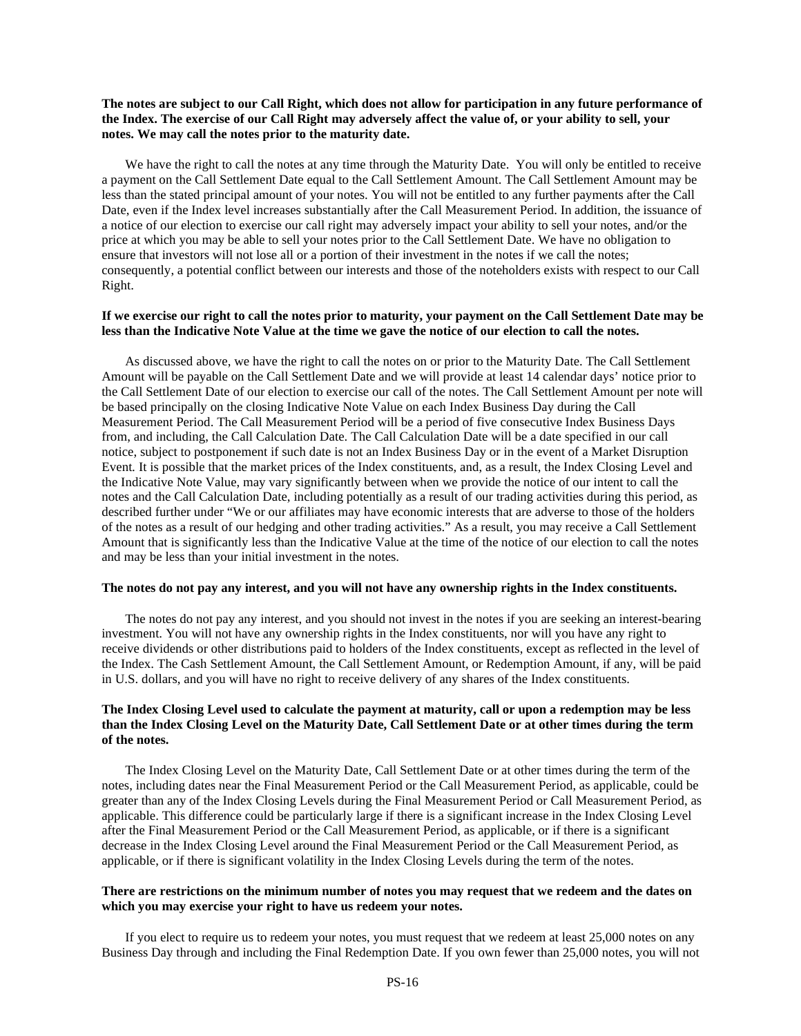**The notes are subject to our Call Right, which does not allow for participation in any future performance of the Index. The exercise of our Call Right may adversely affect the value of, or your ability to sell, your notes. We may call the notes prior to the maturity date.**

We have the right to call the notes at any time through the Maturity Date. You will only be entitled to receive a payment on the Call Settlement Date equal to the Call Settlement Amount. The Call Settlement Amount may be less than the stated principal amount of your notes. You will not be entitled to any further payments after the Call Date, even if the Index level increases substantially after the Call Measurement Period. In addition, the issuance of a notice of our election to exercise our call right may adversely impact your ability to sell your notes, and/or the price at which you may be able to sell your notes prior to the Call Settlement Date. We have no obligation to ensure that investors will not lose all or a portion of their investment in the notes if we call the notes; consequently, a potential conflict between our interests and those of the noteholders exists with respect to our Call Right.

**If we exercise our right to call the notes prior to maturity, your payment on the Call Settlement Date may be less than the Indicative Note Value at the time we gave the notice of our election to call the notes.**

As discussed above, we have the right to call the notes on or prior to the Maturity Date. The Call Settlement Amount will be payable on the Call Settlement Date and we will provide at least 14 calendar days' notice prior to the Call Settlement Date of our election to exercise our call of the notes. The Call Settlement Amount per note will be based principally on the closing Indicative Note Value on each Index Business Day during the Call Measurement Period. The Call Measurement Period will be a period of five consecutive Index Business Days from, and including, the Call Calculation Date. The Call Calculation Date will be a date specified in our call notice, subject to postponement if such date is not an Index Business Day or in the event of a Market Disruption Event. It is possible that the market prices of the Index constituents, and, as a result, the Index Closing Level and the Indicative Note Value, may vary significantly between when we provide the notice of our intent to call the notes and the Call Calculation Date, including potentially as a result of our trading activities during this period, as described further under "We or our affiliates may have economic interests that are adverse to those of the holders of the notes as a result of our hedging and other trading activities." As a result, you may receive a Call Settlement Amount that is significantly less than the Indicative Value at the time of the notice of our election to call the notes and may be less than your initial investment in the notes.

**The notes do not pay any interest, and you will not have any ownership rights in the Index constituents.**

The notes do not pay any interest, and you should not invest in the notes if you are seeking an interest-bearing investment. You will not have any ownership rights in the Index constituents, nor will you have any right to receive dividends or other distributions paid to holders of the Index constituents, except as reflected in the level of the Index. The Cash Settlement Amount, the Call Settlement Amount, or Redemption Amount, if any, will be paid in U.S. dollars, and you will have no right to receive delivery of any shares of the Index constituents.

**The Index Closing Level used to calculate the payment at maturity, call or upon a redemption may be less than the Index Closing Level on the Maturity Date, Call Settlement Date or at other times during the term of the notes.**

The Index Closing Level on the Maturity Date, Call Settlement Date or at other times during the term of the notes, including dates near the Final Measurement Period or the Call Measurement Period, as applicable, could be greater than any of the Index Closing Levels during the Final Measurement Period or Call Measurement Period, as applicable. This difference could be particularly large if there is a significant increase in the Index Closing Level after the Final Measurement Period or the Call Measurement Period, as applicable, or if there is a significant decrease in the Index Closing Level around the Final Measurement Period or the Call Measurement Period, as applicable, or if there is significant volatility in the Index Closing Levels during the term of the notes.

**There are restrictions on the minimum number of notes you may request that we redeem and the dates on which you may exercise your right to have us redeem your notes.**

If you elect to require us to redeem your notes, you must request that we redeem at least 25,000 notes on any Business Day through and including the Final Redemption Date. If you own fewer than 25,000 notes, you will not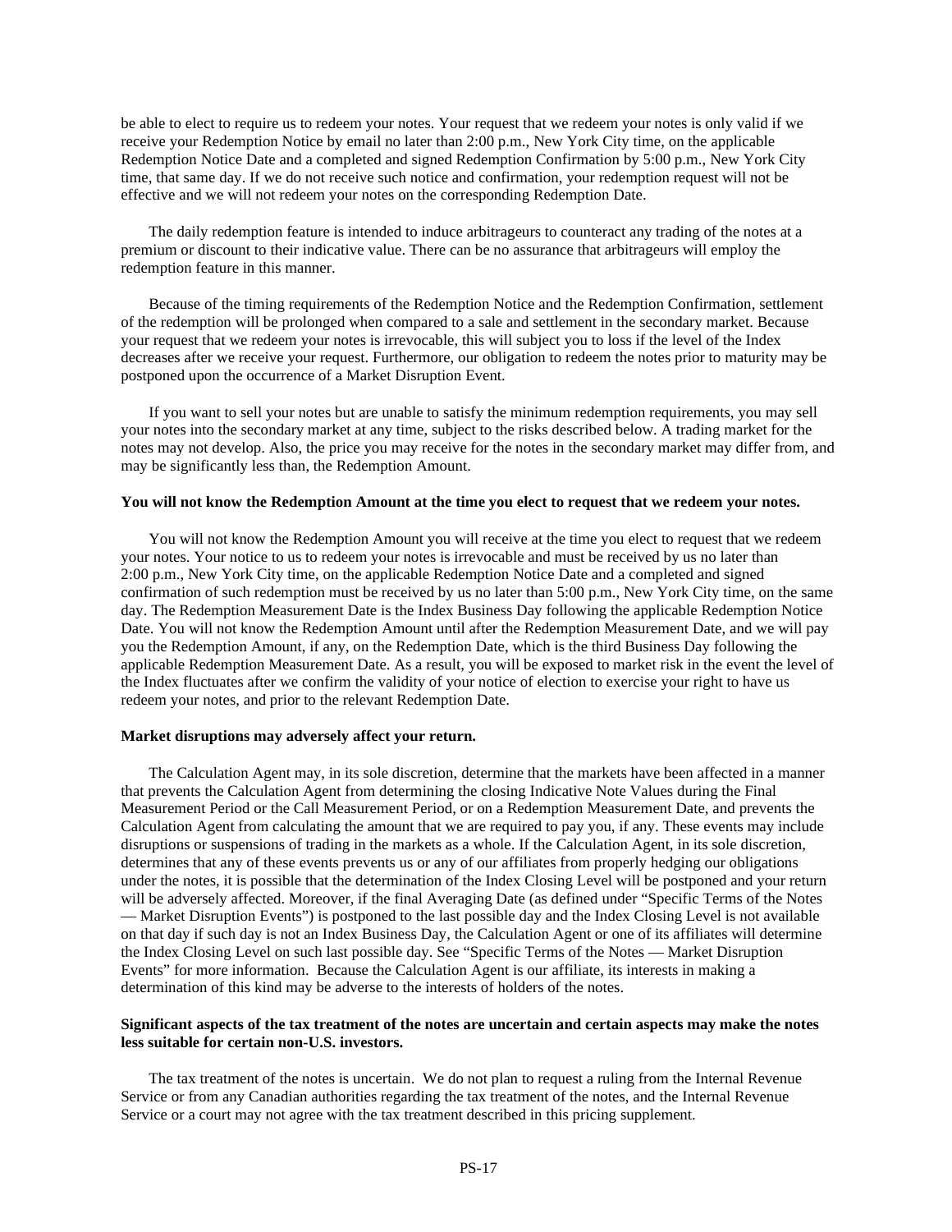be able to elect to require us to redeem your notes. Your request that we redeem your notes is only valid if we receive your Redemption Notice by email no later than 2:00 p.m., New York City time, on the applicable Redemption Notice Date and a completed and signed Redemption Confirmation by 5:00 p.m., New York City time, that same day. If we do not receive such notice and confirmation, your redemption request will not be effective and we will not redeem your notes on the corresponding Redemption Date.

The daily redemption feature is intended to induce arbitrageurs to counteract any trading of the notes at a premium or discount to their indicative value. There can be no assurance that arbitrageurs will employ the redemption feature in this manner.

Because of the timing requirements of the Redemption Notice and the Redemption Confirmation, settlement of the redemption will be prolonged when compared to a sale and settlement in the secondary market. Because your request that we redeem your notes is irrevocable, this will subject you to loss if the level of the Index decreases after we receive your request. Furthermore, our obligation to redeem the notes prior to maturity may be postponed upon the occurrence of a Market Disruption Event.

If you want to sell your notes but are unable to satisfy the minimum redemption requirements, you may sell your notes into the secondary market at any time, subject to the risks described below. A trading market for the notes may not develop. Also, the price you may receive for the notes in the secondary market may differ from, and may be significantly less than, the Redemption Amount.

**You will not know the Redemption Amount at the time you elect to request that we redeem your notes.**

You will not know the Redemption Amount you will receive at the time you elect to request that we redeem your notes. Your notice to us to redeem your notes is irrevocable and must be received by us no later than 2:00 p.m., New York City time, on the applicable Redemption Notice Date and a completed and signed confirmation of such redemption must be received by us no later than 5:00 p.m., New York City time, on the same day. The Redemption Measurement Date is the Index Business Day following the applicable Redemption Notice Date. You will not know the Redemption Amount until after the Redemption Measurement Date, and we will pay you the Redemption Amount, if any, on the Redemption Date, which is the third Business Day following the applicable Redemption Measurement Date. As a result, you will be exposed to market risk in the event the level of the Index fluctuates after we confirm the validity of your notice of election to exercise your right to have us redeem your notes, and prior to the relevant Redemption Date.

**Market disruptions may adversely affect your return.**

The Calculation Agent may, in its sole discretion, determine that the markets have been affected in a manner that prevents the Calculation Agent from determining the closing Indicative Note Values during the Final Measurement Period or the Call Measurement Period, or on a Redemption Measurement Date, and prevents the Calculation Agent from calculating the amount that we are required to pay you, if any. These events may include disruptions or suspensions of trading in the markets as a whole. If the Calculation Agent, in its sole discretion, determines that any of these events prevents us or any of our affiliates from properly hedging our obligations under the notes, it is possible that the determination of the Index Closing Level will be postponed and your return will be adversely affected. Moreover, if the final Averaging Date (as defined under "Specific Terms of the Notes — Market Disruption Events") is postponed to the last possible day and the Index Closing Level is not available on that day if such day is not an Index Business Day, the Calculation Agent or one of its affiliates will determine the Index Closing Level on such last possible day. See "Specific Terms of the Notes — Market Disruption Events" for more information. Because the Calculation Agent is our affiliate, its interests in making a determination of this kind may be adverse to the interests of holders of the notes.

**Significant aspects of the tax treatment of the notes are uncertain and certain aspects may make the notes less suitable for certain non-U.S. investors.**

The tax treatment of the notes is uncertain. We do not plan to request a ruling from the Internal Revenue Service or from any Canadian authorities regarding the tax treatment of the notes, and the Internal Revenue Service or a court may not agree with the tax treatment described in this pricing supplement.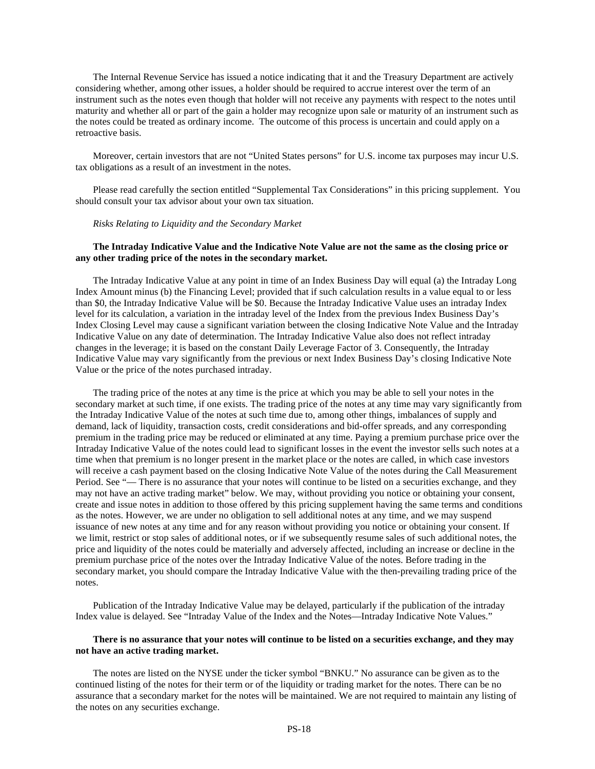The Internal Revenue Service has issued a notice indicating that it and the Treasury Department are actively considering whether, among other issues, a holder should be required to accrue interest over the term of an instrument such as the notes even though that holder will not receive any payments with respect to the notes until maturity and whether all or part of the gain a holder may recognize upon sale or maturity of an instrument such as the notes could be treated as ordinary income. The outcome of this process is uncertain and could apply on a retroactive basis.

Moreover, certain investors that are not "United States persons" for U.S. income tax purposes may incur U.S. tax obligations as a result of an investment in the notes.

Please read carefully the section entitled "Supplemental Tax Considerations" in this pricing supplement. You should consult your tax advisor about your own tax situation.

*Risks Relating to Liquidity and the Secondary Market*

**The Intraday Indicative Value and the Indicative Note Value are not the same as the closing price or any other trading price of the notes in the secondary market.**

The Intraday Indicative Value at any point in time of an Index Business Day will equal (a) the Intraday Long Index Amount minus (b) the Financing Level; provided that if such calculation results in a value equal to or less than $0, the Intraday Indicative Value will be $0. Because the Intraday Indicative Value uses an intraday Index level for its calculation, a variation in the intraday level of the Index from the previous Index Business Day's Index Closing Level may cause a significant variation between the closing Indicative Note Value and the Intraday Indicative Value on any date of determination. The Intraday Indicative Value also does not reflect intraday changes in the leverage; it is based on the constant Daily Leverage Factor of 3. Consequently, the Intraday Indicative Value may vary significantly from the previous or next Index Business Day's closing Indicative Note Value or the price of the notes purchased intraday.

The trading price of the notes at any time is the price at which you may be able to sell your notes in the secondary market at such time, if one exists. The trading price of the notes at any time may vary significantly from the Intraday Indicative Value of the notes at such time due to, among other things, imbalances of supply and demand, lack of liquidity, transaction costs, credit considerations and bid-offer spreads, and any corresponding premium in the trading price may be reduced or eliminated at any time. Paying a premium purchase price over the Intraday Indicative Value of the notes could lead to significant losses in the event the investor sells such notes at a time when that premium is no longer present in the market place or the notes are called, in which case investors will receive a cash payment based on the closing Indicative Note Value of the notes during the Call Measurement Period. See "— There is no assurance that your notes will continue to be listed on a securities exchange, and they may not have an active trading market" below. We may, without providing you notice or obtaining your consent, create and issue notes in addition to those offered by this pricing supplement having the same terms and conditions as the notes. However, we are under no obligation to sell additional notes at any time, and we may suspend issuance of new notes at any time and for any reason without providing you notice or obtaining your consent. If we limit, restrict or stop sales of additional notes, or if we subsequently resume sales of such additional notes, the price and liquidity of the notes could be materially and adversely affected, including an increase or decline in the premium purchase price of the notes over the Intraday Indicative Value of the notes. Before trading in the secondary market, you should compare the Intraday Indicative Value with the then-prevailing trading price of the notes.

Publication of the Intraday Indicative Value may be delayed, particularly if the publication of the intraday Index value is delayed. See "Intraday Value of the Index and the Notes—Intraday Indicative Note Values."

**There is no assurance that your notes will continue to be listed on a securities exchange, and they may not have an active trading market.**

The notes are listed on the NYSE under the ticker symbol "BNKU." No assurance can be given as to the continued listing of the notes for their term or of the liquidity or trading market for the notes. There can be no assurance that a secondary market for the notes will be maintained. We are not required to maintain any listing of the notes on any securities exchange.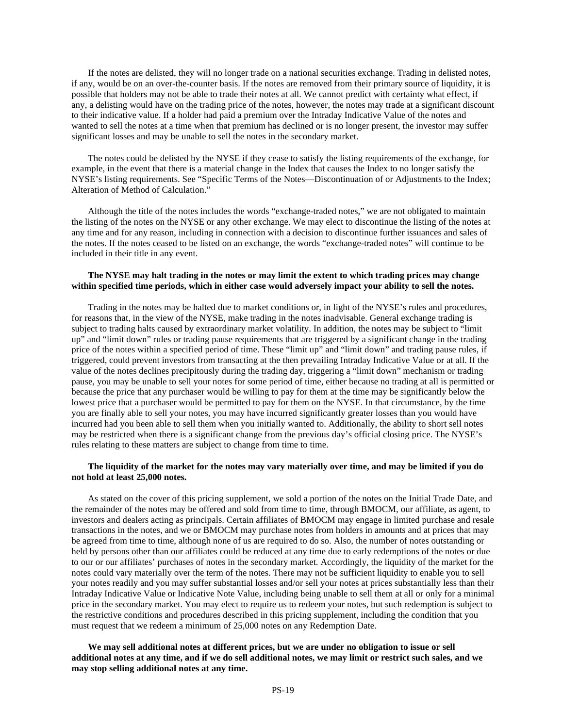If the notes are delisted, they will no longer trade on a national securities exchange. Trading in delisted notes, if any, would be on an over-the-counter basis. If the notes are removed from their primary source of liquidity, it is possible that holders may not be able to trade their notes at all. We cannot predict with certainty what effect, if any, a delisting would have on the trading price of the notes, however, the notes may trade at a significant discount to their indicative value. If a holder had paid a premium over the Intraday Indicative Value of the notes and wanted to sell the notes at a time when that premium has declined or is no longer present, the investor may suffer significant losses and may be unable to sell the notes in the secondary market.

The notes could be delisted by the NYSE if they cease to satisfy the listing requirements of the exchange, for example, in the event that there is a material change in the Index that causes the Index to no longer satisfy the NYSE's listing requirements. See "Specific Terms of the Notes—Discontinuation of or Adjustments to the Index; Alteration of Method of Calculation."

Although the title of the notes includes the words "exchange-traded notes," we are not obligated to maintain the listing of the notes on the NYSE or any other exchange. We may elect to discontinue the listing of the notes at any time and for any reason, including in connection with a decision to discontinue further issuances and sales of the notes. If the notes ceased to be listed on an exchange, the words "exchange-traded notes" will continue to be included in their title in any event.

**The NYSE may halt trading in the notes or may limit the extent to which trading prices may change within specified time periods, which in either case would adversely impact your ability to sell the notes.**

Trading in the notes may be halted due to market conditions or, in light of the NYSE's rules and procedures, for reasons that, in the view of the NYSE, make trading in the notes inadvisable. General exchange trading is subject to trading halts caused by extraordinary market volatility. In addition, the notes may be subject to "limit up" and "limit down" rules or trading pause requirements that are triggered by a significant change in the trading price of the notes within a specified period of time. These "limit up" and "limit down" and trading pause rules, if triggered, could prevent investors from transacting at the then prevailing Intraday Indicative Value or at all. If the value of the notes declines precipitously during the trading day, triggering a "limit down" mechanism or trading pause, you may be unable to sell your notes for some period of time, either because no trading at all is permitted or because the price that any purchaser would be willing to pay for them at the time may be significantly below the lowest price that a purchaser would be permitted to pay for them on the NYSE. In that circumstance, by the time you are finally able to sell your notes, you may have incurred significantly greater losses than you would have incurred had you been able to sell them when you initially wanted to. Additionally, the ability to short sell notes may be restricted when there is a significant change from the previous day's official closing price. The NYSE's rules relating to these matters are subject to change from time to time.

**The liquidity of the market for the notes may vary materially over time, and may be limited if you do not hold at least 25,000 notes.**

As stated on the cover of this pricing supplement, we sold a portion of the notes on the Initial Trade Date, and the remainder of the notes may be offered and sold from time to time, through BMOCM, our affiliate, as agent, to investors and dealers acting as principals. Certain affiliates of BMOCM may engage in limited purchase and resale transactions in the notes, and we or BMOCM may purchase notes from holders in amounts and at prices that may be agreed from time to time, although none of us are required to do so. Also, the number of notes outstanding or held by persons other than our affiliates could be reduced at any time due to early redemptions of the notes or due to our or our affiliates' purchases of notes in the secondary market. Accordingly, the liquidity of the market for the notes could vary materially over the term of the notes. There may not be sufficient liquidity to enable you to sell your notes readily and you may suffer substantial losses and/or sell your notes at prices substantially less than their Intraday Indicative Value or Indicative Note Value, including being unable to sell them at all or only for a minimal price in the secondary market. You may elect to require us to redeem your notes, but such redemption is subject to the restrictive conditions and procedures described in this pricing supplement, including the condition that you must request that we redeem a minimum of 25,000 notes on any Redemption Date.

**We may sell additional notes at different prices, but we are under no obligation to issue or sell additional notes at any time, and if we do sell additional notes, we may limit or restrict such sales, and we may stop selling additional notes at any time.**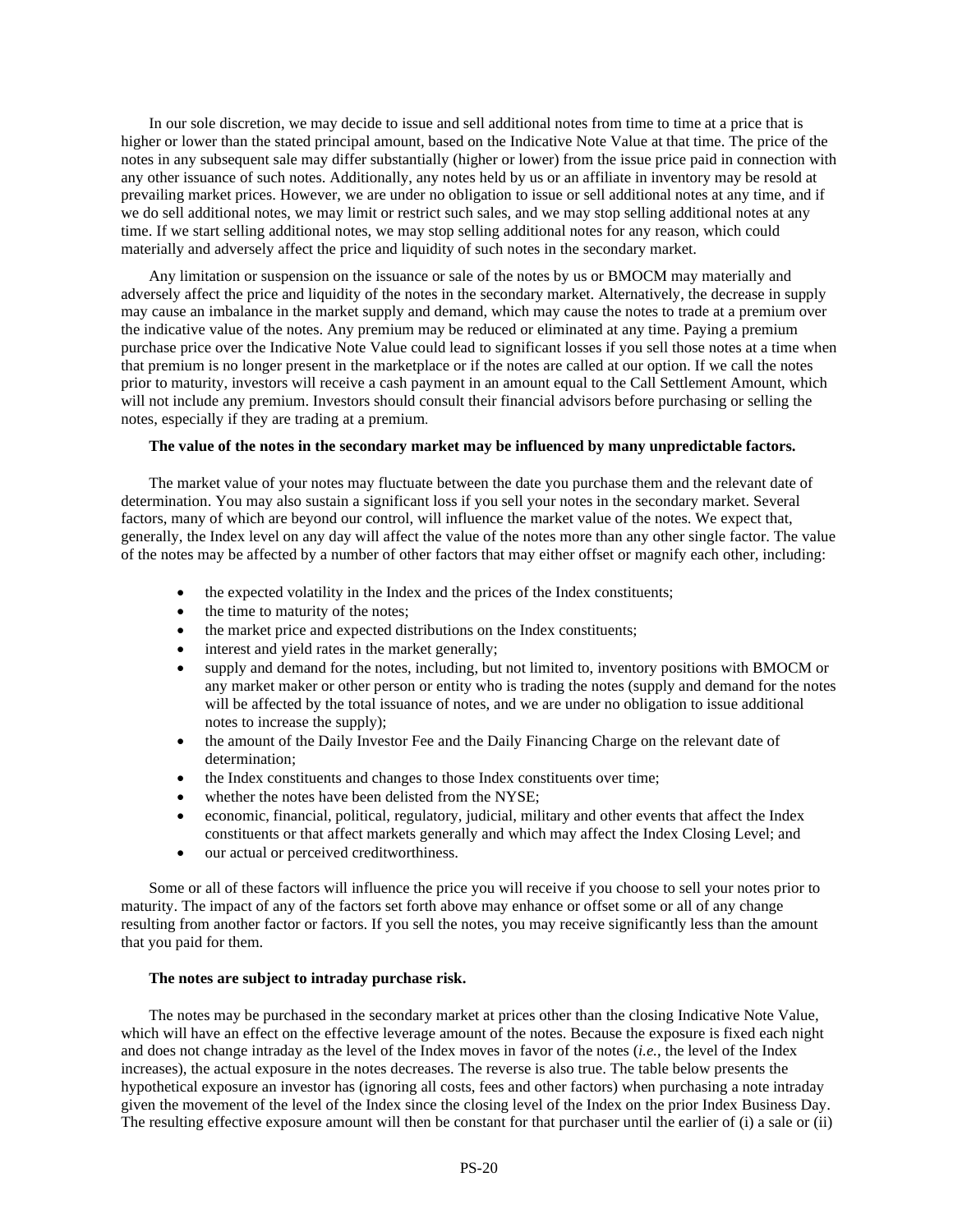In our sole discretion, we may decide to issue and sell additional notes from time to time at a price that is higher or lower than the stated principal amount, based on the Indicative Note Value at that time. The price of the notes in any subsequent sale may differ substantially (higher or lower) from the issue price paid in connection with any other issuance of such notes. Additionally, any notes held by us or an affiliate in inventory may be resold at prevailing market prices. However, we are under no obligation to issue or sell additional notes at any time, and if we do sell additional notes, we may limit or restrict such sales, and we may stop selling additional notes at any time. If we start selling additional notes, we may stop selling additional notes for any reason, which could materially and adversely affect the price and liquidity of such notes in the secondary market.

Any limitation or suspension on the issuance or sale of the notes by us or BMOCM may materially and adversely affect the price and liquidity of the notes in the secondary market. Alternatively, the decrease in supply may cause an imbalance in the market supply and demand, which may cause the notes to trade at a premium over the indicative value of the notes. Any premium may be reduced or eliminated at any time. Paying a premium purchase price over the Indicative Note Value could lead to significant losses if you sell those notes at a time when that premium is no longer present in the marketplace or if the notes are called at our option. If we call the notes prior to maturity, investors will receive a cash payment in an amount equal to the Call Settlement Amount, which will not include any premium. Investors should consult their financial advisors before purchasing or selling the notes, especially if they are trading at a premium.

**The value of the notes in the secondary market may be influenced by many unpredictable factors.**

The market value of your notes may fluctuate between the date you purchase them and the relevant date of determination. You may also sustain a significant loss if you sell your notes in the secondary market. Several factors, many of which are beyond our control, will influence the market value of the notes. We expect that, generally, the Index level on any day will affect the value of the notes more than any other single factor. The value of the notes may be affected by a number of other factors that may either offset or magnify each other, including:

- the expected volatility in the Index and the prices of the Index constituents;
- the time to maturity of the notes;
- the market price and expected distributions on the Index constituents;
- interest and yield rates in the market generally;
- supply and demand for the notes, including, but not limited to, inventory positions with BMOCM or any market maker or other person or entity who is trading the notes (supply and demand for the notes will be affected by the total issuance of notes, and we are under no obligation to issue additional notes to increase the supply);
- the amount of the Daily Investor Fee and the Daily Financing Charge on the relevant date of determination;
- the Index constituents and changes to those Index constituents over time;
- whether the notes have been delisted from the NYSE;
- economic, financial, political, regulatory, judicial, military and other events that affect the Index constituents or that affect markets generally and which may affect the Index Closing Level; and
- our actual or perceived creditworthiness.

Some or all of these factors will influence the price you will receive if you choose to sell your notes prior to maturity. The impact of any of the factors set forth above may enhance or offset some or all of any change resulting from another factor or factors. If you sell the notes, you may receive significantly less than the amount that you paid for them.

**The notes are subject to intraday purchase risk.**

The notes may be purchased in the secondary market at prices other than the closing Indicative Note Value, which will have an effect on the effective leverage amount of the notes. Because the exposure is fixed each night and does not change intraday as the level of the Index moves in favor of the notes (*i.e.*, the level of the Index increases), the actual exposure in the notes decreases. The reverse is also true. The table below presents the hypothetical exposure an investor has (ignoring all costs, fees and other factors) when purchasing a note intraday given the movement of the level of the Index since the closing level of the Index on the prior Index Business Day. The resulting effective exposure amount will then be constant for that purchaser until the earlier of (i) a sale or (ii)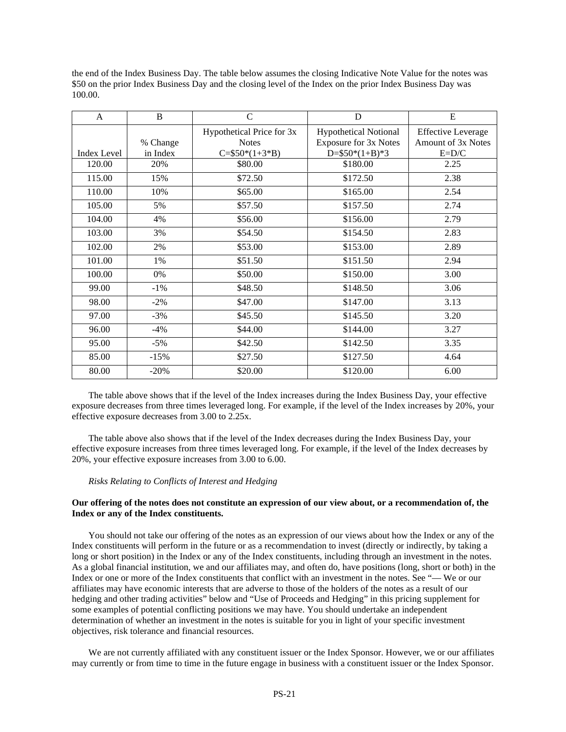the end of the Index Business Day. The table below assumes the closing Indicative Note Value for the notes was $50 on the prior Index Business Day and the closing level of the Index on the prior Index Business Day was 100.00.

| A | B | C | D | E |
|---|---|---|---|---|
| Index Level | % Change in Index | Hypothetical Price for 3x Notes C=$50*(1+3*B) | Hypothetical Notional Exposure for 3x Notes D=$50*(1+B)*3 | Effective Leverage Amount of 3x Notes E=D/C |
| 120.00 | 20% | $80.00 | $180.00 | 2.25 |
| 115.00 | 15% | $72.50 | $172.50 | 2.38 |
| 110.00 | 10% | $65.00 | $165.00 | 2.54 |
| 105.00 | 5% | $57.50 | $157.50 | 2.74 |
| 104.00 | 4% | $56.00 | $156.00 | 2.79 |
| 103.00 | 3% | $54.50 | $154.50 | 2.83 |
| 102.00 | 2% | $53.00 | $153.00 | 2.89 |
| 101.00 | 1% | $51.50 | $151.50 | 2.94 |
| 100.00 | 0% | $50.00 | $150.00 | 3.00 |
| 99.00 | -1% | $48.50 | $148.50 | 3.06 |
| 98.00 | -2% | $47.00 | $147.00 | 3.13 |
| 97.00 | -3% | $45.50 | $145.50 | 3.20 |
| 96.00 | -4% | $44.00 | $144.00 | 3.27 |
| 95.00 | -5% | $42.50 | $142.50 | 3.35 |
| 85.00 | -15% | $27.50 | $127.50 | 4.64 |
| 80.00 | -20% | $20.00 | $120.00 | 6.00 |

The table above shows that if the level of the Index increases during the Index Business Day, your effective exposure decreases from three times leveraged long. For example, if the level of the Index increases by 20%, your effective exposure decreases from 3.00 to 2.25x.

The table above also shows that if the level of the Index decreases during the Index Business Day, your effective exposure increases from three times leveraged long. For example, if the level of the Index decreases by 20%, your effective exposure increases from 3.00 to 6.00.

*Risks Relating to Conflicts of Interest and Hedging*

**Our offering of the notes does not constitute an expression of our view about, or a recommendation of, the Index or any of the Index constituents.**

You should not take our offering of the notes as an expression of our views about how the Index or any of the Index constituents will perform in the future or as a recommendation to invest (directly or indirectly, by taking a long or short position) in the Index or any of the Index constituents, including through an investment in the notes. As a global financial institution, we and our affiliates may, and often do, have positions (long, short or both) in the Index or one or more of the Index constituents that conflict with an investment in the notes. See "— We or our affiliates may have economic interests that are adverse to those of the holders of the notes as a result of our hedging and other trading activities" below and "Use of Proceeds and Hedging" in this pricing supplement for some examples of potential conflicting positions we may have. You should undertake an independent determination of whether an investment in the notes is suitable for you in light of your specific investment objectives, risk tolerance and financial resources.

We are not currently affiliated with any constituent issuer or the Index Sponsor. However, we or our affiliates may currently or from time to time in the future engage in business with a constituent issuer or the Index Sponsor.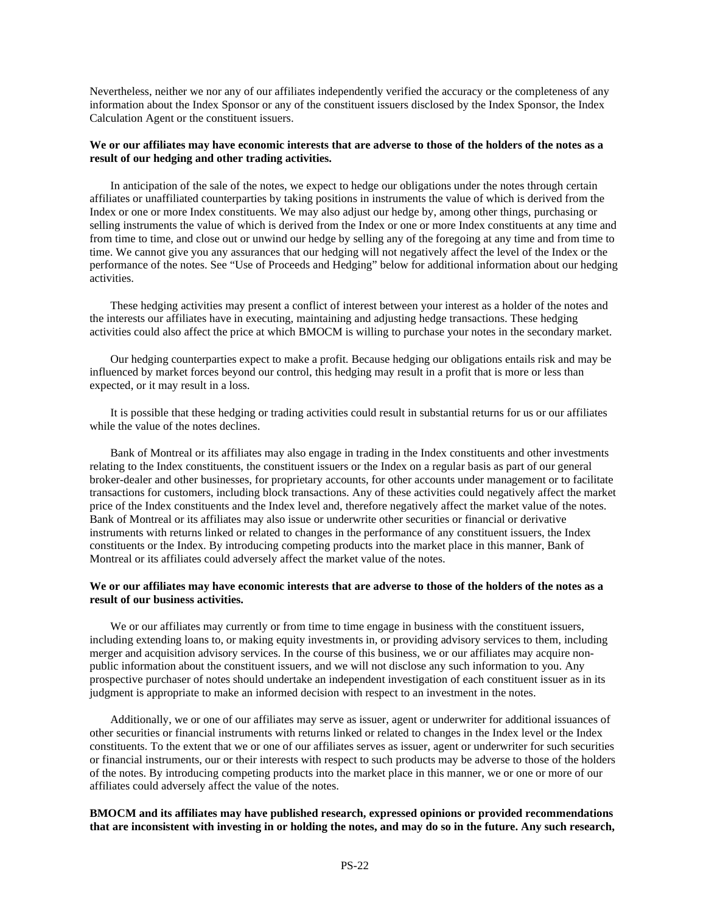Nevertheless, neither we nor any of our affiliates independently verified the accuracy or the completeness of any information about the Index Sponsor or any of the constituent issuers disclosed by the Index Sponsor, the Index Calculation Agent or the constituent issuers.

**We or our affiliates may have economic interests that are adverse to those of the holders of the notes as a result of our hedging and other trading activities.**

In anticipation of the sale of the notes, we expect to hedge our obligations under the notes through certain affiliates or unaffiliated counterparties by taking positions in instruments the value of which is derived from the Index or one or more Index constituents. We may also adjust our hedge by, among other things, purchasing or selling instruments the value of which is derived from the Index or one or more Index constituents at any time and from time to time, and close out or unwind our hedge by selling any of the foregoing at any time and from time to time. We cannot give you any assurances that our hedging will not negatively affect the level of the Index or the performance of the notes. See "Use of Proceeds and Hedging" below for additional information about our hedging activities.

These hedging activities may present a conflict of interest between your interest as a holder of the notes and the interests our affiliates have in executing, maintaining and adjusting hedge transactions. These hedging activities could also affect the price at which BMOCM is willing to purchase your notes in the secondary market.

Our hedging counterparties expect to make a profit. Because hedging our obligations entails risk and may be influenced by market forces beyond our control, this hedging may result in a profit that is more or less than expected, or it may result in a loss.

It is possible that these hedging or trading activities could result in substantial returns for us or our affiliates while the value of the notes declines.

Bank of Montreal or its affiliates may also engage in trading in the Index constituents and other investments relating to the Index constituents, the constituent issuers or the Index on a regular basis as part of our general broker-dealer and other businesses, for proprietary accounts, for other accounts under management or to facilitate transactions for customers, including block transactions. Any of these activities could negatively affect the market price of the Index constituents and the Index level and, therefore negatively affect the market value of the notes. Bank of Montreal or its affiliates may also issue or underwrite other securities or financial or derivative instruments with returns linked or related to changes in the performance of any constituent issuers, the Index constituents or the Index. By introducing competing products into the market place in this manner, Bank of Montreal or its affiliates could adversely affect the market value of the notes.

**We or our affiliates may have economic interests that are adverse to those of the holders of the notes as a result of our business activities.**

We or our affiliates may currently or from time to time engage in business with the constituent issuers, including extending loans to, or making equity investments in, or providing advisory services to them, including merger and acquisition advisory services. In the course of this business, we or our affiliates may acquire non-public information about the constituent issuers, and we will not disclose any such information to you. Any prospective purchaser of notes should undertake an independent investigation of each constituent issuer as in its judgment is appropriate to make an informed decision with respect to an investment in the notes.

Additionally, we or one of our affiliates may serve as issuer, agent or underwriter for additional issuances of other securities or financial instruments with returns linked or related to changes in the Index level or the Index constituents. To the extent that we or one of our affiliates serves as issuer, agent or underwriter for such securities or financial instruments, our or their interests with respect to such products may be adverse to those of the holders of the notes. By introducing competing products into the market place in this manner, we or one or more of our affiliates could adversely affect the value of the notes.

**BMOCM and its affiliates may have published research, expressed opinions or provided recommendations that are inconsistent with investing in or holding the notes, and may do so in the future. Any such research,**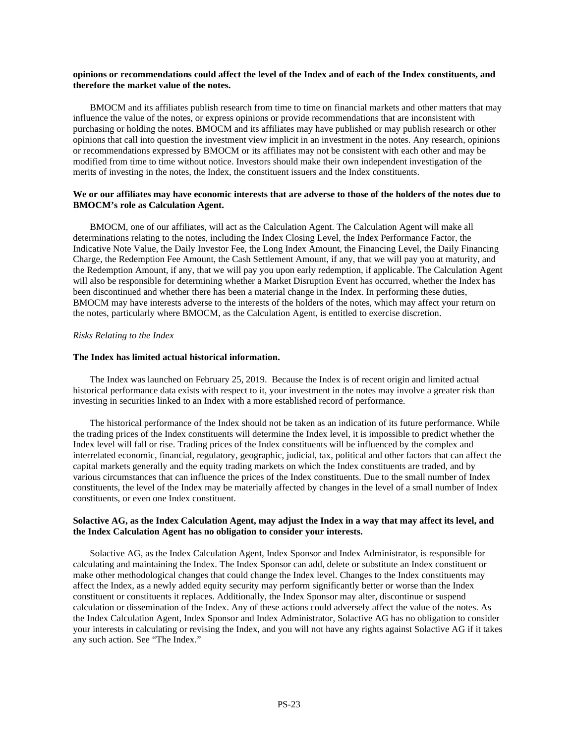**opinions or recommendations could affect the level of the Index and of each of the Index constituents, and therefore the market value of the notes.**

BMOCM and its affiliates publish research from time to time on financial markets and other matters that may influence the value of the notes, or express opinions or provide recommendations that are inconsistent with purchasing or holding the notes. BMOCM and its affiliates may have published or may publish research or other opinions that call into question the investment view implicit in an investment in the notes. Any research, opinions or recommendations expressed by BMOCM or its affiliates may not be consistent with each other and may be modified from time to time without notice. Investors should make their own independent investigation of the merits of investing in the notes, the Index, the constituent issuers and the Index constituents.

**We or our affiliates may have economic interests that are adverse to those of the holders of the notes due to BMOCM's role as Calculation Agent.**

BMOCM, one of our affiliates, will act as the Calculation Agent. The Calculation Agent will make all determinations relating to the notes, including the Index Closing Level, the Index Performance Factor, the Indicative Note Value, the Daily Investor Fee, the Long Index Amount, the Financing Level, the Daily Financing Charge, the Redemption Fee Amount, the Cash Settlement Amount, if any, that we will pay you at maturity, and the Redemption Amount, if any, that we will pay you upon early redemption, if applicable. The Calculation Agent will also be responsible for determining whether a Market Disruption Event has occurred, whether the Index has been discontinued and whether there has been a material change in the Index. In performing these duties, BMOCM may have interests adverse to the interests of the holders of the notes, which may affect your return on the notes, particularly where BMOCM, as the Calculation Agent, is entitled to exercise discretion.

*Risks Relating to the Index*

**The Index has limited actual historical information.**

The Index was launched on February 25, 2019. Because the Index is of recent origin and limited actual historical performance data exists with respect to it, your investment in the notes may involve a greater risk than investing in securities linked to an Index with a more established record of performance.

The historical performance of the Index should not be taken as an indication of its future performance. While the trading prices of the Index constituents will determine the Index level, it is impossible to predict whether the Index level will fall or rise. Trading prices of the Index constituents will be influenced by the complex and interrelated economic, financial, regulatory, geographic, judicial, tax, political and other factors that can affect the capital markets generally and the equity trading markets on which the Index constituents are traded, and by various circumstances that can influence the prices of the Index constituents. Due to the small number of Index constituents, the level of the Index may be materially affected by changes in the level of a small number of Index constituents, or even one Index constituent.

**Solactive AG, as the Index Calculation Agent, may adjust the Index in a way that may affect its level, and the Index Calculation Agent has no obligation to consider your interests.**

Solactive AG, as the Index Calculation Agent, Index Sponsor and Index Administrator, is responsible for calculating and maintaining the Index. The Index Sponsor can add, delete or substitute an Index constituent or make other methodological changes that could change the Index level. Changes to the Index constituents may affect the Index, as a newly added equity security may perform significantly better or worse than the Index constituent or constituents it replaces. Additionally, the Index Sponsor may alter, discontinue or suspend calculation or dissemination of the Index. Any of these actions could adversely affect the value of the notes. As the Index Calculation Agent, Index Sponsor and Index Administrator, Solactive AG has no obligation to consider your interests in calculating or revising the Index, and you will not have any rights against Solactive AG if it takes any such action. See "The Index."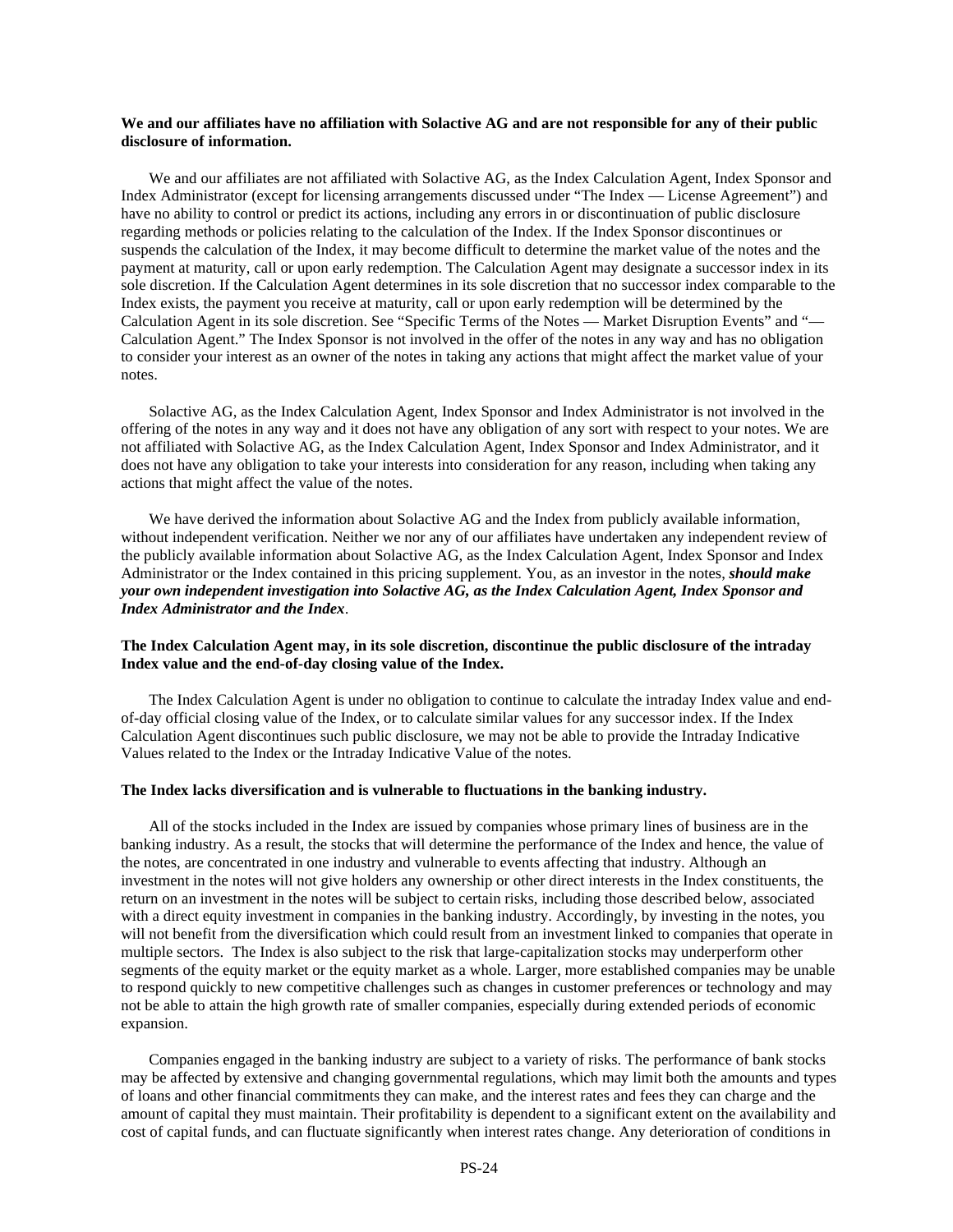**We and our affiliates have no affiliation with Solactive AG and are not responsible for any of their public disclosure of information.**

We and our affiliates are not affiliated with Solactive AG, as the Index Calculation Agent, Index Sponsor and Index Administrator (except for licensing arrangements discussed under "The Index — License Agreement") and have no ability to control or predict its actions, including any errors in or discontinuation of public disclosure regarding methods or policies relating to the calculation of the Index. If the Index Sponsor discontinues or suspends the calculation of the Index, it may become difficult to determine the market value of the notes and the payment at maturity, call or upon early redemption. The Calculation Agent may designate a successor index in its sole discretion. If the Calculation Agent determines in its sole discretion that no successor index comparable to the Index exists, the payment you receive at maturity, call or upon early redemption will be determined by the Calculation Agent in its sole discretion. See "Specific Terms of the Notes — Market Disruption Events" and "— Calculation Agent." The Index Sponsor is not involved in the offer of the notes in any way and has no obligation to consider your interest as an owner of the notes in taking any actions that might affect the market value of your notes.

Solactive AG, as the Index Calculation Agent, Index Sponsor and Index Administrator is not involved in the offering of the notes in any way and it does not have any obligation of any sort with respect to your notes. We are not affiliated with Solactive AG, as the Index Calculation Agent, Index Sponsor and Index Administrator, and it does not have any obligation to take your interests into consideration for any reason, including when taking any actions that might affect the value of the notes.

We have derived the information about Solactive AG and the Index from publicly available information, without independent verification. Neither we nor any of our affiliates have undertaken any independent review of the publicly available information about Solactive AG, as the Index Calculation Agent, Index Sponsor and Index Administrator or the Index contained in this pricing supplement. You, as an investor in the notes, ***should make your own independent investigation into Solactive AG, as the Index Calculation Agent, Index Sponsor and Index Administrator and the Index***.

**The Index Calculation Agent may, in its sole discretion, discontinue the public disclosure of the intraday Index value and the end-of-day closing value of the Index.**

The Index Calculation Agent is under no obligation to continue to calculate the intraday Index value and end-of-day official closing value of the Index, or to calculate similar values for any successor index. If the Index Calculation Agent discontinues such public disclosure, we may not be able to provide the Intraday Indicative Values related to the Index or the Intraday Indicative Value of the notes.

**The Index lacks diversification and is vulnerable to fluctuations in the banking industry.**

All of the stocks included in the Index are issued by companies whose primary lines of business are in the banking industry. As a result, the stocks that will determine the performance of the Index and hence, the value of the notes, are concentrated in one industry and vulnerable to events affecting that industry. Although an investment in the notes will not give holders any ownership or other direct interests in the Index constituents, the return on an investment in the notes will be subject to certain risks, including those described below, associated with a direct equity investment in companies in the banking industry. Accordingly, by investing in the notes, you will not benefit from the diversification which could result from an investment linked to companies that operate in multiple sectors. The Index is also subject to the risk that large-capitalization stocks may underperform other segments of the equity market or the equity market as a whole. Larger, more established companies may be unable to respond quickly to new competitive challenges such as changes in customer preferences or technology and may not be able to attain the high growth rate of smaller companies, especially during extended periods of economic expansion.

Companies engaged in the banking industry are subject to a variety of risks. The performance of bank stocks may be affected by extensive and changing governmental regulations, which may limit both the amounts and types of loans and other financial commitments they can make, and the interest rates and fees they can charge and the amount of capital they must maintain. Their profitability is dependent to a significant extent on the availability and cost of capital funds, and can fluctuate significantly when interest rates change. Any deterioration of conditions in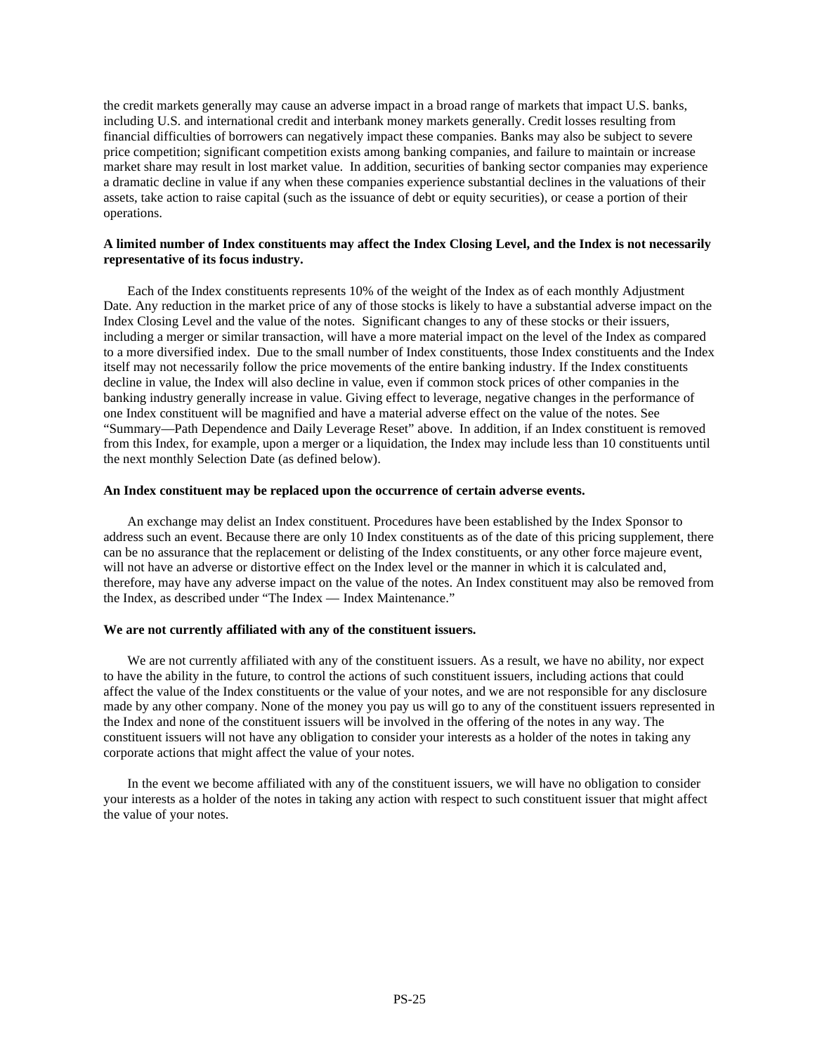the credit markets generally may cause an adverse impact in a broad range of markets that impact U.S. banks, including U.S. and international credit and interbank money markets generally. Credit losses resulting from financial difficulties of borrowers can negatively impact these companies. Banks may also be subject to severe price competition; significant competition exists among banking companies, and failure to maintain or increase market share may result in lost market value. In addition, securities of banking sector companies may experience a dramatic decline in value if any when these companies experience substantial declines in the valuations of their assets, take action to raise capital (such as the issuance of debt or equity securities), or cease a portion of their operations.

**A limited number of Index constituents may affect the Index Closing Level, and the Index is not necessarily representative of its focus industry.**

Each of the Index constituents represents 10% of the weight of the Index as of each monthly Adjustment Date. Any reduction in the market price of any of those stocks is likely to have a substantial adverse impact on the Index Closing Level and the value of the notes. Significant changes to any of these stocks or their issuers, including a merger or similar transaction, will have a more material impact on the level of the Index as compared to a more diversified index. Due to the small number of Index constituents, those Index constituents and the Index itself may not necessarily follow the price movements of the entire banking industry. If the Index constituents decline in value, the Index will also decline in value, even if common stock prices of other companies in the banking industry generally increase in value. Giving effect to leverage, negative changes in the performance of one Index constituent will be magnified and have a material adverse effect on the value of the notes. See "Summary—Path Dependence and Daily Leverage Reset" above. In addition, if an Index constituent is removed from this Index, for example, upon a merger or a liquidation, the Index may include less than 10 constituents until the next monthly Selection Date (as defined below).

**An Index constituent may be replaced upon the occurrence of certain adverse events.**

An exchange may delist an Index constituent. Procedures have been established by the Index Sponsor to address such an event. Because there are only 10 Index constituents as of the date of this pricing supplement, there can be no assurance that the replacement or delisting of the Index constituents, or any other force majeure event, will not have an adverse or distortive effect on the Index level or the manner in which it is calculated and, therefore, may have any adverse impact on the value of the notes. An Index constituent may also be removed from the Index, as described under "The Index — Index Maintenance."

**We are not currently affiliated with any of the constituent issuers.**

We are not currently affiliated with any of the constituent issuers. As a result, we have no ability, nor expect to have the ability in the future, to control the actions of such constituent issuers, including actions that could affect the value of the Index constituents or the value of your notes, and we are not responsible for any disclosure made by any other company. None of the money you pay us will go to any of the constituent issuers represented in the Index and none of the constituent issuers will be involved in the offering of the notes in any way. The constituent issuers will not have any obligation to consider your interests as a holder of the notes in taking any corporate actions that might affect the value of your notes.

In the event we become affiliated with any of the constituent issuers, we will have no obligation to consider your interests as a holder of the notes in taking any action with respect to such constituent issuer that might affect the value of your notes.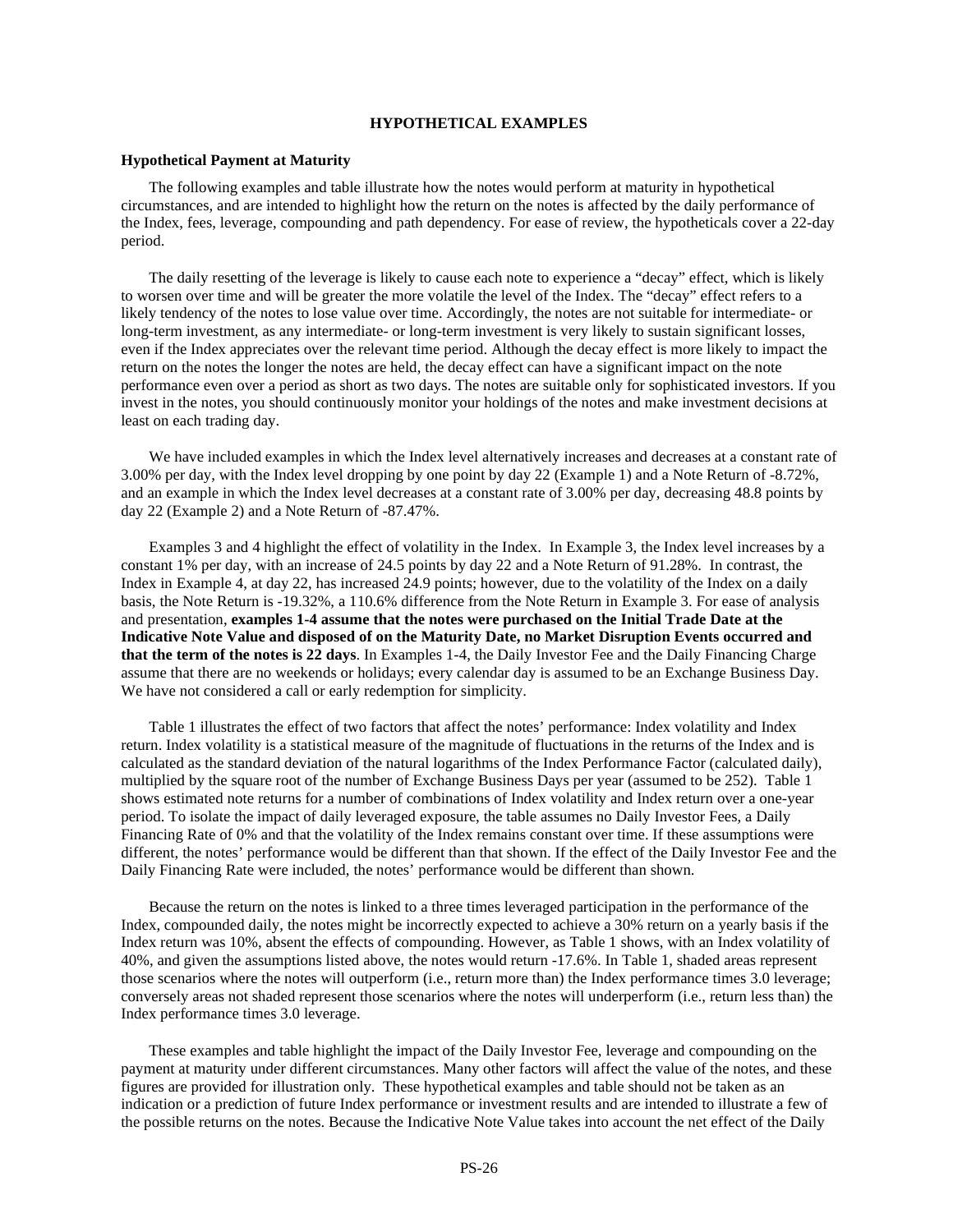## HYPOTHETICAL EXAMPLES

### Hypothetical Payment at Maturity

The following examples and table illustrate how the notes would perform at maturity in hypothetical circumstances, and are intended to highlight how the return on the notes is affected by the daily performance of the Index, fees, leverage, compounding and path dependency. For ease of review, the hypotheticals cover a 22-day period.

The daily resetting of the leverage is likely to cause each note to experience a "decay" effect, which is likely to worsen over time and will be greater the more volatile the level of the Index. The "decay" effect refers to a likely tendency of the notes to lose value over time. Accordingly, the notes are not suitable for intermediate- or long-term investment, as any intermediate- or long-term investment is very likely to sustain significant losses, even if the Index appreciates over the relevant time period. Although the decay effect is more likely to impact the return on the notes the longer the notes are held, the decay effect can have a significant impact on the note performance even over a period as short as two days. The notes are suitable only for sophisticated investors. If you invest in the notes, you should continuously monitor your holdings of the notes and make investment decisions at least on each trading day.

We have included examples in which the Index level alternatively increases and decreases at a constant rate of 3.00% per day, with the Index level dropping by one point by day 22 (Example 1) and a Note Return of -8.72%, and an example in which the Index level decreases at a constant rate of 3.00% per day, decreasing 48.8 points by day 22 (Example 2) and a Note Return of -87.47%.

Examples 3 and 4 highlight the effect of volatility in the Index. In Example 3, the Index level increases by a constant 1% per day, with an increase of 24.5 points by day 22 and a Note Return of 91.28%. In contrast, the Index in Example 4, at day 22, has increased 24.9 points; however, due to the volatility of the Index on a daily basis, the Note Return is -19.32%, a 110.6% difference from the Note Return in Example 3. For ease of analysis and presentation, **examples 1-4 assume that the notes were purchased on the Initial Trade Date at the Indicative Note Value and disposed of on the Maturity Date, no Market Disruption Events occurred and that the term of the notes is 22 days**. In Examples 1-4, the Daily Investor Fee and the Daily Financing Charge assume that there are no weekends or holidays; every calendar day is assumed to be an Exchange Business Day. We have not considered a call or early redemption for simplicity.

Table 1 illustrates the effect of two factors that affect the notes' performance: Index volatility and Index return. Index volatility is a statistical measure of the magnitude of fluctuations in the returns of the Index and is calculated as the standard deviation of the natural logarithms of the Index Performance Factor (calculated daily), multiplied by the square root of the number of Exchange Business Days per year (assumed to be 252). Table 1 shows estimated note returns for a number of combinations of Index volatility and Index return over a one-year period. To isolate the impact of daily leveraged exposure, the table assumes no Daily Investor Fees, a Daily Financing Rate of 0% and that the volatility of the Index remains constant over time. If these assumptions were different, the notes' performance would be different than that shown. If the effect of the Daily Investor Fee and the Daily Financing Rate were included, the notes' performance would be different than shown.

Because the return on the notes is linked to a three times leveraged participation in the performance of the Index, compounded daily, the notes might be incorrectly expected to achieve a 30% return on a yearly basis if the Index return was 10%, absent the effects of compounding. However, as Table 1 shows, with an Index volatility of 40%, and given the assumptions listed above, the notes would return -17.6%. In Table 1, shaded areas represent those scenarios where the notes will outperform (i.e., return more than) the Index performance times 3.0 leverage; conversely areas not shaded represent those scenarios where the notes will underperform (i.e., return less than) the Index performance times 3.0 leverage.

These examples and table highlight the impact of the Daily Investor Fee, leverage and compounding on the payment at maturity under different circumstances. Many other factors will affect the value of the notes, and these figures are provided for illustration only. These hypothetical examples and table should not be taken as an indication or a prediction of future Index performance or investment results and are intended to illustrate a few of the possible returns on the notes. Because the Indicative Note Value takes into account the net effect of the Daily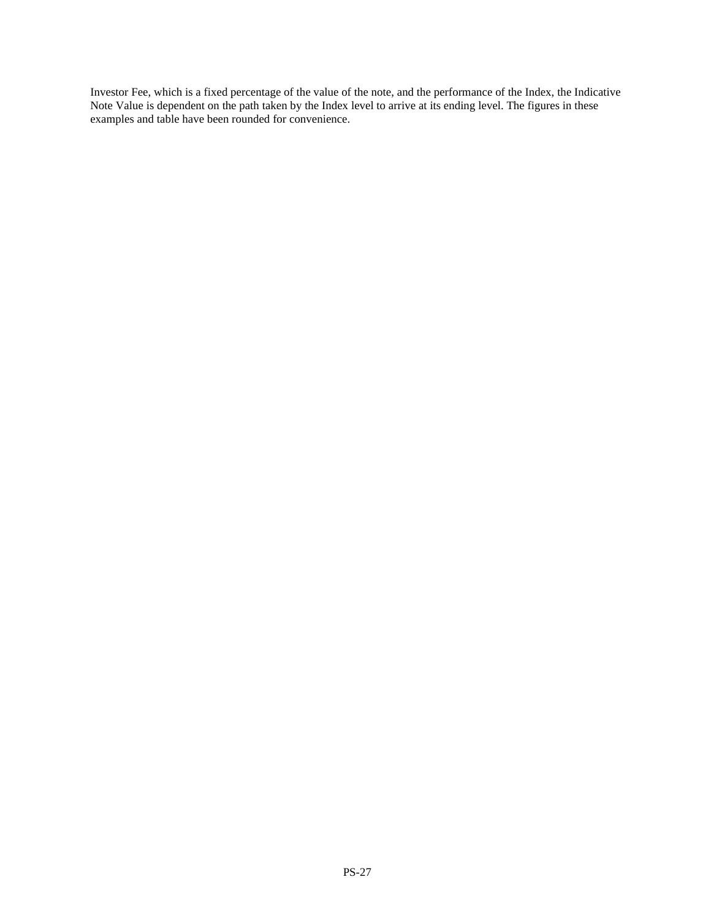Investor Fee, which is a fixed percentage of the value of the note, and the performance of the Index, the Indicative Note Value is dependent on the path taken by the Index level to arrive at its ending level. The figures in these examples and table have been rounded for convenience.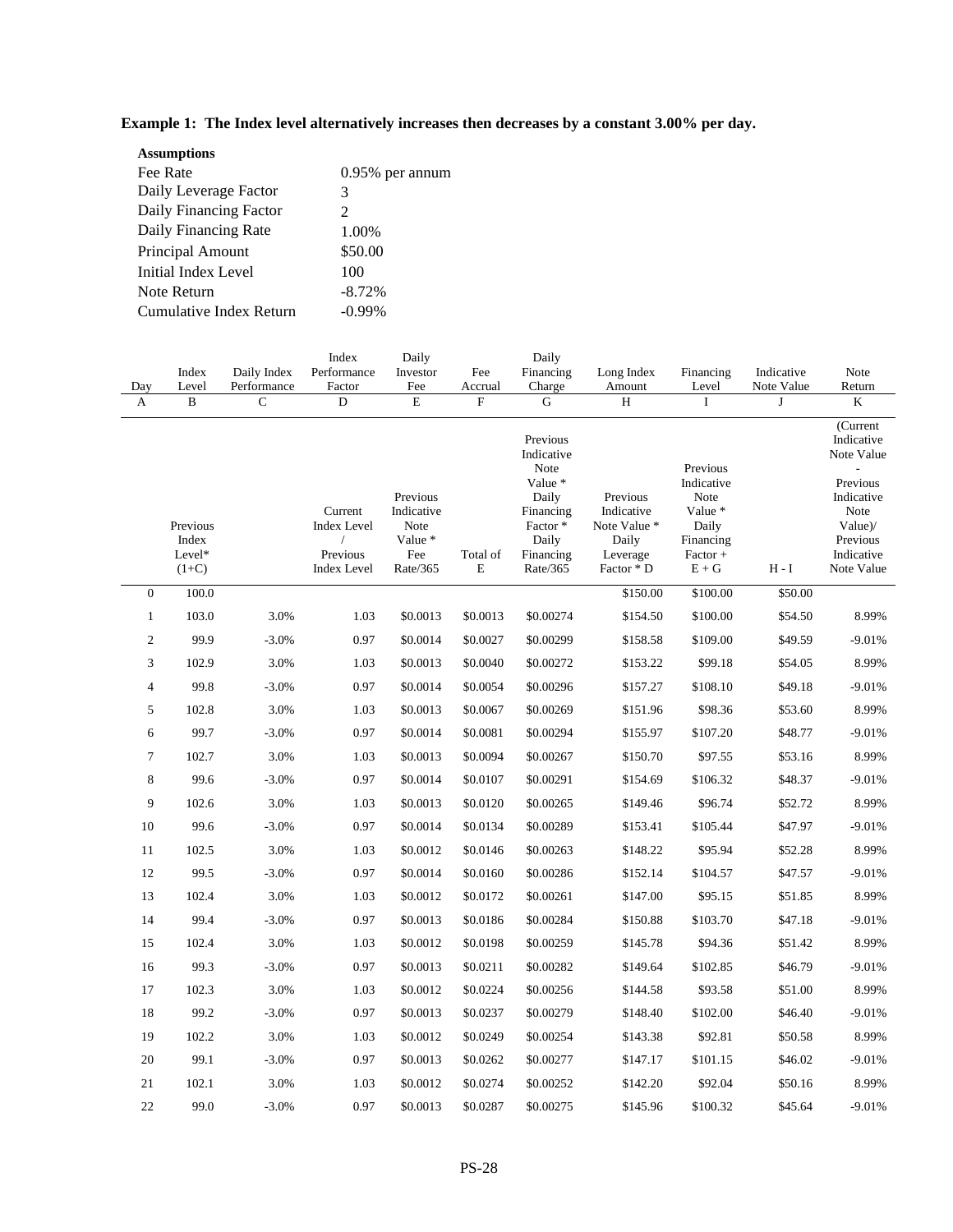**Example 1: The Index level alternatively increases then decreases by a constant 3.00% per day.**

| **Assumptions** | |
|---|---|
| Fee Rate | 0.95% per annum |
| Daily Leverage Factor | 3 |
| Daily Financing Factor | 2 |
| Daily Financing Rate | 1.00% |
| Principal Amount | $50.00 |
| Initial Index Level | 100 |
| Note Return | -8.72% |
| Cumulative Index Return | -0.99% |

| Day | Index Level | Daily Index Performance | Index Performance Factor | Daily Investor Fee | Fee Accrual | Daily Financing Charge | Long Index Amount | Financing Level | Indicative Note Value | Note Return |
|---|---|---|---|---|---|---|---|---|---|---|
| A | B | C | D | E | F | G | H | I | J | K |
| | Previous Index Level* (1+C) | | Current Index Level / Previous Index Level | Previous Indicative Note Value * Fee Rate/365 | Total of E | Previous Indicative Note Value * Daily Financing Factor * Daily Financing Rate/365 | Previous Indicative Note Value * Daily Leverage Factor * D | Previous Indicative Note Value * Daily Financing Factor + E + G | H - I | (Current Indicative Note Value - Previous Indicative Note Value)/ Previous Indicative Note Value |
| 0 | 100.0 | | | | | | $150.00 | $100.00 | $50.00 | |
| 1 | 103.0 | 3.0% | 1.03 | $0.0013 | $0.0013 | $0.00274 | $154.50 | $100.00 | $54.50 | 8.99% |
| 2 | 99.9 | -3.0% | 0.97 | $0.0014 | $0.0027 | $0.00299 | $158.58 | $109.00 | $49.59 | -9.01% |
| 3 | 102.9 | 3.0% | 1.03 | $0.0013 | $0.0040 | $0.00272 | $153.22 | $99.18 | $54.05 | 8.99% |
| 4 | 99.8 | -3.0% | 0.97 | $0.0014 | $0.0054 | $0.00296 | $157.27 | $108.10 | $49.18 | -9.01% |
| 5 | 102.8 | 3.0% | 1.03 | $0.0013 | $0.0067 | $0.00269 | $151.96 | $98.36 | $53.60 | 8.99% |
| 6 | 99.7 | -3.0% | 0.97 | $0.0014 | $0.0081 | $0.00294 | $155.97 | $107.20 | $48.77 | -9.01% |
| 7 | 102.7 | 3.0% | 1.03 | $0.0013 | $0.0094 | $0.00267 | $150.70 | $97.55 | $53.16 | 8.99% |
| 8 | 99.6 | -3.0% | 0.97 | $0.0014 | $0.0107 | $0.00291 | $154.69 | $106.32 | $48.37 | -9.01% |
| 9 | 102.6 | 3.0% | 1.03 | $0.0013 | $0.0120 | $0.00265 | $149.46 | $96.74 | $52.72 | 8.99% |
| 10 | 99.6 | -3.0% | 0.97 | $0.0014 | $0.0134 | $0.00289 | $153.41 | $105.44 | $47.97 | -9.01% |
| 11 | 102.5 | 3.0% | 1.03 | $0.0012 | $0.0146 | $0.00263 | $148.22 | $95.94 | $52.28 | 8.99% |
| 12 | 99.5 | -3.0% | 0.97 | $0.0014 | $0.0160 | $0.00286 | $152.14 | $104.57 | $47.57 | -9.01% |
| 13 | 102.4 | 3.0% | 1.03 | $0.0012 | $0.0172 | $0.00261 | $147.00 | $95.15 | $51.85 | 8.99% |
| 14 | 99.4 | -3.0% | 0.97 | $0.0013 | $0.0186 | $0.00284 | $150.88 | $103.70 | $47.18 | -9.01% |
| 15 | 102.4 | 3.0% | 1.03 | $0.0012 | $0.0198 | $0.00259 | $145.78 | $94.36 | $51.42 | 8.99% |
| 16 | 99.3 | -3.0% | 0.97 | $0.0013 | $0.0211 | $0.00282 | $149.64 | $102.85 | $46.79 | -9.01% |
| 17 | 102.3 | 3.0% | 1.03 | $0.0012 | $0.0224 | $0.00256 | $144.58 | $93.58 | $51.00 | 8.99% |
| 18 | 99.2 | -3.0% | 0.97 | $0.0013 | $0.0237 | $0.00279 | $148.40 | $102.00 | $46.40 | -9.01% |
| 19 | 102.2 | 3.0% | 1.03 | $0.0012 | $0.0249 | $0.00254 | $143.38 | $92.81 | $50.58 | 8.99% |
| 20 | 99.1 | -3.0% | 0.97 | $0.0013 | $0.0262 | $0.00277 | $147.17 | $101.15 | $46.02 | -9.01% |
| 21 | 102.1 | 3.0% | 1.03 | $0.0012 | $0.0274 | $0.00252 | $142.20 | $92.04 | $50.16 | 8.99% |
| 22 | 99.0 | -3.0% | 0.97 | $0.0013 | $0.0287 | $0.00275 | $145.96 | $100.32 | $45.64 | -9.01% |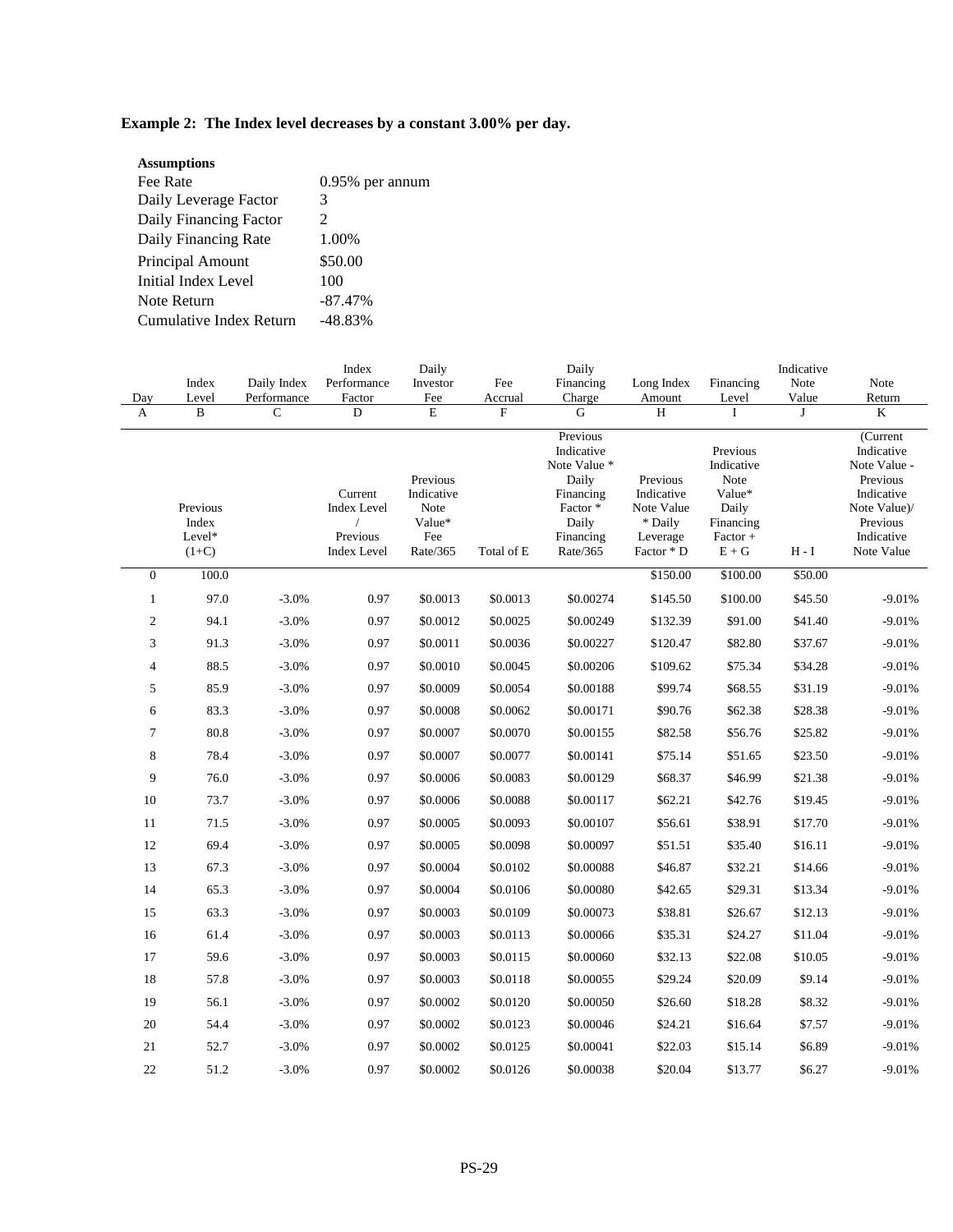**Example 2: The Index level decreases by a constant 3.00% per day.**

**Assumptions**

| | |
|---|---|
| Fee Rate | 0.95% per annum |
| Daily Leverage Factor | 3 |
| Daily Financing Factor | 2 |
| Daily Financing Rate | 1.00% |
| Principal Amount | $50.00 |
| Initial Index Level | 100 |
| Note Return | -87.47% |
| Cumulative Index Return | -48.83% |

| Day | Index Level | Daily Index Performance | Index Performance Factor | Daily Investor Fee | Fee Accrual | Daily Financing Charge | Long Index Amount | Financing Level | Indicative Note Value | Note Return |
|---|---|---|---|---|---|---|---|---|---|---|
| A | B | C | D | E | F | G | H | I | J | K |
| | Previous Index Level* (1+C) | | Current Index Level / Previous Index Level | Previous Indicative Note Value* Fee Rate/365 | Total of E | Previous Indicative Note Value * Daily Financing Factor * Daily Financing Rate/365 | Previous Indicative Note Value * Daily Leverage Factor * D | Previous Indicative Note Value* Daily Financing Factor + E + G | H - I | (Current Indicative Note Value - Previous Indicative Note Value)/ Previous Indicative Note Value |
| 0 | 100.0 | | | | | | $150.00 | $100.00 | $50.00 | |
| 1 | 97.0 | -3.0% | 0.97 | $0.0013 | $0.0013 | $0.00274 | $145.50 | $100.00 | $45.50 | -9.01% |
| 2 | 94.1 | -3.0% | 0.97 | $0.0012 | $0.0025 | $0.00249 | $132.39 | $91.00 | $41.40 | -9.01% |
| 3 | 91.3 | -3.0% | 0.97 | $0.0011 | $0.0036 | $0.00227 | $120.47 | $82.80 | $37.67 | -9.01% |
| 4 | 88.5 | -3.0% | 0.97 | $0.0010 | $0.0045 | $0.00206 | $109.62 | $75.34 | $34.28 | -9.01% |
| 5 | 85.9 | -3.0% | 0.97 | $0.0009 | $0.0054 | $0.00188 | $99.74 | $68.55 | $31.19 | -9.01% |
| 6 | 83.3 | -3.0% | 0.97 | $0.0008 | $0.0062 | $0.00171 | $90.76 | $62.38 | $28.38 | -9.01% |
| 7 | 80.8 | -3.0% | 0.97 | $0.0007 | $0.0070 | $0.00155 | $82.58 | $56.76 | $25.82 | -9.01% |
| 8 | 78.4 | -3.0% | 0.97 | $0.0007 | $0.0077 | $0.00141 | $75.14 | $51.65 | $23.50 | -9.01% |
| 9 | 76.0 | -3.0% | 0.97 | $0.0006 | $0.0083 | $0.00129 | $68.37 | $46.99 | $21.38 | -9.01% |
| 10 | 73.7 | -3.0% | 0.97 | $0.0006 | $0.0088 | $0.00117 | $62.21 | $42.76 | $19.45 | -9.01% |
| 11 | 71.5 | -3.0% | 0.97 | $0.0005 | $0.0093 | $0.00107 | $56.61 | $38.91 | $17.70 | -9.01% |
| 12 | 69.4 | -3.0% | 0.97 | $0.0005 | $0.0098 | $0.00097 | $51.51 | $35.40 | $16.11 | -9.01% |
| 13 | 67.3 | -3.0% | 0.97 | $0.0004 | $0.0102 | $0.00088 | $46.87 | $32.21 | $14.66 | -9.01% |
| 14 | 65.3 | -3.0% | 0.97 | $0.0004 | $0.0106 | $0.00080 | $42.65 | $29.31 | $13.34 | -9.01% |
| 15 | 63.3 | -3.0% | 0.97 | $0.0003 | $0.0109 | $0.00073 | $38.81 | $26.67 | $12.13 | -9.01% |
| 16 | 61.4 | -3.0% | 0.97 | $0.0003 | $0.0113 | $0.00066 | $35.31 | $24.27 | $11.04 | -9.01% |
| 17 | 59.6 | -3.0% | 0.97 | $0.0003 | $0.0115 | $0.00060 | $32.13 | $22.08 | $10.05 | -9.01% |
| 18 | 57.8 | -3.0% | 0.97 | $0.0003 | $0.0118 | $0.00055 | $29.24 | $20.09 | $9.14 | -9.01% |
| 19 | 56.1 | -3.0% | 0.97 | $0.0002 | $0.0120 | $0.00050 | $26.60 | $18.28 | $8.32 | -9.01% |
| 20 | 54.4 | -3.0% | 0.97 | $0.0002 | $0.0123 | $0.00046 | $24.21 | $16.64 | $7.57 | -9.01% |
| 21 | 52.7 | -3.0% | 0.97 | $0.0002 | $0.0125 | $0.00041 | $22.03 | $15.14 | $6.89 | -9.01% |
| 22 | 51.2 | -3.0% | 0.97 | $0.0002 | $0.0126 | $0.00038 | $20.04 | $13.77 | $6.27 | -9.01% |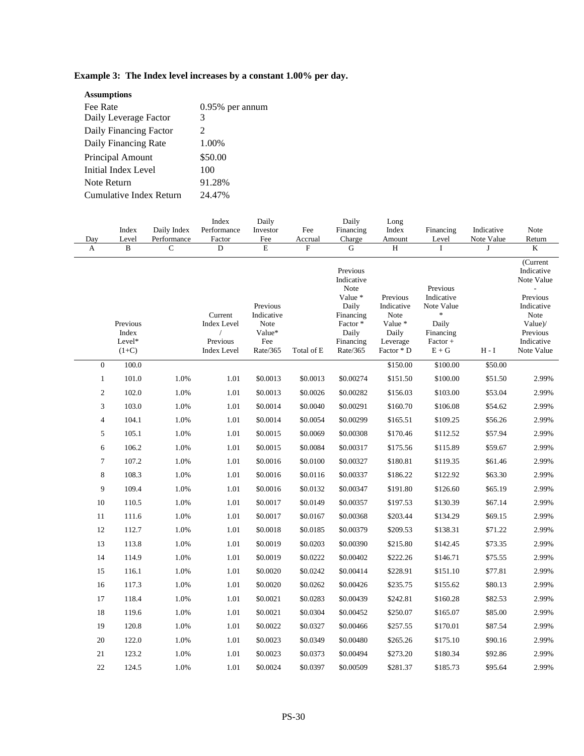**Example 3: The Index level increases by a constant 1.00% per day.**

**Assumptions**

| | |
|---|---|
| Fee Rate | 0.95% per annum |
| Daily Leverage Factor | 3 |
| Daily Financing Factor | 2 |
| Daily Financing Rate | 1.00% |
| Principal Amount | $50.00 |
| Initial Index Level | 100 |
| Note Return | 91.28% |
| Cumulative Index Return | 24.47% |

| Day | Index Level | Daily Index Performance | Index Performance Factor | Daily Investor Fee | Fee Accrual | Daily Financing Charge | Long Index Amount | Financing Level | Indicative Note Value | Note Return |
|---|---|---|---|---|---|---|---|---|---|---|
| A | B | C | D | E | F | G | H | I | J | K |
| | Previous Index Level* (1+C) | | Current Index Level / Previous Index Level | Previous Indicative Note Value* Fee Rate/365 | Total of E | Previous Indicative Note Value * Daily Financing Factor * Daily Financing Rate/365 | Previous Indicative Note Value * Daily Leverage Factor * D | Previous Indicative Note Value * Daily Financing Factor + E + G | H - I | (Current Indicative Note Value - Previous Indicative Note Value)/ Previous Indicative Note Value |
| 0 | 100.0 | | | | | | $150.00 | $100.00 | $50.00 | |
| 1 | 101.0 | 1.0% | 1.01 | $0.0013 | $0.0013 | $0.00274 | $151.50 | $100.00 | $51.50 | 2.99% |
| 2 | 102.0 | 1.0% | 1.01 | $0.0013 | $0.0026 | $0.00282 | $156.03 | $103.00 | $53.04 | 2.99% |
| 3 | 103.0 | 1.0% | 1.01 | $0.0014 | $0.0040 | $0.00291 | $160.70 | $106.08 | $54.62 | 2.99% |
| 4 | 104.1 | 1.0% | 1.01 | $0.0014 | $0.0054 | $0.00299 | $165.51 | $109.25 | $56.26 | 2.99% |
| 5 | 105.1 | 1.0% | 1.01 | $0.0015 | $0.0069 | $0.00308 | $170.46 | $112.52 | $57.94 | 2.99% |
| 6 | 106.2 | 1.0% | 1.01 | $0.0015 | $0.0084 | $0.00317 | $175.56 | $115.89 | $59.67 | 2.99% |
| 7 | 107.2 | 1.0% | 1.01 | $0.0016 | $0.0100 | $0.00327 | $180.81 | $119.35 | $61.46 | 2.99% |
| 8 | 108.3 | 1.0% | 1.01 | $0.0016 | $0.0116 | $0.00337 | $186.22 | $122.92 | $63.30 | 2.99% |
| 9 | 109.4 | 1.0% | 1.01 | $0.0016 | $0.0132 | $0.00347 | $191.80 | $126.60 | $65.19 | 2.99% |
| 10 | 110.5 | 1.0% | 1.01 | $0.0017 | $0.0149 | $0.00357 | $197.53 | $130.39 | $67.14 | 2.99% |
| 11 | 111.6 | 1.0% | 1.01 | $0.0017 | $0.0167 | $0.00368 | $203.44 | $134.29 | $69.15 | 2.99% |
| 12 | 112.7 | 1.0% | 1.01 | $0.0018 | $0.0185 | $0.00379 | $209.53 | $138.31 | $71.22 | 2.99% |
| 13 | 113.8 | 1.0% | 1.01 | $0.0019 | $0.0203 | $0.00390 | $215.80 | $142.45 | $73.35 | 2.99% |
| 14 | 114.9 | 1.0% | 1.01 | $0.0019 | $0.0222 | $0.00402 | $222.26 | $146.71 | $75.55 | 2.99% |
| 15 | 116.1 | 1.0% | 1.01 | $0.0020 | $0.0242 | $0.00414 | $228.91 | $151.10 | $77.81 | 2.99% |
| 16 | 117.3 | 1.0% | 1.01 | $0.0020 | $0.0262 | $0.00426 | $235.75 | $155.62 | $80.13 | 2.99% |
| 17 | 118.4 | 1.0% | 1.01 | $0.0021 | $0.0283 | $0.00439 | $242.81 | $160.28 | $82.53 | 2.99% |
| 18 | 119.6 | 1.0% | 1.01 | $0.0021 | $0.0304 | $0.00452 | $250.07 | $165.07 | $85.00 | 2.99% |
| 19 | 120.8 | 1.0% | 1.01 | $0.0022 | $0.0327 | $0.00466 | $257.55 | $170.01 | $87.54 | 2.99% |
| 20 | 122.0 | 1.0% | 1.01 | $0.0023 | $0.0349 | $0.00480 | $265.26 | $175.10 | $90.16 | 2.99% |
| 21 | 123.2 | 1.0% | 1.01 | $0.0023 | $0.0373 | $0.00494 | $273.20 | $180.34 | $92.86 | 2.99% |
| 22 | 124.5 | 1.0% | 1.01 | $0.0024 | $0.0397 | $0.00509 | $281.37 | $185.73 | $95.64 | 2.99% |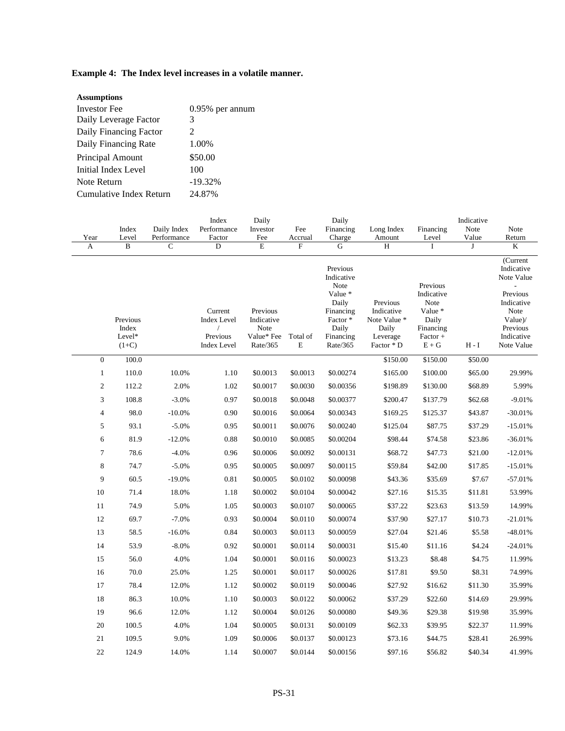**Example 4: The Index level increases in a volatile manner.**

**Assumptions**

| | |
|---|---|
| Investor Fee | 0.95% per annum |
| Daily Leverage Factor | 3 |
| Daily Financing Factor | 2 |
| Daily Financing Rate | 1.00% |
| Principal Amount | $50.00 |
| Initial Index Level | 100 |
| Note Return | -19.32% |
| Cumulative Index Return | 24.87% |

| Year | Index Level | Daily Index Performance | Index Performance Factor | Daily Investor Fee | Fee Accrual | Daily Financing Charge | Long Index Amount | Financing Level | Indicative Note Value | Note Return |
|---|---|---|---|---|---|---|---|---|---|---|
| A | B | C | D | E | F | G | H | I | J | K |
| | Previous Index Level* (1+C) | | Current Index Level / Previous Index Level | Previous Indicative Note Value* Fee Rate/365 | Total of E | Previous Indicative Note Value * Daily Financing Factor * Daily Financing Rate/365 | Previous Indicative Note Value * Daily Leverage Factor * D | Previous Indicative Note Value * Daily Financing Factor + E + G | H - I | (Current Indicative Note Value - Previous Indicative Note Value)/ Previous Indicative Note Value |
| 0 | 100.0 | | | | | | $150.00 | $150.00 | $50.00 | |
| 1 | 110.0 | 10.0% | 1.10 | $0.0013 | $0.0013 | $0.00274 | $165.00 | $100.00 | $65.00 | 29.99% |
| 2 | 112.2 | 2.0% | 1.02 | $0.0017 | $0.0030 | $0.00356 | $198.89 | $130.00 | $68.89 | 5.99% |
| 3 | 108.8 | -3.0% | 0.97 | $0.0018 | $0.0048 | $0.00377 | $200.47 | $137.79 | $62.68 | -9.01% |
| 4 | 98.0 | -10.0% | 0.90 | $0.0016 | $0.0064 | $0.00343 | $169.25 | $125.37 | $43.87 | -30.01% |
| 5 | 93.1 | -5.0% | 0.95 | $0.0011 | $0.0076 | $0.00240 | $125.04 | $87.75 | $37.29 | -15.01% |
| 6 | 81.9 | -12.0% | 0.88 | $0.0010 | $0.0085 | $0.00204 | $98.44 | $74.58 | $23.86 | -36.01% |
| 7 | 78.6 | -4.0% | 0.96 | $0.0006 | $0.0092 | $0.00131 | $68.72 | $47.73 | $21.00 | -12.01% |
| 8 | 74.7 | -5.0% | 0.95 | $0.0005 | $0.0097 | $0.00115 | $59.84 | $42.00 | $17.85 | -15.01% |
| 9 | 60.5 | -19.0% | 0.81 | $0.0005 | $0.0102 | $0.00098 | $43.36 | $35.69 | $7.67 | -57.01% |
| 10 | 71.4 | 18.0% | 1.18 | $0.0002 | $0.0104 | $0.00042 | $27.16 | $15.35 | $11.81 | 53.99% |
| 11 | 74.9 | 5.0% | 1.05 | $0.0003 | $0.0107 | $0.00065 | $37.22 | $23.63 | $13.59 | 14.99% |
| 12 | 69.7 | -7.0% | 0.93 | $0.0004 | $0.0110 | $0.00074 | $37.90 | $27.17 | $10.73 | -21.01% |
| 13 | 58.5 | -16.0% | 0.84 | $0.0003 | $0.0113 | $0.00059 | $27.04 | $21.46 | $5.58 | -48.01% |
| 14 | 53.9 | -8.0% | 0.92 | $0.0001 | $0.0114 | $0.00031 | $15.40 | $11.16 | $4.24 | -24.01% |
| 15 | 56.0 | 4.0% | 1.04 | $0.0001 | $0.0116 | $0.00023 | $13.23 | $8.48 | $4.75 | 11.99% |
| 16 | 70.0 | 25.0% | 1.25 | $0.0001 | $0.0117 | $0.00026 | $17.81 | $9.50 | $8.31 | 74.99% |
| 17 | 78.4 | 12.0% | 1.12 | $0.0002 | $0.0119 | $0.00046 | $27.92 | $16.62 | $11.30 | 35.99% |
| 18 | 86.3 | 10.0% | 1.10 | $0.0003 | $0.0122 | $0.00062 | $37.29 | $22.60 | $14.69 | 29.99% |
| 19 | 96.6 | 12.0% | 1.12 | $0.0004 | $0.0126 | $0.00080 | $49.36 | $29.38 | $19.98 | 35.99% |
| 20 | 100.5 | 4.0% | 1.04 | $0.0005 | $0.0131 | $0.00109 | $62.33 | $39.95 | $22.37 | 11.99% |
| 21 | 109.5 | 9.0% | 1.09 | $0.0006 | $0.0137 | $0.00123 | $73.16 | $44.75 | $28.41 | 26.99% |
| 22 | 124.9 | 14.0% | 1.14 | $0.0007 | $0.0144 | $0.00156 | $97.16 | $56.82 | $40.34 | 41.99% |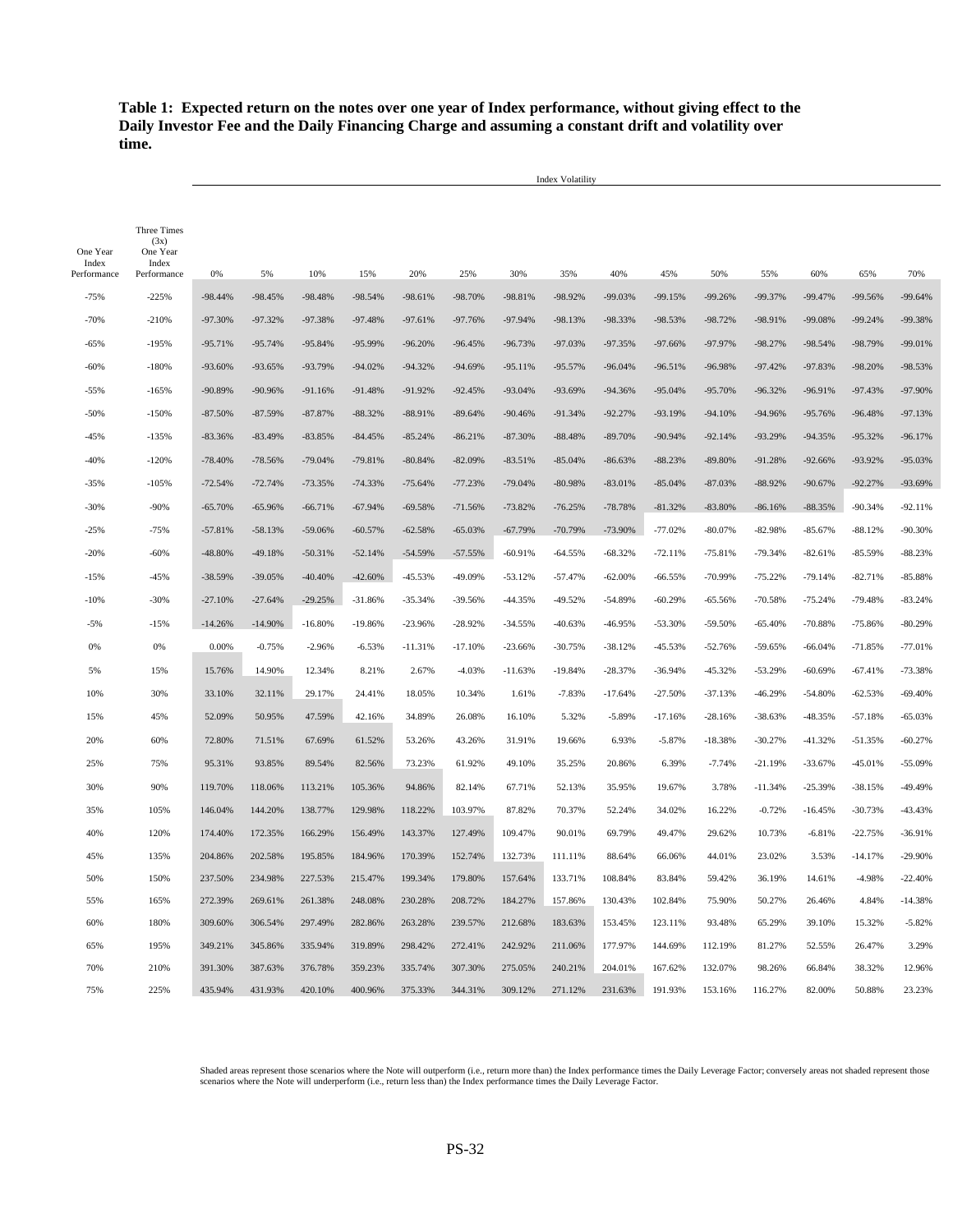**Table 1: Expected return on the notes over one year of Index performance, without giving effect to the Daily Investor Fee and the Daily Financing Charge and assuming a constant drift and volatility over time.**

| | | Index Volatility | | | | | | | | | | | | | | |
|---|---|---|---|---|---|---|---|---|---|---|---|---|---|---|---|---|
| One Year Index Performance | Three Times (3x) One Year Index Performance | 0% | 5% | 10% | 15% | 20% | 25% | 30% | 35% | 40% | 45% | 50% | 55% | 60% | 65% | 70% |
| -75% | -225% | -98.44% | -98.45% | -98.48% | -98.54% | -98.61% | -98.70% | -98.81% | -98.92% | -99.03% | -99.15% | -99.26% | -99.37% | -99.47% | -99.56% | -99.64% |
| -70% | -210% | -97.30% | -97.32% | -97.38% | -97.48% | -97.61% | -97.76% | -97.94% | -98.13% | -98.33% | -98.53% | -98.72% | -98.91% | -99.08% | -99.24% | -99.38% |
| -65% | -195% | -95.71% | -95.74% | -95.84% | -95.99% | -96.20% | -96.45% | -96.73% | -97.03% | -97.35% | -97.66% | -97.97% | -98.27% | -98.54% | -98.79% | -99.01% |
| -60% | -180% | -93.60% | -93.65% | -93.79% | -94.02% | -94.32% | -94.69% | -95.11% | -95.57% | -96.04% | -96.51% | -96.98% | -97.42% | -97.83% | -98.20% | -98.53% |
| -55% | -165% | -90.89% | -90.96% | -91.16% | -91.48% | -91.92% | -92.45% | -93.04% | -93.69% | -94.36% | -95.04% | -95.70% | -96.32% | -96.91% | -97.43% | -97.90% |
| -50% | -150% | -87.50% | -87.59% | -87.87% | -88.32% | -88.91% | -89.64% | -90.46% | -91.34% | -92.27% | -93.19% | -94.10% | -94.96% | -95.76% | -96.48% | -97.13% |
| -45% | -135% | -83.36% | -83.49% | -83.85% | -84.45% | -85.24% | -86.21% | -87.30% | -88.48% | -89.70% | -90.94% | -92.14% | -93.29% | -94.35% | -95.32% | -96.17% |
| -40% | -120% | -78.40% | -78.56% | -79.04% | -79.81% | -80.84% | -82.09% | -83.51% | -85.04% | -86.63% | -88.23% | -89.80% | -91.28% | -92.66% | -93.92% | -95.03% |
| -35% | -105% | -72.54% | -72.74% | -73.35% | -74.33% | -75.64% | -77.23% | -79.04% | -80.98% | -83.01% | -85.04% | -87.03% | -88.92% | -90.67% | -92.27% | -93.69% |
| -30% | -90% | -65.70% | -65.96% | -66.71% | -67.94% | -69.58% | -71.56% | -73.82% | -76.25% | -78.78% | -81.32% | -83.80% | -86.16% | -88.35% | -90.34% | -92.11% |
| -25% | -75% | -57.81% | -58.13% | -59.06% | -60.57% | -62.58% | -65.03% | -67.79% | -70.79% | -73.90% | -77.02% | -80.07% | -82.98% | -85.67% | -88.12% | -90.30% |
| -20% | -60% | -48.80% | -49.18% | -50.31% | -52.14% | -54.59% | -57.55% | -60.91% | -64.55% | -68.32% | -72.11% | -75.81% | -79.34% | -82.61% | -85.59% | -88.23% |
| -15% | -45% | -38.59% | -39.05% | -40.40% | -42.60% | -45.53% | -49.09% | -53.12% | -57.47% | -62.00% | -66.55% | -70.99% | -75.22% | -79.14% | -82.71% | -85.88% |
| -10% | -30% | -27.10% | -27.64% | -29.25% | -31.86% | -35.34% | -39.56% | -44.35% | -49.52% | -54.89% | -60.29% | -65.56% | -70.58% | -75.24% | -79.48% | -83.24% |
| -5% | -15% | -14.26% | -14.90% | -16.80% | -19.86% | -23.96% | -28.92% | -34.55% | -40.63% | -46.95% | -53.30% | -59.50% | -65.40% | -70.88% | -75.86% | -80.29% |
| 0% | 0% | 0.00% | -0.75% | -2.96% | -6.53% | -11.31% | -17.10% | -23.66% | -30.75% | -38.12% | -45.53% | -52.76% | -59.65% | -66.04% | -71.85% | -77.01% |
| 5% | 15% | 15.76% | 14.90% | 12.34% | 8.21% | 2.67% | -4.03% | -11.63% | -19.84% | -28.37% | -36.94% | -45.32% | -53.29% | -60.69% | -67.41% | -73.38% |
| 10% | 30% | 33.10% | 32.11% | 29.17% | 24.41% | 18.05% | 10.34% | 1.61% | -7.83% | -17.64% | -27.50% | -37.13% | -46.29% | -54.80% | -62.53% | -69.40% |
| 15% | 45% | 52.09% | 50.95% | 47.59% | 42.16% | 34.89% | 26.08% | 16.10% | 5.32% | -5.89% | -17.16% | -28.16% | -38.63% | -48.35% | -57.18% | -65.03% |
| 20% | 60% | 72.80% | 71.51% | 67.69% | 61.52% | 53.26% | 43.26% | 31.91% | 19.66% | 6.93% | -5.87% | -18.38% | -30.27% | -41.32% | -51.35% | -60.27% |
| 25% | 75% | 95.31% | 93.85% | 89.54% | 82.56% | 73.23% | 61.92% | 49.10% | 35.25% | 20.86% | 6.39% | -7.74% | -21.19% | -33.67% | -45.01% | -55.09% |
| 30% | 90% | 119.70% | 118.06% | 113.21% | 105.36% | 94.86% | 82.14% | 67.71% | 52.13% | 35.95% | 19.67% | 3.78% | -11.34% | -25.39% | -38.15% | -49.49% |
| 35% | 105% | 146.04% | 144.20% | 138.77% | 129.98% | 118.22% | 103.97% | 87.82% | 70.37% | 52.24% | 34.02% | 16.22% | -0.72% | -16.45% | -30.73% | -43.43% |
| 40% | 120% | 174.40% | 172.35% | 166.29% | 156.49% | 143.37% | 127.49% | 109.47% | 90.01% | 69.79% | 49.47% | 29.62% | 10.73% | -6.81% | -22.75% | -36.91% |
| 45% | 135% | 204.86% | 202.58% | 195.85% | 184.96% | 170.39% | 152.74% | 132.73% | 111.11% | 88.64% | 66.06% | 44.01% | 23.02% | 3.53% | -14.17% | -29.90% |
| 50% | 150% | 237.50% | 234.98% | 227.53% | 215.47% | 199.34% | 179.80% | 157.64% | 133.71% | 108.84% | 83.84% | 59.42% | 36.19% | 14.61% | -4.98% | -22.40% |
| 55% | 165% | 272.39% | 269.61% | 261.38% | 248.08% | 230.28% | 208.72% | 184.27% | 157.86% | 130.43% | 102.84% | 75.90% | 50.27% | 26.46% | 4.84% | -14.38% |
| 60% | 180% | 309.60% | 306.54% | 297.49% | 282.86% | 263.28% | 239.57% | 212.68% | 183.63% | 153.45% | 123.11% | 93.48% | 65.29% | 39.10% | 15.32% | -5.82% |
| 65% | 195% | 349.21% | 345.86% | 335.94% | 319.89% | 298.42% | 272.41% | 242.92% | 211.06% | 177.97% | 144.69% | 112.19% | 81.27% | 52.55% | 26.47% | 3.29% |
| 70% | 210% | 391.30% | 387.63% | 376.78% | 359.23% | 335.74% | 307.30% | 275.05% | 240.21% | 204.01% | 167.62% | 132.07% | 98.26% | 66.84% | 38.32% | 12.96% |
| 75% | 225% | 435.94% | 431.93% | 420.10% | 400.96% | 375.33% | 344.31% | 309.12% | 271.12% | 231.63% | 191.93% | 153.16% | 116.27% | 82.00% | 50.88% | 23.23% |

Shaded areas represent those scenarios where the Note will outperform (i.e., return more than) the Index performance times the Daily Leverage Factor; conversely areas not shaded represent those scenarios where the Note will underperform (i.e., return less than) the Index performance times the Daily Leverage Factor.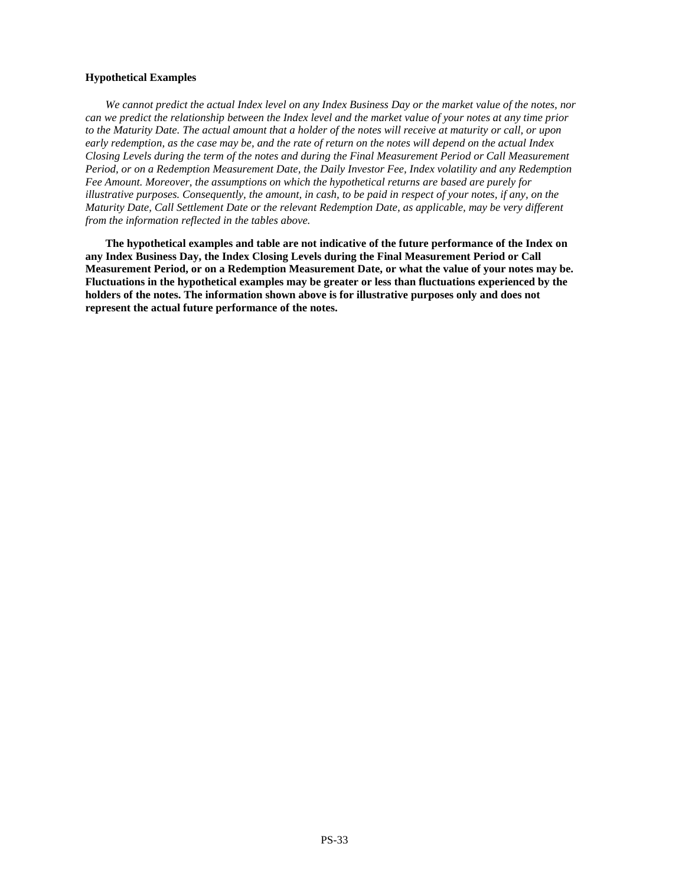**Hypothetical Examples**

*We cannot predict the actual Index level on any Index Business Day or the market value of the notes, nor can we predict the relationship between the Index level and the market value of your notes at any time prior to the Maturity Date. The actual amount that a holder of the notes will receive at maturity or call, or upon early redemption, as the case may be, and the rate of return on the notes will depend on the actual Index Closing Levels during the term of the notes and during the Final Measurement Period or Call Measurement Period, or on a Redemption Measurement Date, the Daily Investor Fee, Index volatility and any Redemption Fee Amount. Moreover, the assumptions on which the hypothetical returns are based are purely for illustrative purposes. Consequently, the amount, in cash, to be paid in respect of your notes, if any, on the Maturity Date, Call Settlement Date or the relevant Redemption Date, as applicable, may be very different from the information reflected in the tables above.*

**The hypothetical examples and table are not indicative of the future performance of the Index on any Index Business Day, the Index Closing Levels during the Final Measurement Period or Call Measurement Period, or on a Redemption Measurement Date, or what the value of your notes may be. Fluctuations in the hypothetical examples may be greater or less than fluctuations experienced by the holders of the notes. The information shown above is for illustrative purposes only and does not represent the actual future performance of the notes.**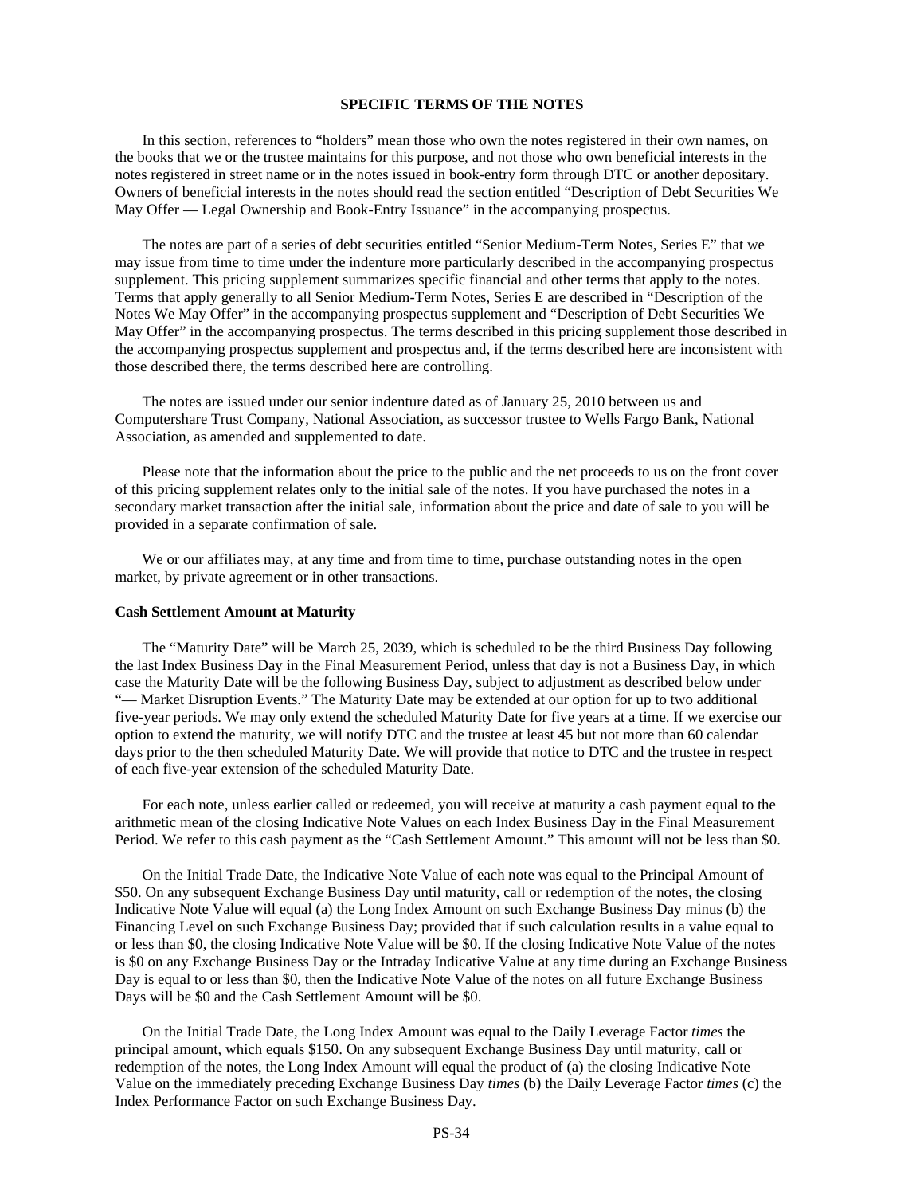# SPECIFIC TERMS OF THE NOTES

In this section, references to "holders" mean those who own the notes registered in their own names, on the books that we or the trustee maintains for this purpose, and not those who own beneficial interests in the notes registered in street name or in the notes issued in book-entry form through DTC or another depositary. Owners of beneficial interests in the notes should read the section entitled "Description of Debt Securities We May Offer — Legal Ownership and Book-Entry Issuance" in the accompanying prospectus.

The notes are part of a series of debt securities entitled "Senior Medium-Term Notes, Series E" that we may issue from time to time under the indenture more particularly described in the accompanying prospectus supplement. This pricing supplement summarizes specific financial and other terms that apply to the notes. Terms that apply generally to all Senior Medium-Term Notes, Series E are described in "Description of the Notes We May Offer" in the accompanying prospectus supplement and "Description of Debt Securities We May Offer" in the accompanying prospectus. The terms described in this pricing supplement those described in the accompanying prospectus supplement and prospectus and, if the terms described here are inconsistent with those described there, the terms described here are controlling.

The notes are issued under our senior indenture dated as of January 25, 2010 between us and Computershare Trust Company, National Association, as successor trustee to Wells Fargo Bank, National Association, as amended and supplemented to date.

Please note that the information about the price to the public and the net proceeds to us on the front cover of this pricing supplement relates only to the initial sale of the notes. If you have purchased the notes in a secondary market transaction after the initial sale, information about the price and date of sale to you will be provided in a separate confirmation of sale.

We or our affiliates may, at any time and from time to time, purchase outstanding notes in the open market, by private agreement or in other transactions.

### Cash Settlement Amount at Maturity

The "Maturity Date" will be March 25, 2039, which is scheduled to be the third Business Day following the last Index Business Day in the Final Measurement Period, unless that day is not a Business Day, in which case the Maturity Date will be the following Business Day, subject to adjustment as described below under "— Market Disruption Events." The Maturity Date may be extended at our option for up to two additional five-year periods. We may only extend the scheduled Maturity Date for five years at a time. If we exercise our option to extend the maturity, we will notify DTC and the trustee at least 45 but not more than 60 calendar days prior to the then scheduled Maturity Date. We will provide that notice to DTC and the trustee in respect of each five-year extension of the scheduled Maturity Date.

For each note, unless earlier called or redeemed, you will receive at maturity a cash payment equal to the arithmetic mean of the closing Indicative Note Values on each Index Business Day in the Final Measurement Period. We refer to this cash payment as the "Cash Settlement Amount." This amount will not be less than $0.

On the Initial Trade Date, the Indicative Note Value of each note was equal to the Principal Amount of $50. On any subsequent Exchange Business Day until maturity, call or redemption of the notes, the closing Indicative Note Value will equal (a) the Long Index Amount on such Exchange Business Day minus (b) the Financing Level on such Exchange Business Day; provided that if such calculation results in a value equal to or less than $0, the closing Indicative Note Value will be $0. If the closing Indicative Note Value of the notes is $0 on any Exchange Business Day or the Intraday Indicative Value at any time during an Exchange Business Day is equal to or less than $0, then the Indicative Note Value of the notes on all future Exchange Business Days will be $0 and the Cash Settlement Amount will be $0.

On the Initial Trade Date, the Long Index Amount was equal to the Daily Leverage Factor *times* the principal amount, which equals $150. On any subsequent Exchange Business Day until maturity, call or redemption of the notes, the Long Index Amount will equal the product of (a) the closing Indicative Note Value on the immediately preceding Exchange Business Day *times* (b) the Daily Leverage Factor *times* (c) the Index Performance Factor on such Exchange Business Day.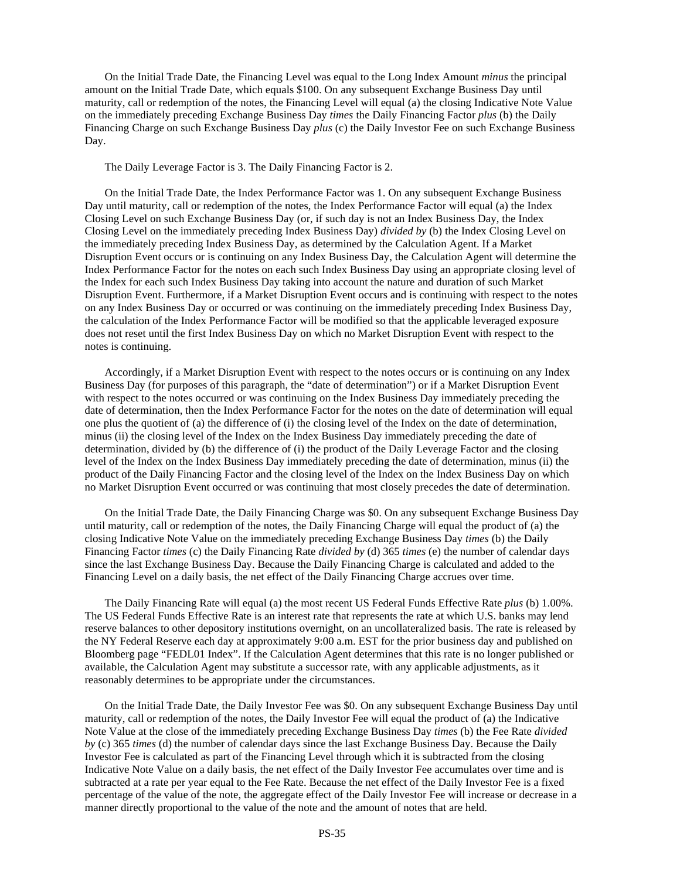On the Initial Trade Date, the Financing Level was equal to the Long Index Amount *minus* the principal amount on the Initial Trade Date, which equals $100. On any subsequent Exchange Business Day until maturity, call or redemption of the notes, the Financing Level will equal (a) the closing Indicative Note Value on the immediately preceding Exchange Business Day *times* the Daily Financing Factor *plus* (b) the Daily Financing Charge on such Exchange Business Day *plus* (c) the Daily Investor Fee on such Exchange Business Day.

The Daily Leverage Factor is 3. The Daily Financing Factor is 2.

On the Initial Trade Date, the Index Performance Factor was 1. On any subsequent Exchange Business Day until maturity, call or redemption of the notes, the Index Performance Factor will equal (a) the Index Closing Level on such Exchange Business Day (or, if such day is not an Index Business Day, the Index Closing Level on the immediately preceding Index Business Day) *divided by* (b) the Index Closing Level on the immediately preceding Index Business Day, as determined by the Calculation Agent. If a Market Disruption Event occurs or is continuing on any Index Business Day, the Calculation Agent will determine the Index Performance Factor for the notes on each such Index Business Day using an appropriate closing level of the Index for each such Index Business Day taking into account the nature and duration of such Market Disruption Event. Furthermore, if a Market Disruption Event occurs and is continuing with respect to the notes on any Index Business Day or occurred or was continuing on the immediately preceding Index Business Day, the calculation of the Index Performance Factor will be modified so that the applicable leveraged exposure does not reset until the first Index Business Day on which no Market Disruption Event with respect to the notes is continuing.

Accordingly, if a Market Disruption Event with respect to the notes occurs or is continuing on any Index Business Day (for purposes of this paragraph, the "date of determination") or if a Market Disruption Event with respect to the notes occurred or was continuing on the Index Business Day immediately preceding the date of determination, then the Index Performance Factor for the notes on the date of determination will equal one plus the quotient of (a) the difference of (i) the closing level of the Index on the date of determination, minus (ii) the closing level of the Index on the Index Business Day immediately preceding the date of determination, divided by (b) the difference of (i) the product of the Daily Leverage Factor and the closing level of the Index on the Index Business Day immediately preceding the date of determination, minus (ii) the product of the Daily Financing Factor and the closing level of the Index on the Index Business Day on which no Market Disruption Event occurred or was continuing that most closely precedes the date of determination.

On the Initial Trade Date, the Daily Financing Charge was $0. On any subsequent Exchange Business Day until maturity, call or redemption of the notes, the Daily Financing Charge will equal the product of (a) the closing Indicative Note Value on the immediately preceding Exchange Business Day *times* (b) the Daily Financing Factor *times* (c) the Daily Financing Rate *divided by* (d) 365 *times* (e) the number of calendar days since the last Exchange Business Day. Because the Daily Financing Charge is calculated and added to the Financing Level on a daily basis, the net effect of the Daily Financing Charge accrues over time.

The Daily Financing Rate will equal (a) the most recent US Federal Funds Effective Rate *plus* (b) 1.00%. The US Federal Funds Effective Rate is an interest rate that represents the rate at which U.S. banks may lend reserve balances to other depository institutions overnight, on an uncollateralized basis. The rate is released by the NY Federal Reserve each day at approximately 9:00 a.m. EST for the prior business day and published on Bloomberg page "FEDL01 Index". If the Calculation Agent determines that this rate is no longer published or available, the Calculation Agent may substitute a successor rate, with any applicable adjustments, as it reasonably determines to be appropriate under the circumstances.

On the Initial Trade Date, the Daily Investor Fee was $0. On any subsequent Exchange Business Day until maturity, call or redemption of the notes, the Daily Investor Fee will equal the product of (a) the Indicative Note Value at the close of the immediately preceding Exchange Business Day *times* (b) the Fee Rate *divided by* (c) 365 *times* (d) the number of calendar days since the last Exchange Business Day. Because the Daily Investor Fee is calculated as part of the Financing Level through which it is subtracted from the closing Indicative Note Value on a daily basis, the net effect of the Daily Investor Fee accumulates over time and is subtracted at a rate per year equal to the Fee Rate. Because the net effect of the Daily Investor Fee is a fixed percentage of the value of the note, the aggregate effect of the Daily Investor Fee will increase or decrease in a manner directly proportional to the value of the note and the amount of notes that are held.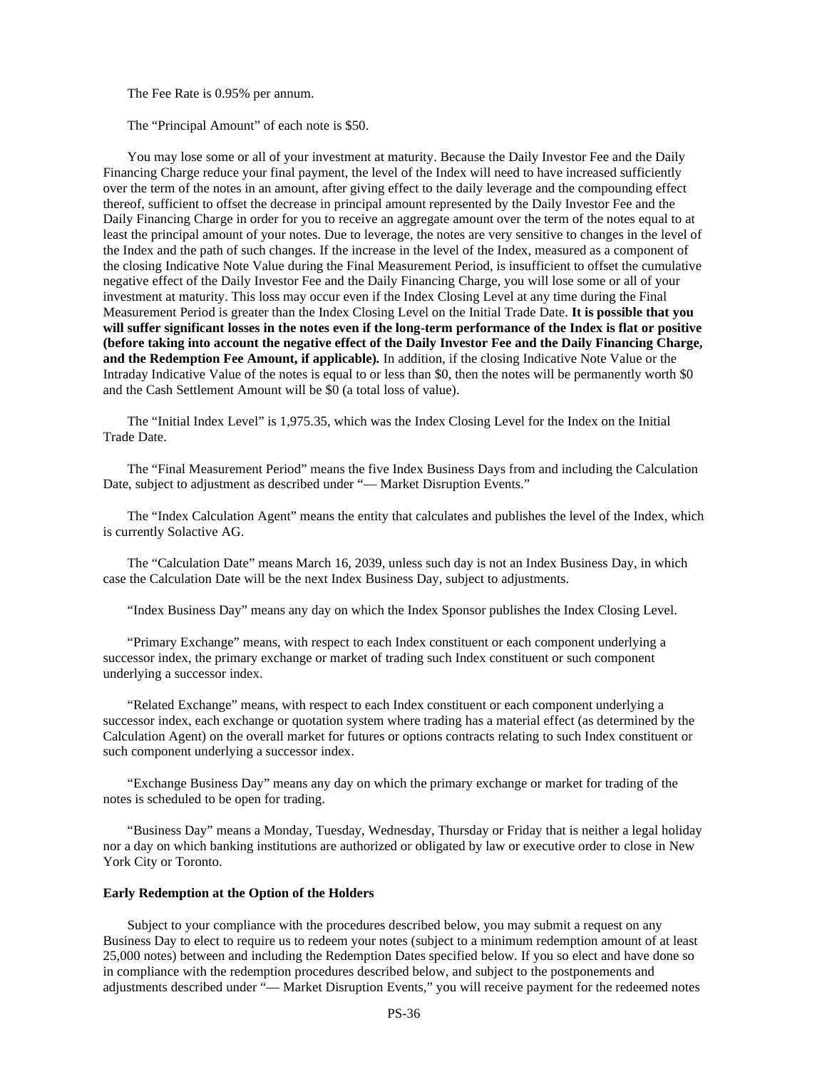The Fee Rate is 0.95% per annum.

The "Principal Amount" of each note is $50.

You may lose some or all of your investment at maturity. Because the Daily Investor Fee and the Daily Financing Charge reduce your final payment, the level of the Index will need to have increased sufficiently over the term of the notes in an amount, after giving effect to the daily leverage and the compounding effect thereof, sufficient to offset the decrease in principal amount represented by the Daily Investor Fee and the Daily Financing Charge in order for you to receive an aggregate amount over the term of the notes equal to at least the principal amount of your notes. Due to leverage, the notes are very sensitive to changes in the level of the Index and the path of such changes. If the increase in the level of the Index, measured as a component of the closing Indicative Note Value during the Final Measurement Period, is insufficient to offset the cumulative negative effect of the Daily Investor Fee and the Daily Financing Charge, you will lose some or all of your investment at maturity. This loss may occur even if the Index Closing Level at any time during the Final Measurement Period is greater than the Index Closing Level on the Initial Trade Date. **It is possible that you will suffer significant losses in the notes even if the long-term performance of the Index is flat or positive (before taking into account the negative effect of the Daily Investor Fee and the Daily Financing Charge, and the Redemption Fee Amount, if applicable).** In addition, if the closing Indicative Note Value or the Intraday Indicative Value of the notes is equal to or less than $0, then the notes will be permanently worth $0 and the Cash Settlement Amount will be $0 (a total loss of value).

The "Initial Index Level" is 1,975.35, which was the Index Closing Level for the Index on the Initial Trade Date.

The "Final Measurement Period" means the five Index Business Days from and including the Calculation Date, subject to adjustment as described under "— Market Disruption Events."

The "Index Calculation Agent" means the entity that calculates and publishes the level of the Index, which is currently Solactive AG.

The "Calculation Date" means March 16, 2039, unless such day is not an Index Business Day, in which case the Calculation Date will be the next Index Business Day, subject to adjustments.

"Index Business Day" means any day on which the Index Sponsor publishes the Index Closing Level.

"Primary Exchange" means, with respect to each Index constituent or each component underlying a successor index, the primary exchange or market of trading such Index constituent or such component underlying a successor index.

"Related Exchange" means, with respect to each Index constituent or each component underlying a successor index, each exchange or quotation system where trading has a material effect (as determined by the Calculation Agent) on the overall market for futures or options contracts relating to such Index constituent or such component underlying a successor index.

"Exchange Business Day" means any day on which the primary exchange or market for trading of the notes is scheduled to be open for trading.

"Business Day" means a Monday, Tuesday, Wednesday, Thursday or Friday that is neither a legal holiday nor a day on which banking institutions are authorized or obligated by law or executive order to close in New York City or Toronto.

**Early Redemption at the Option of the Holders**

Subject to your compliance with the procedures described below, you may submit a request on any Business Day to elect to require us to redeem your notes (subject to a minimum redemption amount of at least 25,000 notes) between and including the Redemption Dates specified below. If you so elect and have done so in compliance with the redemption procedures described below, and subject to the postponements and adjustments described under "— Market Disruption Events," you will receive payment for the redeemed notes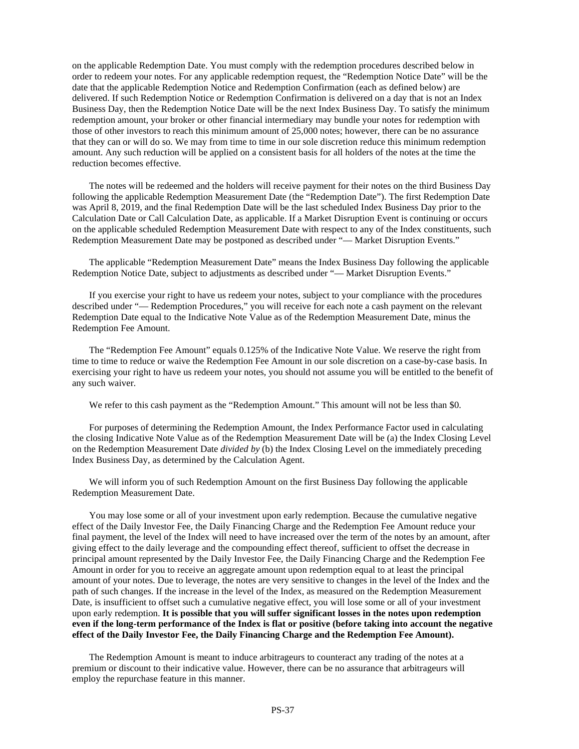on the applicable Redemption Date. You must comply with the redemption procedures described below in order to redeem your notes. For any applicable redemption request, the "Redemption Notice Date" will be the date that the applicable Redemption Notice and Redemption Confirmation (each as defined below) are delivered. If such Redemption Notice or Redemption Confirmation is delivered on a day that is not an Index Business Day, then the Redemption Notice Date will be the next Index Business Day. To satisfy the minimum redemption amount, your broker or other financial intermediary may bundle your notes for redemption with those of other investors to reach this minimum amount of 25,000 notes; however, there can be no assurance that they can or will do so. We may from time to time in our sole discretion reduce this minimum redemption amount. Any such reduction will be applied on a consistent basis for all holders of the notes at the time the reduction becomes effective.

The notes will be redeemed and the holders will receive payment for their notes on the third Business Day following the applicable Redemption Measurement Date (the "Redemption Date"). The first Redemption Date was April 8, 2019, and the final Redemption Date will be the last scheduled Index Business Day prior to the Calculation Date or Call Calculation Date, as applicable. If a Market Disruption Event is continuing or occurs on the applicable scheduled Redemption Measurement Date with respect to any of the Index constituents, such Redemption Measurement Date may be postponed as described under "— Market Disruption Events."

The applicable "Redemption Measurement Date" means the Index Business Day following the applicable Redemption Notice Date, subject to adjustments as described under "— Market Disruption Events."

If you exercise your right to have us redeem your notes, subject to your compliance with the procedures described under "— Redemption Procedures," you will receive for each note a cash payment on the relevant Redemption Date equal to the Indicative Note Value as of the Redemption Measurement Date, minus the Redemption Fee Amount.

The "Redemption Fee Amount" equals 0.125% of the Indicative Note Value. We reserve the right from time to time to reduce or waive the Redemption Fee Amount in our sole discretion on a case-by-case basis. In exercising your right to have us redeem your notes, you should not assume you will be entitled to the benefit of any such waiver.

We refer to this cash payment as the "Redemption Amount." This amount will not be less than $0.

For purposes of determining the Redemption Amount, the Index Performance Factor used in calculating the closing Indicative Note Value as of the Redemption Measurement Date will be (a) the Index Closing Level on the Redemption Measurement Date *divided by* (b) the Index Closing Level on the immediately preceding Index Business Day, as determined by the Calculation Agent.

We will inform you of such Redemption Amount on the first Business Day following the applicable Redemption Measurement Date.

You may lose some or all of your investment upon early redemption. Because the cumulative negative effect of the Daily Investor Fee, the Daily Financing Charge and the Redemption Fee Amount reduce your final payment, the level of the Index will need to have increased over the term of the notes by an amount, after giving effect to the daily leverage and the compounding effect thereof, sufficient to offset the decrease in principal amount represented by the Daily Investor Fee, the Daily Financing Charge and the Redemption Fee Amount in order for you to receive an aggregate amount upon redemption equal to at least the principal amount of your notes. Due to leverage, the notes are very sensitive to changes in the level of the Index and the path of such changes. If the increase in the level of the Index, as measured on the Redemption Measurement Date, is insufficient to offset such a cumulative negative effect, you will lose some or all of your investment upon early redemption. **It is possible that you will suffer significant losses in the notes upon redemption even if the long-term performance of the Index is flat or positive (before taking into account the negative effect of the Daily Investor Fee, the Daily Financing Charge and the Redemption Fee Amount).**

The Redemption Amount is meant to induce arbitrageurs to counteract any trading of the notes at a premium or discount to their indicative value. However, there can be no assurance that arbitrageurs will employ the repurchase feature in this manner.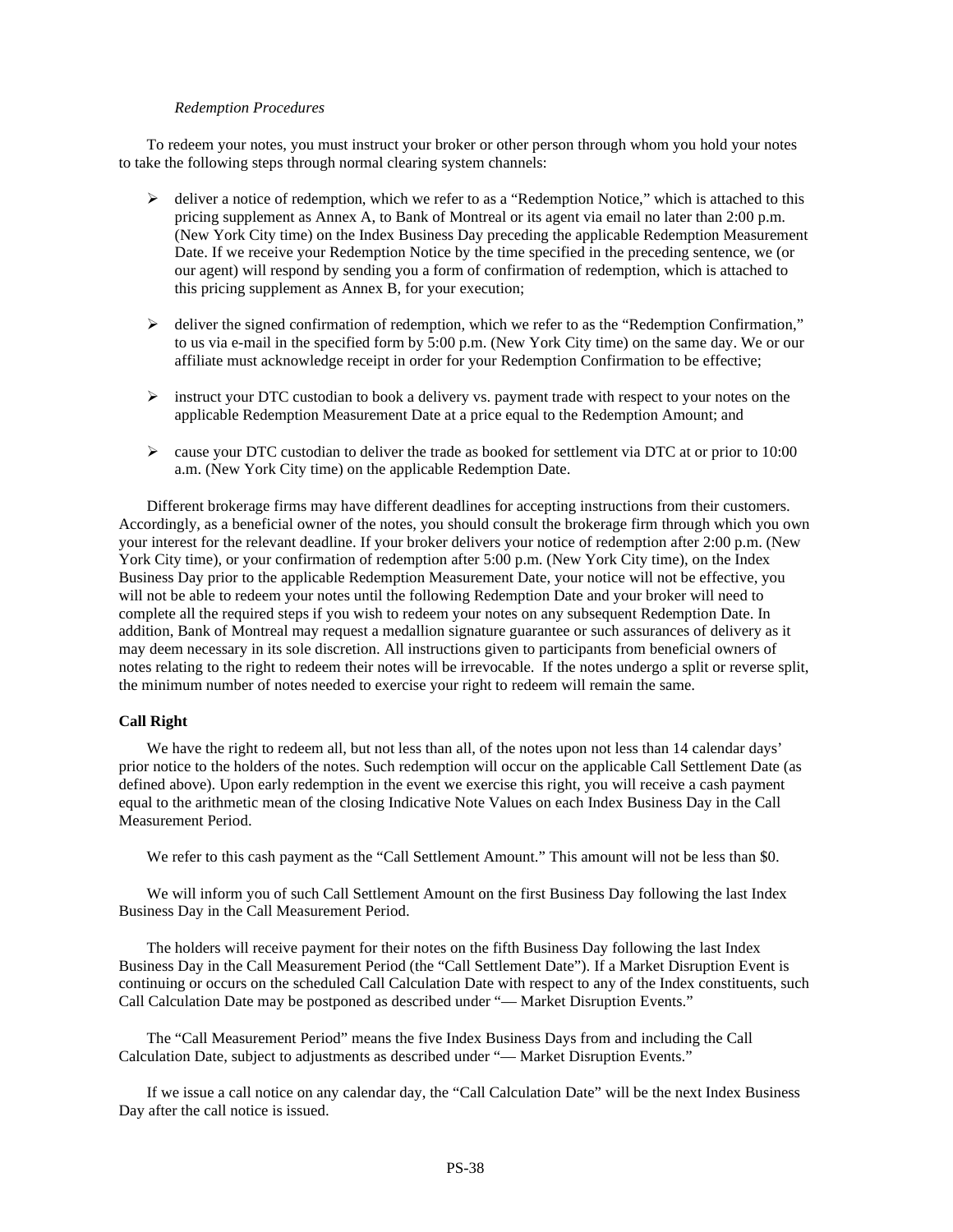*Redemption Procedures*

To redeem your notes, you must instruct your broker or other person through whom you hold your notes to take the following steps through normal clearing system channels:

- deliver a notice of redemption, which we refer to as a "Redemption Notice," which is attached to this pricing supplement as Annex A, to Bank of Montreal or its agent via email no later than 2:00 p.m. (New York City time) on the Index Business Day preceding the applicable Redemption Measurement Date. If we receive your Redemption Notice by the time specified in the preceding sentence, we (or our agent) will respond by sending you a form of confirmation of redemption, which is attached to this pricing supplement as Annex B, for your execution;

- deliver the signed confirmation of redemption, which we refer to as the "Redemption Confirmation," to us via e-mail in the specified form by 5:00 p.m. (New York City time) on the same day. We or our affiliate must acknowledge receipt in order for your Redemption Confirmation to be effective;

- instruct your DTC custodian to book a delivery vs. payment trade with respect to your notes on the applicable Redemption Measurement Date at a price equal to the Redemption Amount; and

- cause your DTC custodian to deliver the trade as booked for settlement via DTC at or prior to 10:00 a.m. (New York City time) on the applicable Redemption Date.

Different brokerage firms may have different deadlines for accepting instructions from their customers. Accordingly, as a beneficial owner of the notes, you should consult the brokerage firm through which you own your interest for the relevant deadline. If your broker delivers your notice of redemption after 2:00 p.m. (New York City time), or your confirmation of redemption after 5:00 p.m. (New York City time), on the Index Business Day prior to the applicable Redemption Measurement Date, your notice will not be effective, you will not be able to redeem your notes until the following Redemption Date and your broker will need to complete all the required steps if you wish to redeem your notes on any subsequent Redemption Date. In addition, Bank of Montreal may request a medallion signature guarantee or such assurances of delivery as it may deem necessary in its sole discretion. All instructions given to participants from beneficial owners of notes relating to the right to redeem their notes will be irrevocable. If the notes undergo a split or reverse split, the minimum number of notes needed to exercise your right to redeem will remain the same.

**Call Right**

We have the right to redeem all, but not less than all, of the notes upon not less than 14 calendar days' prior notice to the holders of the notes. Such redemption will occur on the applicable Call Settlement Date (as defined above). Upon early redemption in the event we exercise this right, you will receive a cash payment equal to the arithmetic mean of the closing Indicative Note Values on each Index Business Day in the Call Measurement Period.

We refer to this cash payment as the "Call Settlement Amount." This amount will not be less than $0.

We will inform you of such Call Settlement Amount on the first Business Day following the last Index Business Day in the Call Measurement Period.

The holders will receive payment for their notes on the fifth Business Day following the last Index Business Day in the Call Measurement Period (the "Call Settlement Date"). If a Market Disruption Event is continuing or occurs on the scheduled Call Calculation Date with respect to any of the Index constituents, such Call Calculation Date may be postponed as described under "— Market Disruption Events."

The "Call Measurement Period" means the five Index Business Days from and including the Call Calculation Date, subject to adjustments as described under "— Market Disruption Events."

If we issue a call notice on any calendar day, the "Call Calculation Date" will be the next Index Business Day after the call notice is issued.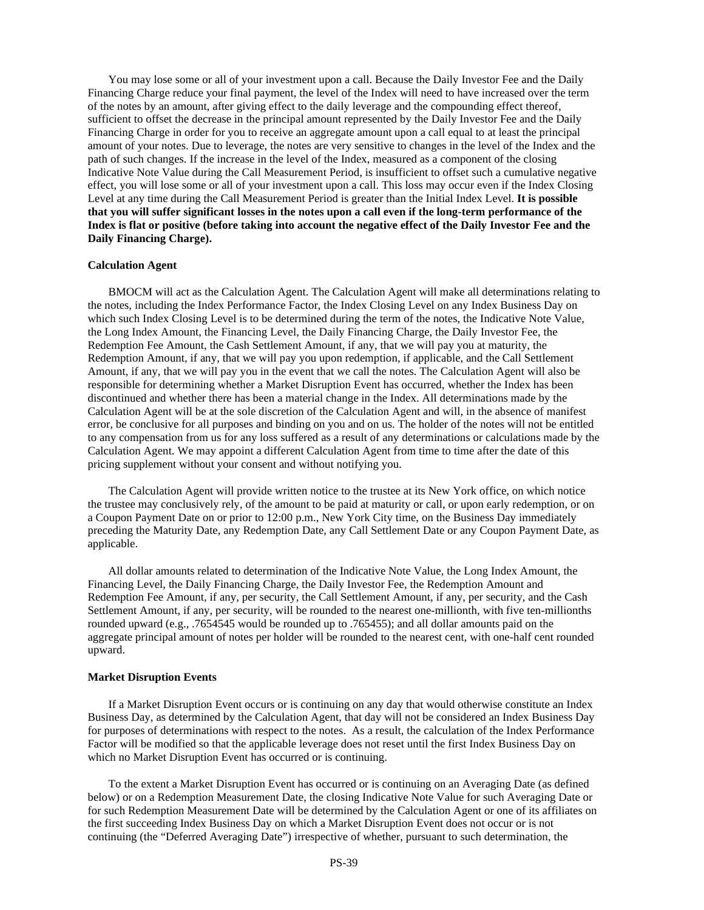You may lose some or all of your investment upon a call. Because the Daily Investor Fee and the Daily Financing Charge reduce your final payment, the level of the Index will need to have increased over the term of the notes by an amount, after giving effect to the daily leverage and the compounding effect thereof, sufficient to offset the decrease in the principal amount represented by the Daily Investor Fee and the Daily Financing Charge in order for you to receive an aggregate amount upon a call equal to at least the principal amount of your notes. Due to leverage, the notes are very sensitive to changes in the level of the Index and the path of such changes. If the increase in the level of the Index, measured as a component of the closing Indicative Note Value during the Call Measurement Period, is insufficient to offset such a cumulative negative effect, you will lose some or all of your investment upon a call. This loss may occur even if the Index Closing Level at any time during the Call Measurement Period is greater than the Initial Index Level. **It is possible that you will suffer significant losses in the notes upon a call even if the long-term performance of the Index is flat or positive (before taking into account the negative effect of the Daily Investor Fee and the Daily Financing Charge).**

**Calculation Agent**

BMOCM will act as the Calculation Agent. The Calculation Agent will make all determinations relating to the notes, including the Index Performance Factor, the Index Closing Level on any Index Business Day on which such Index Closing Level is to be determined during the term of the notes, the Indicative Note Value, the Long Index Amount, the Financing Level, the Daily Financing Charge, the Daily Investor Fee, the Redemption Fee Amount, the Cash Settlement Amount, if any, that we will pay you at maturity, the Redemption Amount, if any, that we will pay you upon redemption, if applicable, and the Call Settlement Amount, if any, that we will pay you in the event that we call the notes. The Calculation Agent will also be responsible for determining whether a Market Disruption Event has occurred, whether the Index has been discontinued and whether there has been a material change in the Index. All determinations made by the Calculation Agent will be at the sole discretion of the Calculation Agent and will, in the absence of manifest error, be conclusive for all purposes and binding on you and on us. The holder of the notes will not be entitled to any compensation from us for any loss suffered as a result of any determinations or calculations made by the Calculation Agent. We may appoint a different Calculation Agent from time to time after the date of this pricing supplement without your consent and without notifying you.

The Calculation Agent will provide written notice to the trustee at its New York office, on which notice the trustee may conclusively rely, of the amount to be paid at maturity or call, or upon early redemption, or on a Coupon Payment Date on or prior to 12:00 p.m., New York City time, on the Business Day immediately preceding the Maturity Date, any Redemption Date, any Call Settlement Date or any Coupon Payment Date, as applicable.

All dollar amounts related to determination of the Indicative Note Value, the Long Index Amount, the Financing Level, the Daily Financing Charge, the Daily Investor Fee, the Redemption Amount and Redemption Fee Amount, if any, per security, the Call Settlement Amount, if any, per security, and the Cash Settlement Amount, if any, per security, will be rounded to the nearest one-millionth, with five ten-millionths rounded upward (e.g., .7654545 would be rounded up to .765455); and all dollar amounts paid on the aggregate principal amount of notes per holder will be rounded to the nearest cent, with one-half cent rounded upward.

**Market Disruption Events**

If a Market Disruption Event occurs or is continuing on any day that would otherwise constitute an Index Business Day, as determined by the Calculation Agent, that day will not be considered an Index Business Day for purposes of determinations with respect to the notes. As a result, the calculation of the Index Performance Factor will be modified so that the applicable leverage does not reset until the first Index Business Day on which no Market Disruption Event has occurred or is continuing.

To the extent a Market Disruption Event has occurred or is continuing on an Averaging Date (as defined below) or on a Redemption Measurement Date, the closing Indicative Note Value for such Averaging Date or for such Redemption Measurement Date will be determined by the Calculation Agent or one of its affiliates on the first succeeding Index Business Day on which a Market Disruption Event does not occur or is not continuing (the "Deferred Averaging Date") irrespective of whether, pursuant to such determination, the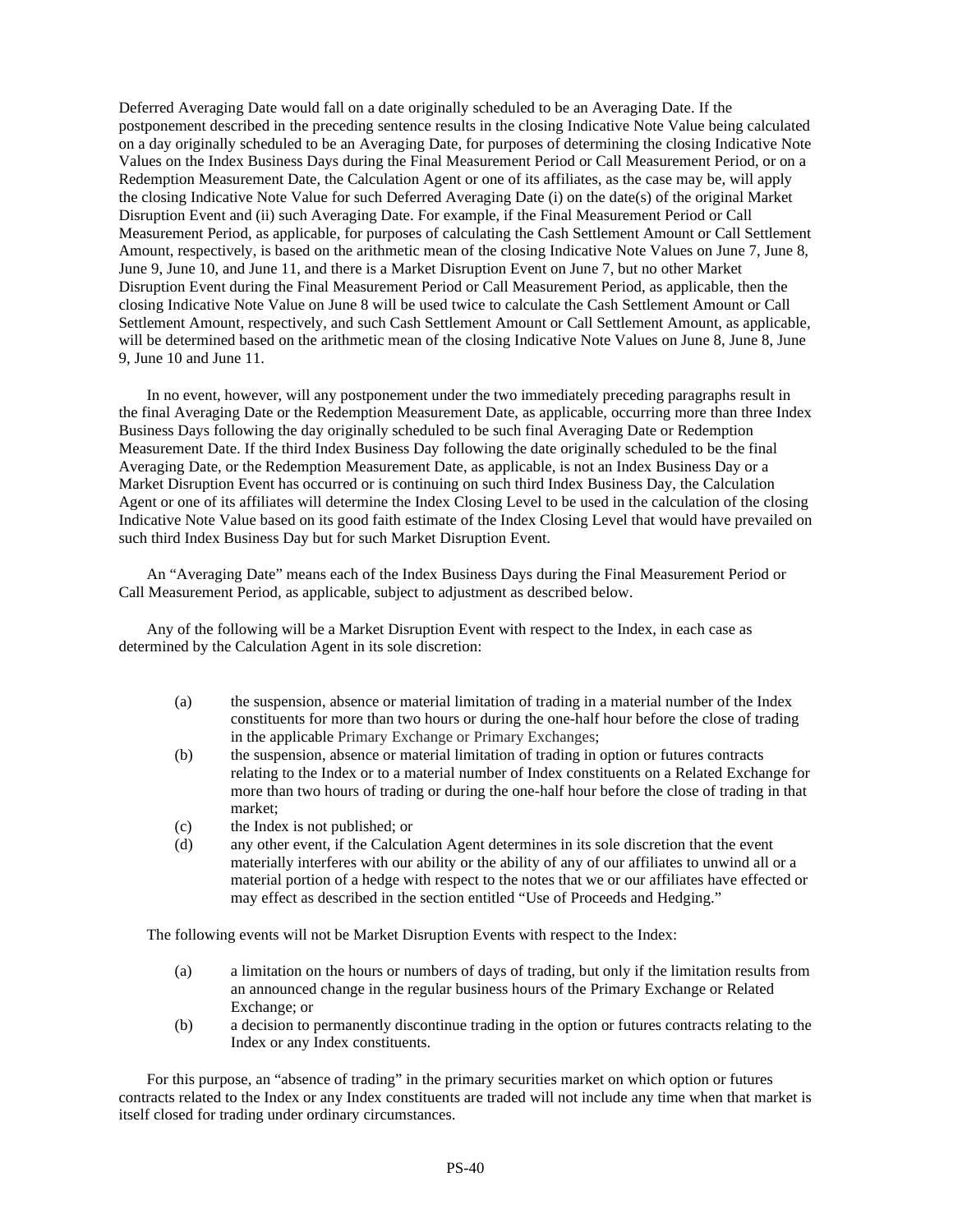Deferred Averaging Date would fall on a date originally scheduled to be an Averaging Date. If the postponement described in the preceding sentence results in the closing Indicative Note Value being calculated on a day originally scheduled to be an Averaging Date, for purposes of determining the closing Indicative Note Values on the Index Business Days during the Final Measurement Period or Call Measurement Period, or on a Redemption Measurement Date, the Calculation Agent or one of its affiliates, as the case may be, will apply the closing Indicative Note Value for such Deferred Averaging Date (i) on the date(s) of the original Market Disruption Event and (ii) such Averaging Date. For example, if the Final Measurement Period or Call Measurement Period, as applicable, for purposes of calculating the Cash Settlement Amount or Call Settlement Amount, respectively, is based on the arithmetic mean of the closing Indicative Note Values on June 7, June 8, June 9, June 10, and June 11, and there is a Market Disruption Event on June 7, but no other Market Disruption Event during the Final Measurement Period or Call Measurement Period, as applicable, then the closing Indicative Note Value on June 8 will be used twice to calculate the Cash Settlement Amount or Call Settlement Amount, respectively, and such Cash Settlement Amount or Call Settlement Amount, as applicable, will be determined based on the arithmetic mean of the closing Indicative Note Values on June 8, June 8, June 9, June 10 and June 11.

In no event, however, will any postponement under the two immediately preceding paragraphs result in the final Averaging Date or the Redemption Measurement Date, as applicable, occurring more than three Index Business Days following the day originally scheduled to be such final Averaging Date or Redemption Measurement Date. If the third Index Business Day following the date originally scheduled to be the final Averaging Date, or the Redemption Measurement Date, as applicable, is not an Index Business Day or a Market Disruption Event has occurred or is continuing on such third Index Business Day, the Calculation Agent or one of its affiliates will determine the Index Closing Level to be used in the calculation of the closing Indicative Note Value based on its good faith estimate of the Index Closing Level that would have prevailed on such third Index Business Day but for such Market Disruption Event.

An "Averaging Date" means each of the Index Business Days during the Final Measurement Period or Call Measurement Period, as applicable, subject to adjustment as described below.

Any of the following will be a Market Disruption Event with respect to the Index, in each case as determined by the Calculation Agent in its sole discretion:

(a) the suspension, absence or material limitation of trading in a material number of the Index constituents for more than two hours or during the one-half hour before the close of trading in the applicable Primary Exchange or Primary Exchanges;
(b) the suspension, absence or material limitation of trading in option or futures contracts relating to the Index or to a material number of Index constituents on a Related Exchange for more than two hours of trading or during the one-half hour before the close of trading in that market;
(c) the Index is not published; or
(d) any other event, if the Calculation Agent determines in its sole discretion that the event materially interferes with our ability or the ability of any of our affiliates to unwind all or a material portion of a hedge with respect to the notes that we or our affiliates have effected or may effect as described in the section entitled "Use of Proceeds and Hedging."

The following events will not be Market Disruption Events with respect to the Index:

(a) a limitation on the hours or numbers of days of trading, but only if the limitation results from an announced change in the regular business hours of the Primary Exchange or Related Exchange; or
(b) a decision to permanently discontinue trading in the option or futures contracts relating to the Index or any Index constituents.

For this purpose, an "absence of trading" in the primary securities market on which option or futures contracts related to the Index or any Index constituents are traded will not include any time when that market is itself closed for trading under ordinary circumstances.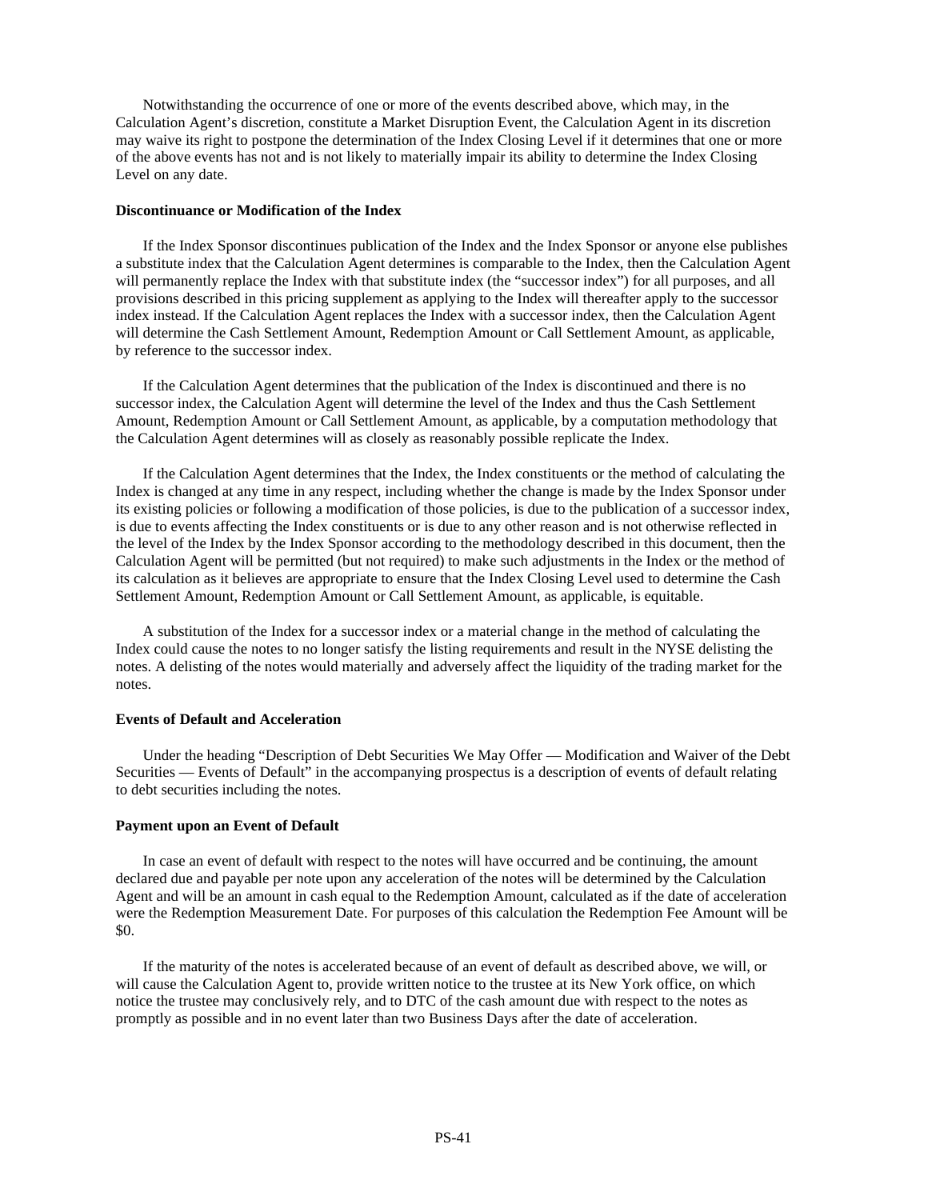Notwithstanding the occurrence of one or more of the events described above, which may, in the Calculation Agent's discretion, constitute a Market Disruption Event, the Calculation Agent in its discretion may waive its right to postpone the determination of the Index Closing Level if it determines that one or more of the above events has not and is not likely to materially impair its ability to determine the Index Closing Level on any date.

**Discontinuance or Modification of the Index**

If the Index Sponsor discontinues publication of the Index and the Index Sponsor or anyone else publishes a substitute index that the Calculation Agent determines is comparable to the Index, then the Calculation Agent will permanently replace the Index with that substitute index (the "successor index") for all purposes, and all provisions described in this pricing supplement as applying to the Index will thereafter apply to the successor index instead. If the Calculation Agent replaces the Index with a successor index, then the Calculation Agent will determine the Cash Settlement Amount, Redemption Amount or Call Settlement Amount, as applicable, by reference to the successor index.

If the Calculation Agent determines that the publication of the Index is discontinued and there is no successor index, the Calculation Agent will determine the level of the Index and thus the Cash Settlement Amount, Redemption Amount or Call Settlement Amount, as applicable, by a computation methodology that the Calculation Agent determines will as closely as reasonably possible replicate the Index.

If the Calculation Agent determines that the Index, the Index constituents or the method of calculating the Index is changed at any time in any respect, including whether the change is made by the Index Sponsor under its existing policies or following a modification of those policies, is due to the publication of a successor index, is due to events affecting the Index constituents or is due to any other reason and is not otherwise reflected in the level of the Index by the Index Sponsor according to the methodology described in this document, then the Calculation Agent will be permitted (but not required) to make such adjustments in the Index or the method of its calculation as it believes are appropriate to ensure that the Index Closing Level used to determine the Cash Settlement Amount, Redemption Amount or Call Settlement Amount, as applicable, is equitable.

A substitution of the Index for a successor index or a material change in the method of calculating the Index could cause the notes to no longer satisfy the listing requirements and result in the NYSE delisting the notes. A delisting of the notes would materially and adversely affect the liquidity of the trading market for the notes.

**Events of Default and Acceleration**

Under the heading "Description of Debt Securities We May Offer — Modification and Waiver of the Debt Securities — Events of Default" in the accompanying prospectus is a description of events of default relating to debt securities including the notes.

**Payment upon an Event of Default**

In case an event of default with respect to the notes will have occurred and be continuing, the amount declared due and payable per note upon any acceleration of the notes will be determined by the Calculation Agent and will be an amount in cash equal to the Redemption Amount, calculated as if the date of acceleration were the Redemption Measurement Date. For purposes of this calculation the Redemption Fee Amount will be $0.

If the maturity of the notes is accelerated because of an event of default as described above, we will, or will cause the Calculation Agent to, provide written notice to the trustee at its New York office, on which notice the trustee may conclusively rely, and to DTC of the cash amount due with respect to the notes as promptly as possible and in no event later than two Business Days after the date of acceleration.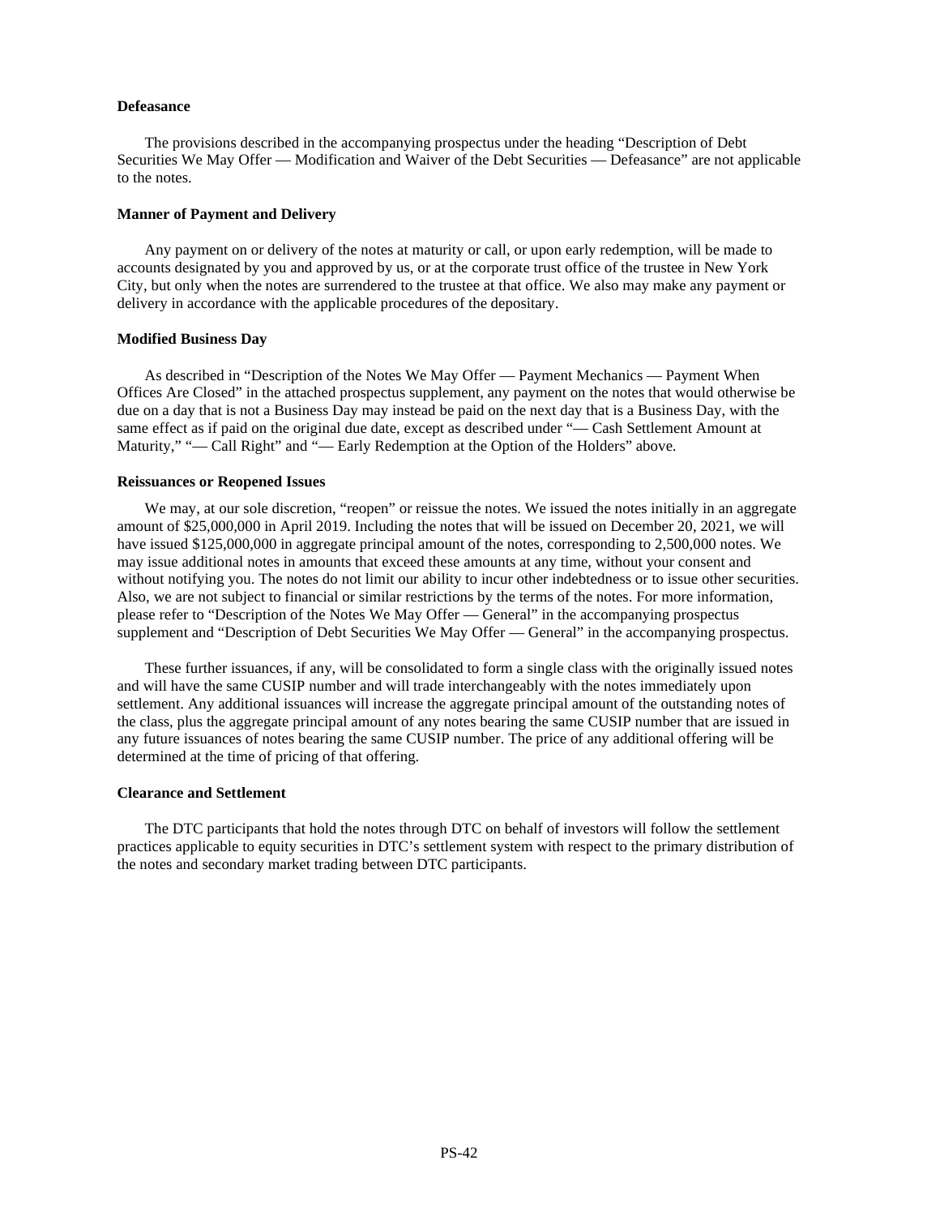#### Defeasance

The provisions described in the accompanying prospectus under the heading "Description of Debt Securities We May Offer — Modification and Waiver of the Debt Securities — Defeasance" are not applicable to the notes.

#### Manner of Payment and Delivery

Any payment on or delivery of the notes at maturity or call, or upon early redemption, will be made to accounts designated by you and approved by us, or at the corporate trust office of the trustee in New York City, but only when the notes are surrendered to the trustee at that office. We also may make any payment or delivery in accordance with the applicable procedures of the depositary.

#### Modified Business Day

As described in "Description of the Notes We May Offer — Payment Mechanics — Payment When Offices Are Closed" in the attached prospectus supplement, any payment on the notes that would otherwise be due on a day that is not a Business Day may instead be paid on the next day that is a Business Day, with the same effect as if paid on the original due date, except as described under "— Cash Settlement Amount at Maturity," "— Call Right" and "— Early Redemption at the Option of the Holders" above.

#### Reissuances or Reopened Issues

We may, at our sole discretion, "reopen" or reissue the notes. We issued the notes initially in an aggregate amount of $25,000,000 in April 2019. Including the notes that will be issued on December 20, 2021, we will have issued $125,000,000 in aggregate principal amount of the notes, corresponding to 2,500,000 notes. We may issue additional notes in amounts that exceed these amounts at any time, without your consent and without notifying you. The notes do not limit our ability to incur other indebtedness or to issue other securities. Also, we are not subject to financial or similar restrictions by the terms of the notes. For more information, please refer to "Description of the Notes We May Offer — General" in the accompanying prospectus supplement and "Description of Debt Securities We May Offer — General" in the accompanying prospectus.

These further issuances, if any, will be consolidated to form a single class with the originally issued notes and will have the same CUSIP number and will trade interchangeably with the notes immediately upon settlement. Any additional issuances will increase the aggregate principal amount of the outstanding notes of the class, plus the aggregate principal amount of any notes bearing the same CUSIP number that are issued in any future issuances of notes bearing the same CUSIP number. The price of any additional offering will be determined at the time of pricing of that offering.

#### Clearance and Settlement

The DTC participants that hold the notes through DTC on behalf of investors will follow the settlement practices applicable to equity securities in DTC's settlement system with respect to the primary distribution of the notes and secondary market trading between DTC participants.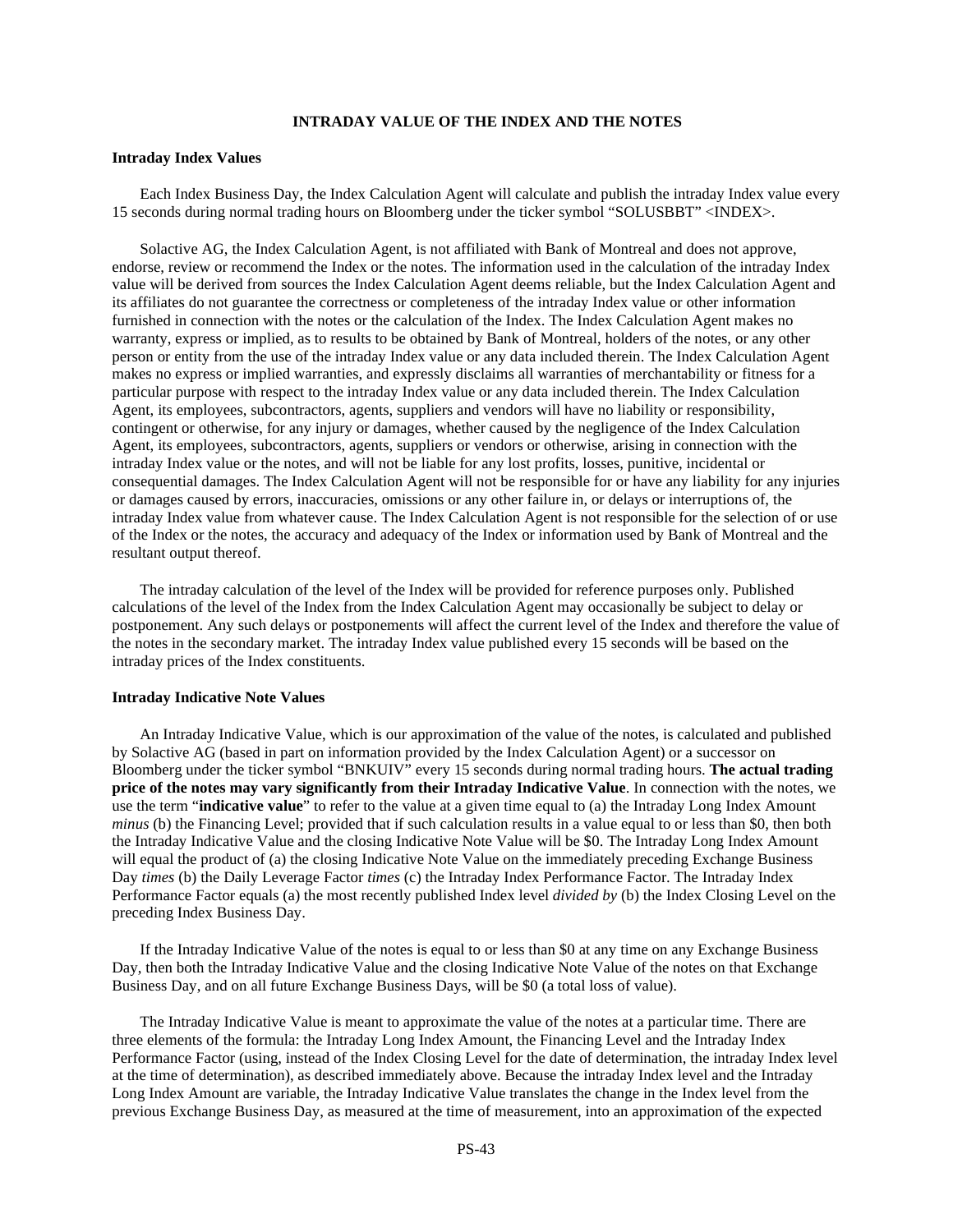## INTRADAY VALUE OF THE INDEX AND THE NOTES

### Intraday Index Values

Each Index Business Day, the Index Calculation Agent will calculate and publish the intraday Index value every 15 seconds during normal trading hours on Bloomberg under the ticker symbol "SOLUSBBT" <INDEX>.

Solactive AG, the Index Calculation Agent, is not affiliated with Bank of Montreal and does not approve, endorse, review or recommend the Index or the notes. The information used in the calculation of the intraday Index value will be derived from sources the Index Calculation Agent deems reliable, but the Index Calculation Agent and its affiliates do not guarantee the correctness or completeness of the intraday Index value or other information furnished in connection with the notes or the calculation of the Index. The Index Calculation Agent makes no warranty, express or implied, as to results to be obtained by Bank of Montreal, holders of the notes, or any other person or entity from the use of the intraday Index value or any data included therein. The Index Calculation Agent makes no express or implied warranties, and expressly disclaims all warranties of merchantability or fitness for a particular purpose with respect to the intraday Index value or any data included therein. The Index Calculation Agent, its employees, subcontractors, agents, suppliers and vendors will have no liability or responsibility, contingent or otherwise, for any injury or damages, whether caused by the negligence of the Index Calculation Agent, its employees, subcontractors, agents, suppliers or vendors or otherwise, arising in connection with the intraday Index value or the notes, and will not be liable for any lost profits, losses, punitive, incidental or consequential damages. The Index Calculation Agent will not be responsible for or have any liability for any injuries or damages caused by errors, inaccuracies, omissions or any other failure in, or delays or interruptions of, the intraday Index value from whatever cause. The Index Calculation Agent is not responsible for the selection of or use of the Index or the notes, the accuracy and adequacy of the Index or information used by Bank of Montreal and the resultant output thereof.

The intraday calculation of the level of the Index will be provided for reference purposes only. Published calculations of the level of the Index from the Index Calculation Agent may occasionally be subject to delay or postponement. Any such delays or postponements will affect the current level of the Index and therefore the value of the notes in the secondary market. The intraday Index value published every 15 seconds will be based on the intraday prices of the Index constituents.

### Intraday Indicative Note Values

An Intraday Indicative Value, which is our approximation of the value of the notes, is calculated and published by Solactive AG (based in part on information provided by the Index Calculation Agent) or a successor on Bloomberg under the ticker symbol "BNKUIV" every 15 seconds during normal trading hours. **The actual trading price of the notes may vary significantly from their Intraday Indicative Value**. In connection with the notes, we use the term "**indicative value**" to refer to the value at a given time equal to (a) the Intraday Long Index Amount *minus* (b) the Financing Level; provided that if such calculation results in a value equal to or less than $0, then both the Intraday Indicative Value and the closing Indicative Note Value will be $0. The Intraday Long Index Amount will equal the product of (a) the closing Indicative Note Value on the immediately preceding Exchange Business Day *times* (b) the Daily Leverage Factor *times* (c) the Intraday Index Performance Factor. The Intraday Index Performance Factor equals (a) the most recently published Index level *divided by* (b) the Index Closing Level on the preceding Index Business Day.

If the Intraday Indicative Value of the notes is equal to or less than $0 at any time on any Exchange Business Day, then both the Intraday Indicative Value and the closing Indicative Note Value of the notes on that Exchange Business Day, and on all future Exchange Business Days, will be $0 (a total loss of value).

The Intraday Indicative Value is meant to approximate the value of the notes at a particular time. There are three elements of the formula: the Intraday Long Index Amount, the Financing Level and the Intraday Index Performance Factor (using, instead of the Index Closing Level for the date of determination, the intraday Index level at the time of determination), as described immediately above. Because the intraday Index level and the Intraday Long Index Amount are variable, the Intraday Indicative Value translates the change in the Index level from the previous Exchange Business Day, as measured at the time of measurement, into an approximation of the expected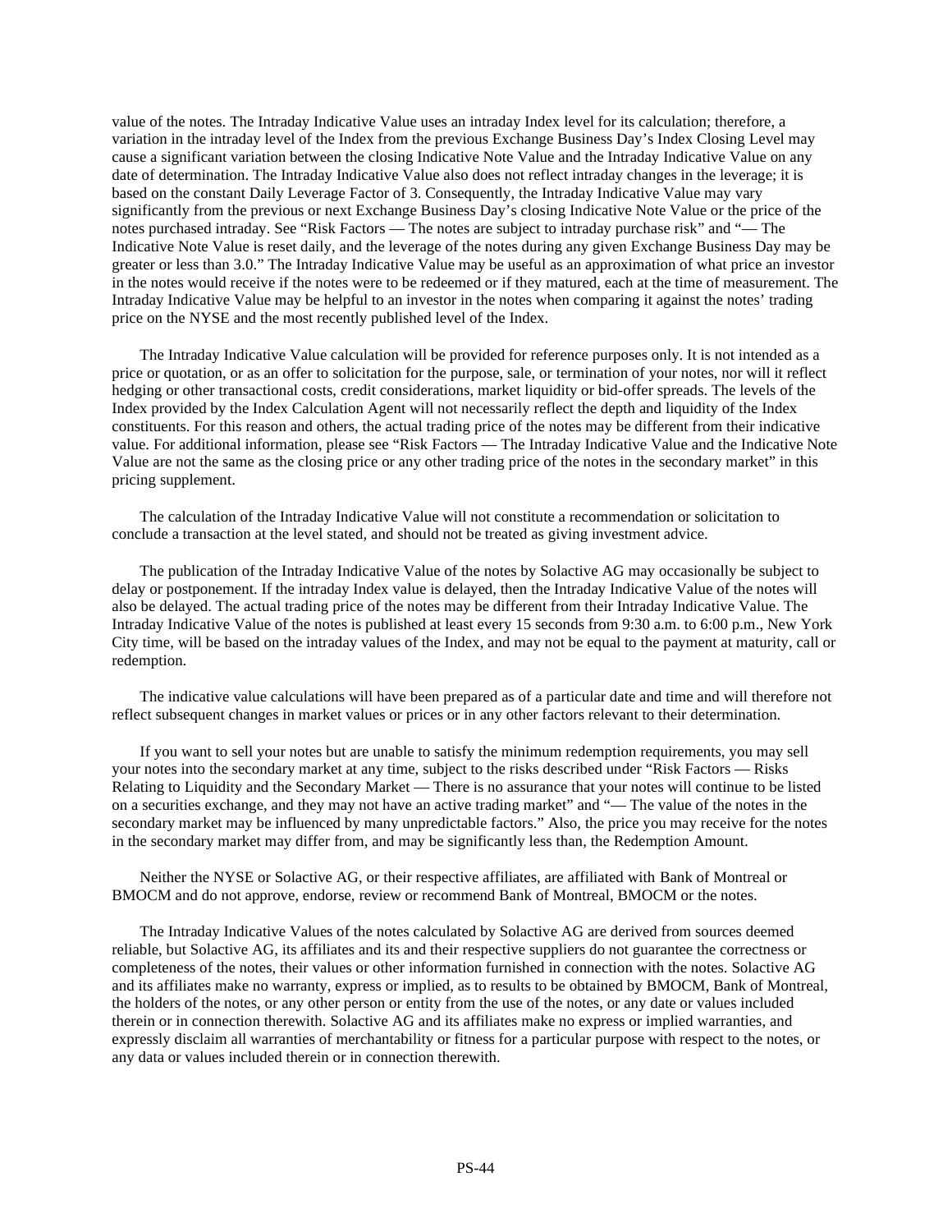value of the notes. The Intraday Indicative Value uses an intraday Index level for its calculation; therefore, a variation in the intraday level of the Index from the previous Exchange Business Day's Index Closing Level may cause a significant variation between the closing Indicative Note Value and the Intraday Indicative Value on any date of determination. The Intraday Indicative Value also does not reflect intraday changes in the leverage; it is based on the constant Daily Leverage Factor of 3. Consequently, the Intraday Indicative Value may vary significantly from the previous or next Exchange Business Day's closing Indicative Note Value or the price of the notes purchased intraday. See "Risk Factors — The notes are subject to intraday purchase risk" and "— The Indicative Note Value is reset daily, and the leverage of the notes during any given Exchange Business Day may be greater or less than 3.0." The Intraday Indicative Value may be useful as an approximation of what price an investor in the notes would receive if the notes were to be redeemed or if they matured, each at the time of measurement. The Intraday Indicative Value may be helpful to an investor in the notes when comparing it against the notes' trading price on the NYSE and the most recently published level of the Index.

The Intraday Indicative Value calculation will be provided for reference purposes only. It is not intended as a price or quotation, or as an offer to solicitation for the purpose, sale, or termination of your notes, nor will it reflect hedging or other transactional costs, credit considerations, market liquidity or bid-offer spreads. The levels of the Index provided by the Index Calculation Agent will not necessarily reflect the depth and liquidity of the Index constituents. For this reason and others, the actual trading price of the notes may be different from their indicative value. For additional information, please see "Risk Factors — The Intraday Indicative Value and the Indicative Note Value are not the same as the closing price or any other trading price of the notes in the secondary market" in this pricing supplement.

The calculation of the Intraday Indicative Value will not constitute a recommendation or solicitation to conclude a transaction at the level stated, and should not be treated as giving investment advice.

The publication of the Intraday Indicative Value of the notes by Solactive AG may occasionally be subject to delay or postponement. If the intraday Index value is delayed, then the Intraday Indicative Value of the notes will also be delayed. The actual trading price of the notes may be different from their Intraday Indicative Value. The Intraday Indicative Value of the notes is published at least every 15 seconds from 9:30 a.m. to 6:00 p.m., New York City time, will be based on the intraday values of the Index, and may not be equal to the payment at maturity, call or redemption.

The indicative value calculations will have been prepared as of a particular date and time and will therefore not reflect subsequent changes in market values or prices or in any other factors relevant to their determination.

If you want to sell your notes but are unable to satisfy the minimum redemption requirements, you may sell your notes into the secondary market at any time, subject to the risks described under "Risk Factors — Risks Relating to Liquidity and the Secondary Market — There is no assurance that your notes will continue to be listed on a securities exchange, and they may not have an active trading market" and "— The value of the notes in the secondary market may be influenced by many unpredictable factors." Also, the price you may receive for the notes in the secondary market may differ from, and may be significantly less than, the Redemption Amount.

Neither the NYSE or Solactive AG, or their respective affiliates, are affiliated with Bank of Montreal or BMOCM and do not approve, endorse, review or recommend Bank of Montreal, BMOCM or the notes.

The Intraday Indicative Values of the notes calculated by Solactive AG are derived from sources deemed reliable, but Solactive AG, its affiliates and its and their respective suppliers do not guarantee the correctness or completeness of the notes, their values or other information furnished in connection with the notes. Solactive AG and its affiliates make no warranty, express or implied, as to results to be obtained by BMOCM, Bank of Montreal, the holders of the notes, or any other person or entity from the use of the notes, or any date or values included therein or in connection therewith. Solactive AG and its affiliates make no express or implied warranties, and expressly disclaim all warranties of merchantability or fitness for a particular purpose with respect to the notes, or any data or values included therein or in connection therewith.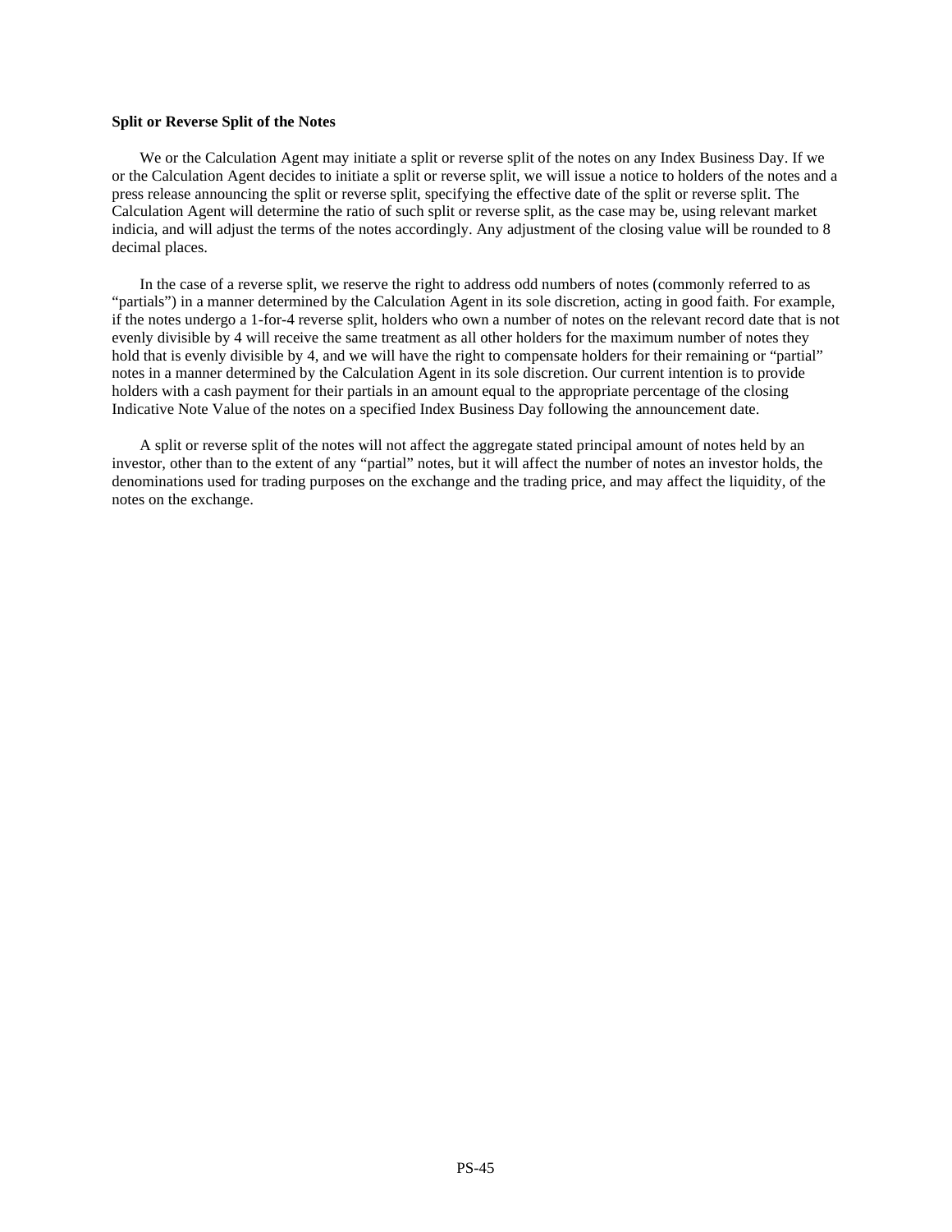**Split or Reverse Split of the Notes**

We or the Calculation Agent may initiate a split or reverse split of the notes on any Index Business Day. If we or the Calculation Agent decides to initiate a split or reverse split, we will issue a notice to holders of the notes and a press release announcing the split or reverse split, specifying the effective date of the split or reverse split. The Calculation Agent will determine the ratio of such split or reverse split, as the case may be, using relevant market indicia, and will adjust the terms of the notes accordingly. Any adjustment of the closing value will be rounded to 8 decimal places.

In the case of a reverse split, we reserve the right to address odd numbers of notes (commonly referred to as "partials") in a manner determined by the Calculation Agent in its sole discretion, acting in good faith. For example, if the notes undergo a 1-for-4 reverse split, holders who own a number of notes on the relevant record date that is not evenly divisible by 4 will receive the same treatment as all other holders for the maximum number of notes they hold that is evenly divisible by 4, and we will have the right to compensate holders for their remaining or "partial" notes in a manner determined by the Calculation Agent in its sole discretion. Our current intention is to provide holders with a cash payment for their partials in an amount equal to the appropriate percentage of the closing Indicative Note Value of the notes on a specified Index Business Day following the announcement date.

A split or reverse split of the notes will not affect the aggregate stated principal amount of notes held by an investor, other than to the extent of any "partial" notes, but it will affect the number of notes an investor holds, the denominations used for trading purposes on the exchange and the trading price, and may affect the liquidity, of the notes on the exchange.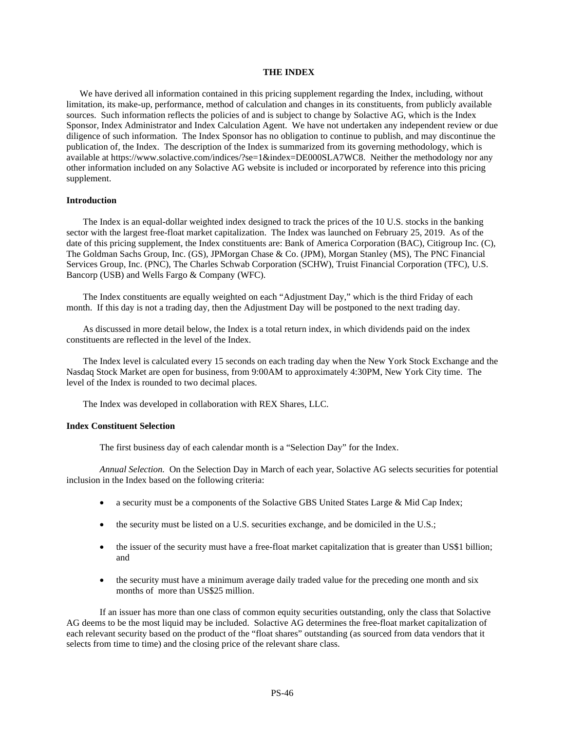# THE INDEX

We have derived all information contained in this pricing supplement regarding the Index, including, without limitation, its make-up, performance, method of calculation and changes in its constituents, from publicly available sources. Such information reflects the policies of and is subject to change by Solactive AG, which is the Index Sponsor, Index Administrator and Index Calculation Agent. We have not undertaken any independent review or due diligence of such information. The Index Sponsor has no obligation to continue to publish, and may discontinue the publication of, the Index. The description of the Index is summarized from its governing methodology, which is available at https://www.solactive.com/indices/?se=1&index=DE000SLA7WC8. Neither the methodology nor any other information included on any Solactive AG website is included or incorporated by reference into this pricing supplement.

**Introduction**

The Index is an equal-dollar weighted index designed to track the prices of the 10 U.S. stocks in the banking sector with the largest free-float market capitalization. The Index was launched on February 25, 2019. As of the date of this pricing supplement, the Index constituents are: Bank of America Corporation (BAC), Citigroup Inc. (C), The Goldman Sachs Group, Inc. (GS), JPMorgan Chase & Co. (JPM), Morgan Stanley (MS), The PNC Financial Services Group, Inc. (PNC), The Charles Schwab Corporation (SCHW), Truist Financial Corporation (TFC), U.S. Bancorp (USB) and Wells Fargo & Company (WFC).

The Index constituents are equally weighted on each "Adjustment Day," which is the third Friday of each month. If this day is not a trading day, then the Adjustment Day will be postponed to the next trading day.

As discussed in more detail below, the Index is a total return index, in which dividends paid on the index constituents are reflected in the level of the Index.

The Index level is calculated every 15 seconds on each trading day when the New York Stock Exchange and the Nasdaq Stock Market are open for business, from 9:00AM to approximately 4:30PM, New York City time. The level of the Index is rounded to two decimal places.

The Index was developed in collaboration with REX Shares, LLC.

**Index Constituent Selection**

The first business day of each calendar month is a "Selection Day" for the Index.

*Annual Selection.* On the Selection Day in March of each year, Solactive AG selects securities for potential inclusion in the Index based on the following criteria:

- a security must be a components of the Solactive GBS United States Large & Mid Cap Index;
- the security must be listed on a U.S. securities exchange, and be domiciled in the U.S.;
- the issuer of the security must have a free-float market capitalization that is greater than US$1 billion; and
- the security must have a minimum average daily traded value for the preceding one month and six months of more than US$25 million.

If an issuer has more than one class of common equity securities outstanding, only the class that Solactive AG deems to be the most liquid may be included. Solactive AG determines the free-float market capitalization of each relevant security based on the product of the "float shares" outstanding (as sourced from data vendors that it selects from time to time) and the closing price of the relevant share class.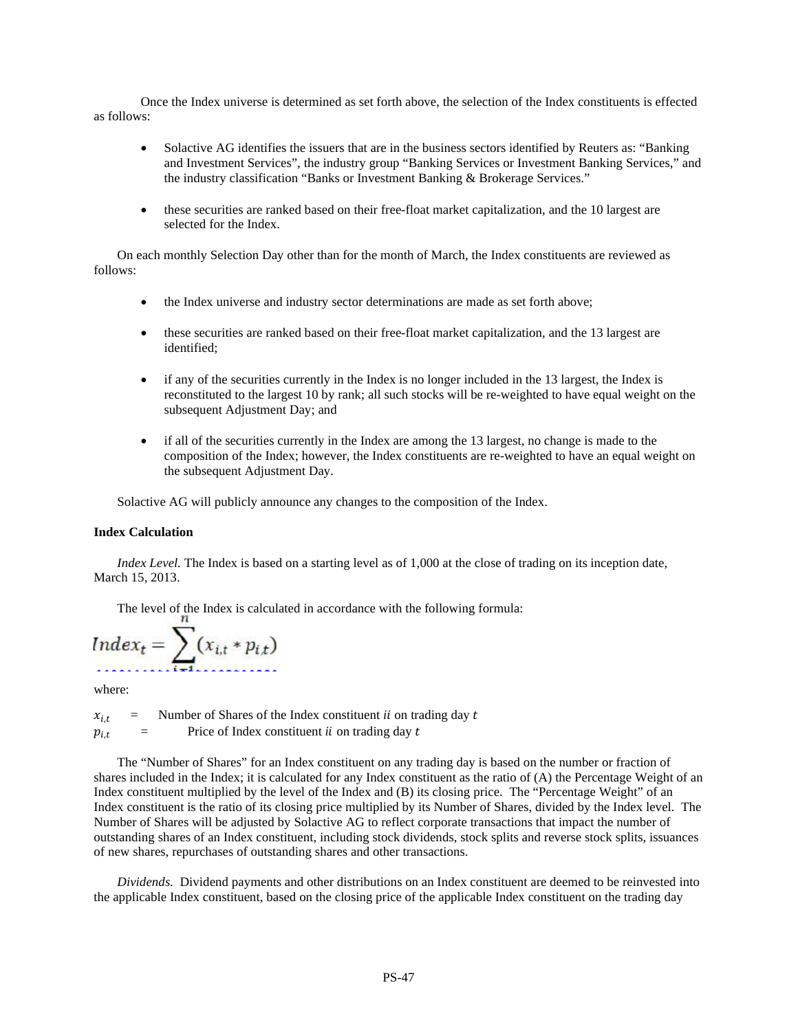Once the Index universe is determined as set forth above, the selection of the Index constituents is effected as follows:

- Solactive AG identifies the issuers that are in the business sectors identified by Reuters as: "Banking and Investment Services", the industry group "Banking Services or Investment Banking Services," and the industry classification "Banks or Investment Banking & Brokerage Services."
- these securities are ranked based on their free-float market capitalization, and the 10 largest are selected for the Index.

On each monthly Selection Day other than for the month of March, the Index constituents are reviewed as follows:

- the Index universe and industry sector determinations are made as set forth above;
- these securities are ranked based on their free-float market capitalization, and the 13 largest are identified;
- if any of the securities currently in the Index is no longer included in the 13 largest, the Index is reconstituted to the largest 10 by rank; all such stocks will be re-weighted to have equal weight on the subsequent Adjustment Day; and
- if all of the securities currently in the Index are among the 13 largest, no change is made to the composition of the Index; however, the Index constituents are re-weighted to have an equal weight on the subsequent Adjustment Day.

Solactive AG will publicly announce any changes to the composition of the Index.

**Index Calculation**

*Index Level.* The Index is based on a starting level as of 1,000 at the close of trading on its inception date, March 15, 2013.

The level of the Index is calculated in accordance with the following formula:

$$Index_t = \sum_{i=1}^{n} (x_{i,t} * p_{i,t})$$

where:

$x_{i,t}$ = Number of Shares of the Index constituent $ii$ on trading day $t$

$p_{i,t}$ = Price of Index constituent $ii$ on trading day $t$

The "Number of Shares" for an Index constituent on any trading day is based on the number or fraction of shares included in the Index; it is calculated for any Index constituent as the ratio of (A) the Percentage Weight of an Index constituent multiplied by the level of the Index and (B) its closing price. The "Percentage Weight" of an Index constituent is the ratio of its closing price multiplied by its Number of Shares, divided by the Index level. The Number of Shares will be adjusted by Solactive AG to reflect corporate transactions that impact the number of outstanding shares of an Index constituent, including stock dividends, stock splits and reverse stock splits, issuances of new shares, repurchases of outstanding shares and other transactions.

*Dividends.* Dividend payments and other distributions on an Index constituent are deemed to be reinvested into the applicable Index constituent, based on the closing price of the applicable Index constituent on the trading day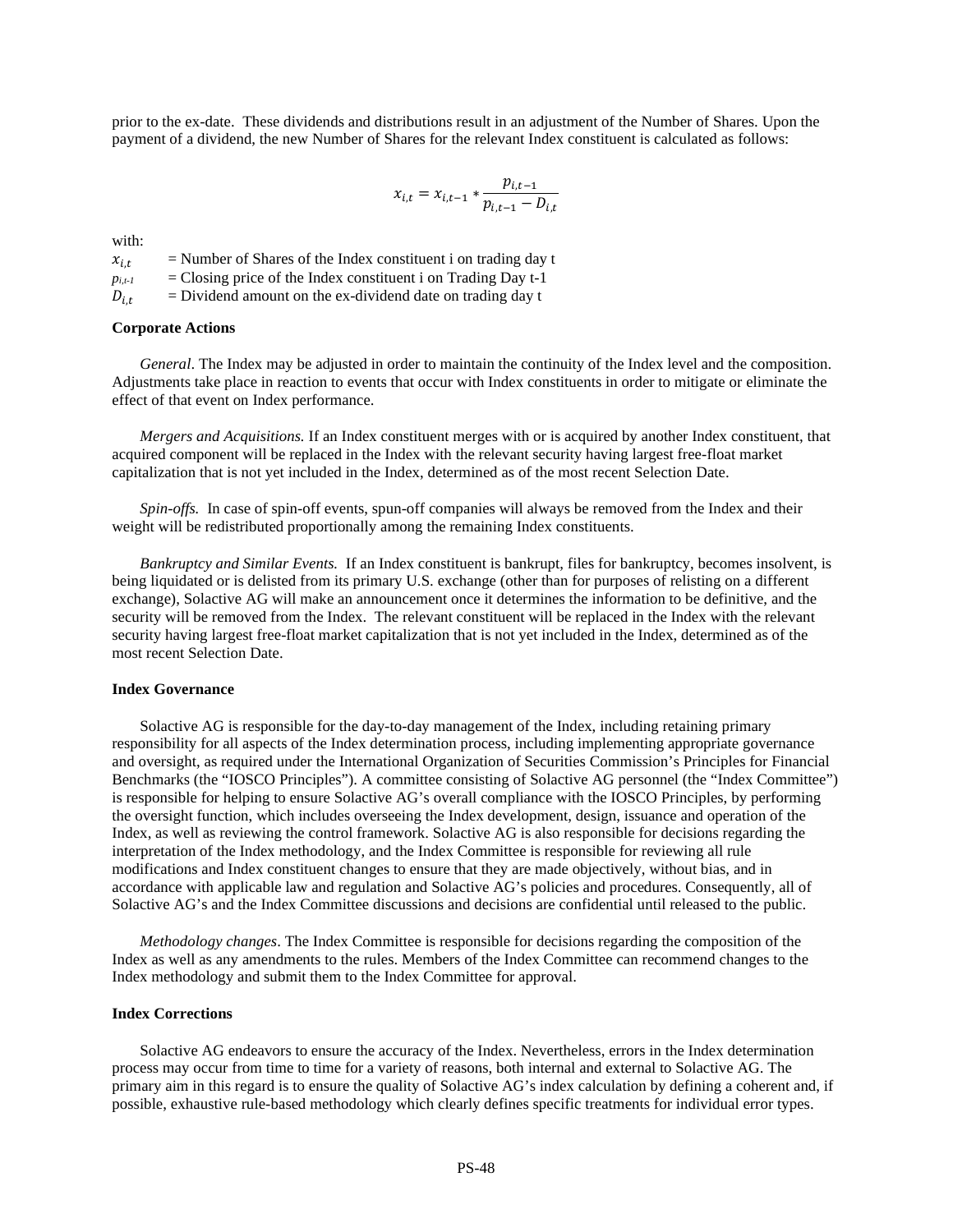prior to the ex-date. These dividends and distributions result in an adjustment of the Number of Shares. Upon the payment of a dividend, the new Number of Shares for the relevant Index constituent is calculated as follows:

$$x_{i,t} = x_{i,t-1} * \frac{p_{i,t-1}}{p_{i,t-1} - D_{i,t}}$$

with:

$x_{i,t}$ = Number of Shares of the Index constituent i on trading day t
$p_{i,t-1}$ = Closing price of the Index constituent i on Trading Day t-1
$D_{i,t}$ = Dividend amount on the ex-dividend date on trading day t

**Corporate Actions**

*General*. The Index may be adjusted in order to maintain the continuity of the Index level and the composition. Adjustments take place in reaction to events that occur with Index constituents in order to mitigate or eliminate the effect of that event on Index performance.

*Mergers and Acquisitions.* If an Index constituent merges with or is acquired by another Index constituent, that acquired component will be replaced in the Index with the relevant security having largest free-float market capitalization that is not yet included in the Index, determined as of the most recent Selection Date.

*Spin-offs.* In case of spin-off events, spun-off companies will always be removed from the Index and their weight will be redistributed proportionally among the remaining Index constituents.

*Bankruptcy and Similar Events.* If an Index constituent is bankrupt, files for bankruptcy, becomes insolvent, is being liquidated or is delisted from its primary U.S. exchange (other than for purposes of relisting on a different exchange), Solactive AG will make an announcement once it determines the information to be definitive, and the security will be removed from the Index. The relevant constituent will be replaced in the Index with the relevant security having largest free-float market capitalization that is not yet included in the Index, determined as of the most recent Selection Date.

**Index Governance**

Solactive AG is responsible for the day-to-day management of the Index, including retaining primary responsibility for all aspects of the Index determination process, including implementing appropriate governance and oversight, as required under the International Organization of Securities Commission's Principles for Financial Benchmarks (the "IOSCO Principles"). A committee consisting of Solactive AG personnel (the "Index Committee") is responsible for helping to ensure Solactive AG's overall compliance with the IOSCO Principles, by performing the oversight function, which includes overseeing the Index development, design, issuance and operation of the Index, as well as reviewing the control framework. Solactive AG is also responsible for decisions regarding the interpretation of the Index methodology, and the Index Committee is responsible for reviewing all rule modifications and Index constituent changes to ensure that they are made objectively, without bias, and in accordance with applicable law and regulation and Solactive AG's policies and procedures. Consequently, all of Solactive AG's and the Index Committee discussions and decisions are confidential until released to the public.

*Methodology changes*. The Index Committee is responsible for decisions regarding the composition of the Index as well as any amendments to the rules. Members of the Index Committee can recommend changes to the Index methodology and submit them to the Index Committee for approval.

**Index Corrections**

Solactive AG endeavors to ensure the accuracy of the Index. Nevertheless, errors in the Index determination process may occur from time to time for a variety of reasons, both internal and external to Solactive AG. The primary aim in this regard is to ensure the quality of Solactive AG's index calculation by defining a coherent and, if possible, exhaustive rule-based methodology which clearly defines specific treatments for individual error types.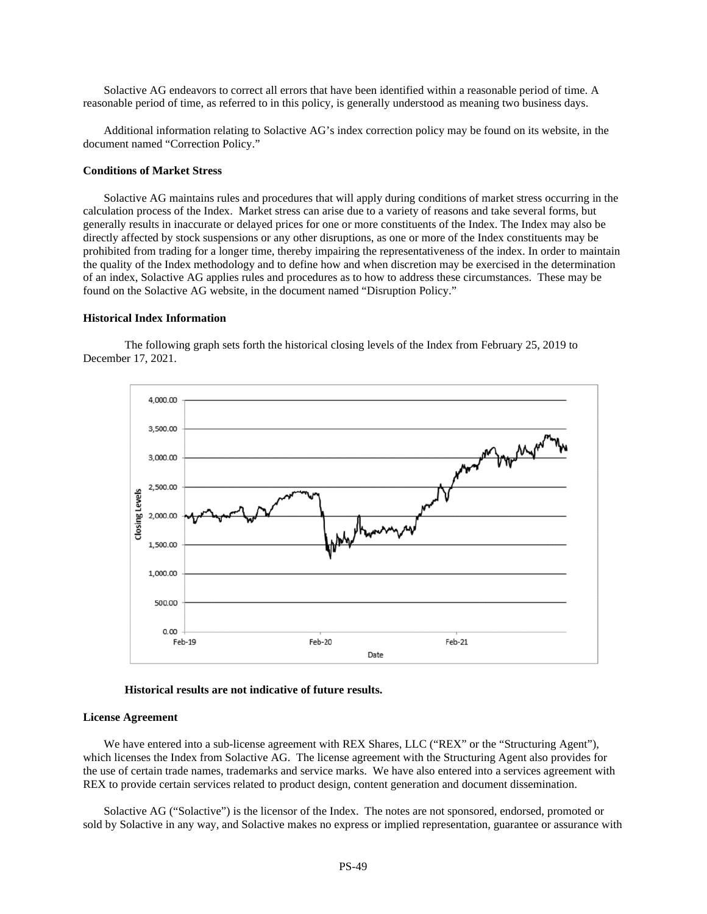Solactive AG endeavors to correct all errors that have been identified within a reasonable period of time. A reasonable period of time, as referred to in this policy, is generally understood as meaning two business days.

Additional information relating to Solactive AG's index correction policy may be found on its website, in the document named "Correction Policy."

**Conditions of Market Stress**

Solactive AG maintains rules and procedures that will apply during conditions of market stress occurring in the calculation process of the Index. Market stress can arise due to a variety of reasons and take several forms, but generally results in inaccurate or delayed prices for one or more constituents of the Index. The Index may also be directly affected by stock suspensions or any other disruptions, as one or more of the Index constituents may be prohibited from trading for a longer time, thereby impairing the representativeness of the index. In order to maintain the quality of the Index methodology and to define how and when discretion may be exercised in the determination of an index, Solactive AG applies rules and procedures as to how to address these circumstances. These may be found on the Solactive AG website, in the document named "Disruption Policy."

**Historical Index Information**

The following graph sets forth the historical closing levels of the Index from February 25, 2019 to December 17, 2021.

**Historical results are not indicative of future results.**

**License Agreement**

We have entered into a sub-license agreement with REX Shares, LLC ("REX" or the "Structuring Agent"), which licenses the Index from Solactive AG. The license agreement with the Structuring Agent also provides for the use of certain trade names, trademarks and service marks. We have also entered into a services agreement with REX to provide certain services related to product design, content generation and document dissemination.

Solactive AG ("Solactive") is the licensor of the Index. The notes are not sponsored, endorsed, promoted or sold by Solactive in any way, and Solactive makes no express or implied representation, guarantee or assurance with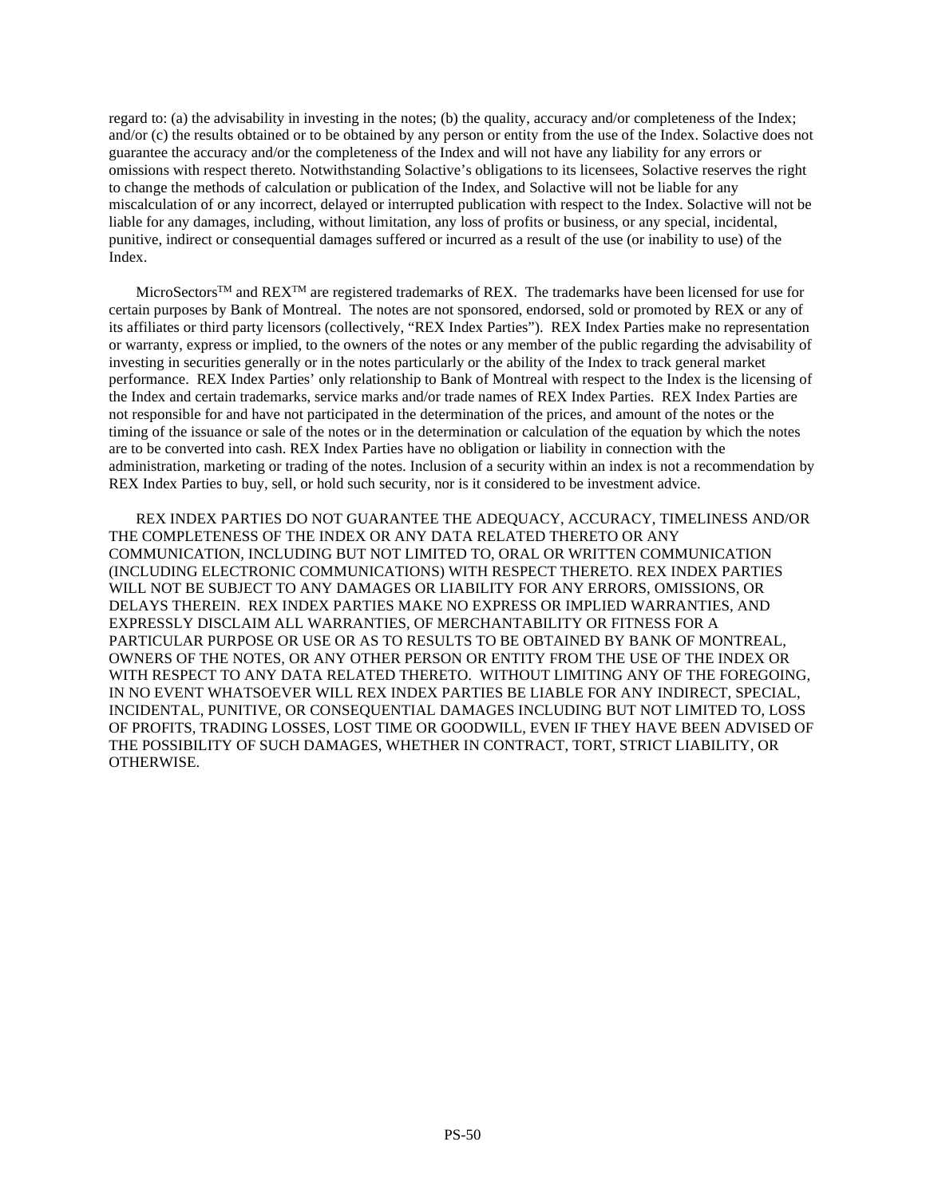regard to: (a) the advisability in investing in the notes; (b) the quality, accuracy and/or completeness of the Index; and/or (c) the results obtained or to be obtained by any person or entity from the use of the Index. Solactive does not guarantee the accuracy and/or the completeness of the Index and will not have any liability for any errors or omissions with respect thereto. Notwithstanding Solactive's obligations to its licensees, Solactive reserves the right to change the methods of calculation or publication of the Index, and Solactive will not be liable for any miscalculation of or any incorrect, delayed or interrupted publication with respect to the Index. Solactive will not be liable for any damages, including, without limitation, any loss of profits or business, or any special, incidental, punitive, indirect or consequential damages suffered or incurred as a result of the use (or inability to use) of the Index.

MicroSectors™ and REX™ are registered trademarks of REX. The trademarks have been licensed for use for certain purposes by Bank of Montreal. The notes are not sponsored, endorsed, sold or promoted by REX or any of its affiliates or third party licensors (collectively, "REX Index Parties"). REX Index Parties make no representation or warranty, express or implied, to the owners of the notes or any member of the public regarding the advisability of investing in securities generally or in the notes particularly or the ability of the Index to track general market performance. REX Index Parties' only relationship to Bank of Montreal with respect to the Index is the licensing of the Index and certain trademarks, service marks and/or trade names of REX Index Parties. REX Index Parties are not responsible for and have not participated in the determination of the prices, and amount of the notes or the timing of the issuance or sale of the notes or in the determination or calculation of the equation by which the notes are to be converted into cash. REX Index Parties have no obligation or liability in connection with the administration, marketing or trading of the notes. Inclusion of a security within an index is not a recommendation by REX Index Parties to buy, sell, or hold such security, nor is it considered to be investment advice.

REX INDEX PARTIES DO NOT GUARANTEE THE ADEQUACY, ACCURACY, TIMELINESS AND/OR THE COMPLETENESS OF THE INDEX OR ANY DATA RELATED THERETO OR ANY COMMUNICATION, INCLUDING BUT NOT LIMITED TO, ORAL OR WRITTEN COMMUNICATION (INCLUDING ELECTRONIC COMMUNICATIONS) WITH RESPECT THERETO. REX INDEX PARTIES WILL NOT BE SUBJECT TO ANY DAMAGES OR LIABILITY FOR ANY ERRORS, OMISSIONS, OR DELAYS THEREIN. REX INDEX PARTIES MAKE NO EXPRESS OR IMPLIED WARRANTIES, AND EXPRESSLY DISCLAIM ALL WARRANTIES, OF MERCHANTABILITY OR FITNESS FOR A PARTICULAR PURPOSE OR USE OR AS TO RESULTS TO BE OBTAINED BY BANK OF MONTREAL, OWNERS OF THE NOTES, OR ANY OTHER PERSON OR ENTITY FROM THE USE OF THE INDEX OR WITH RESPECT TO ANY DATA RELATED THERETO. WITHOUT LIMITING ANY OF THE FOREGOING, IN NO EVENT WHATSOEVER WILL REX INDEX PARTIES BE LIABLE FOR ANY INDIRECT, SPECIAL, INCIDENTAL, PUNITIVE, OR CONSEQUENTIAL DAMAGES INCLUDING BUT NOT LIMITED TO, LOSS OF PROFITS, TRADING LOSSES, LOST TIME OR GOODWILL, EVEN IF THEY HAVE BEEN ADVISED OF THE POSSIBILITY OF SUCH DAMAGES, WHETHER IN CONTRACT, TORT, STRICT LIABILITY, OR OTHERWISE.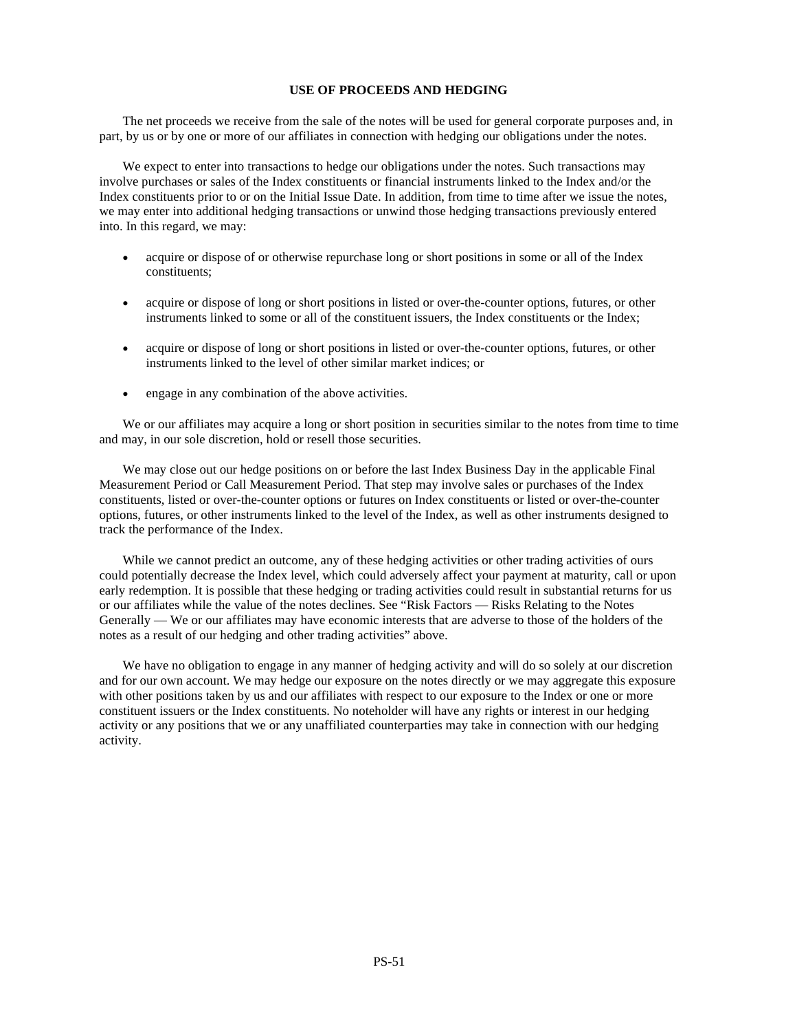## USE OF PROCEEDS AND HEDGING

The net proceeds we receive from the sale of the notes will be used for general corporate purposes and, in part, by us or by one or more of our affiliates in connection with hedging our obligations under the notes.

We expect to enter into transactions to hedge our obligations under the notes. Such transactions may involve purchases or sales of the Index constituents or financial instruments linked to the Index and/or the Index constituents prior to or on the Initial Issue Date. In addition, from time to time after we issue the notes, we may enter into additional hedging transactions or unwind those hedging transactions previously entered into. In this regard, we may:

- acquire or dispose of or otherwise repurchase long or short positions in some or all of the Index constituents;
- acquire or dispose of long or short positions in listed or over-the-counter options, futures, or other instruments linked to some or all of the constituent issuers, the Index constituents or the Index;
- acquire or dispose of long or short positions in listed or over-the-counter options, futures, or other instruments linked to the level of other similar market indices; or
- engage in any combination of the above activities.

We or our affiliates may acquire a long or short position in securities similar to the notes from time to time and may, in our sole discretion, hold or resell those securities.

We may close out our hedge positions on or before the last Index Business Day in the applicable Final Measurement Period or Call Measurement Period. That step may involve sales or purchases of the Index constituents, listed or over-the-counter options or futures on Index constituents or listed or over-the-counter options, futures, or other instruments linked to the level of the Index, as well as other instruments designed to track the performance of the Index.

While we cannot predict an outcome, any of these hedging activities or other trading activities of ours could potentially decrease the Index level, which could adversely affect your payment at maturity, call or upon early redemption. It is possible that these hedging or trading activities could result in substantial returns for us or our affiliates while the value of the notes declines. See "Risk Factors — Risks Relating to the Notes Generally — We or our affiliates may have economic interests that are adverse to those of the holders of the notes as a result of our hedging and other trading activities" above.

We have no obligation to engage in any manner of hedging activity and will do so solely at our discretion and for our own account. We may hedge our exposure on the notes directly or we may aggregate this exposure with other positions taken by us and our affiliates with respect to our exposure to the Index or one or more constituent issuers or the Index constituents. No noteholder will have any rights or interest in our hedging activity or any positions that we or any unaffiliated counterparties may take in connection with our hedging activity.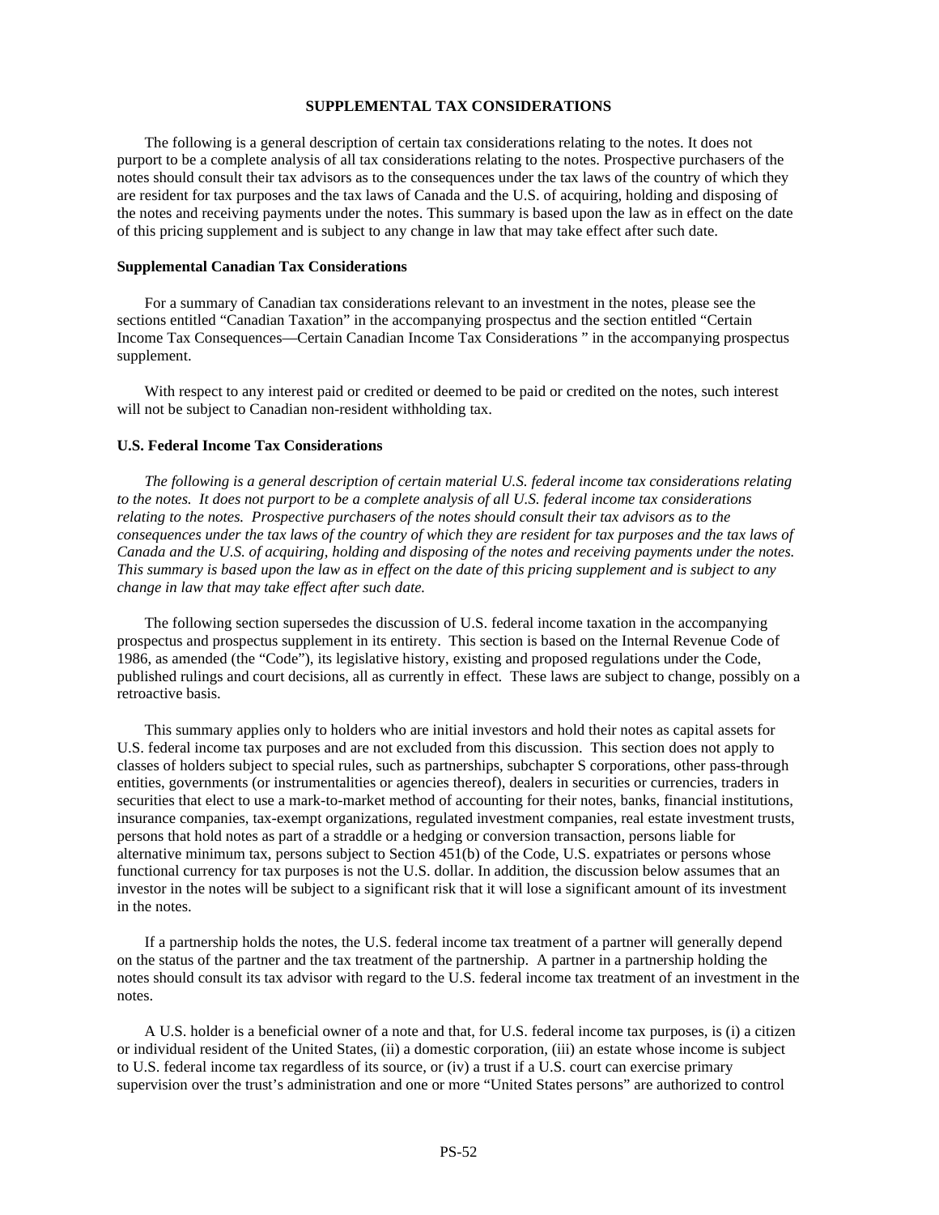## SUPPLEMENTAL TAX CONSIDERATIONS

The following is a general description of certain tax considerations relating to the notes. It does not purport to be a complete analysis of all tax considerations relating to the notes. Prospective purchasers of the notes should consult their tax advisors as to the consequences under the tax laws of the country of which they are resident for tax purposes and the tax laws of Canada and the U.S. of acquiring, holding and disposing of the notes and receiving payments under the notes. This summary is based upon the law as in effect on the date of this pricing supplement and is subject to any change in law that may take effect after such date.

### Supplemental Canadian Tax Considerations

For a summary of Canadian tax considerations relevant to an investment in the notes, please see the sections entitled "Canadian Taxation" in the accompanying prospectus and the section entitled "Certain Income Tax Consequences—Certain Canadian Income Tax Considerations " in the accompanying prospectus supplement.

With respect to any interest paid or credited or deemed to be paid or credited on the notes, such interest will not be subject to Canadian non-resident withholding tax.

### U.S. Federal Income Tax Considerations

*The following is a general description of certain material U.S. federal income tax considerations relating to the notes. It does not purport to be a complete analysis of all U.S. federal income tax considerations relating to the notes. Prospective purchasers of the notes should consult their tax advisors as to the consequences under the tax laws of the country of which they are resident for tax purposes and the tax laws of Canada and the U.S. of acquiring, holding and disposing of the notes and receiving payments under the notes. This summary is based upon the law as in effect on the date of this pricing supplement and is subject to any change in law that may take effect after such date.*

The following section supersedes the discussion of U.S. federal income taxation in the accompanying prospectus and prospectus supplement in its entirety. This section is based on the Internal Revenue Code of 1986, as amended (the "Code"), its legislative history, existing and proposed regulations under the Code, published rulings and court decisions, all as currently in effect. These laws are subject to change, possibly on a retroactive basis.

This summary applies only to holders who are initial investors and hold their notes as capital assets for U.S. federal income tax purposes and are not excluded from this discussion. This section does not apply to classes of holders subject to special rules, such as partnerships, subchapter S corporations, other pass-through entities, governments (or instrumentalities or agencies thereof), dealers in securities or currencies, traders in securities that elect to use a mark-to-market method of accounting for their notes, banks, financial institutions, insurance companies, tax-exempt organizations, regulated investment companies, real estate investment trusts, persons that hold notes as part of a straddle or a hedging or conversion transaction, persons liable for alternative minimum tax, persons subject to Section 451(b) of the Code, U.S. expatriates or persons whose functional currency for tax purposes is not the U.S. dollar. In addition, the discussion below assumes that an investor in the notes will be subject to a significant risk that it will lose a significant amount of its investment in the notes.

If a partnership holds the notes, the U.S. federal income tax treatment of a partner will generally depend on the status of the partner and the tax treatment of the partnership. A partner in a partnership holding the notes should consult its tax advisor with regard to the U.S. federal income tax treatment of an investment in the notes.

A U.S. holder is a beneficial owner of a note and that, for U.S. federal income tax purposes, is (i) a citizen or individual resident of the United States, (ii) a domestic corporation, (iii) an estate whose income is subject to U.S. federal income tax regardless of its source, or (iv) a trust if a U.S. court can exercise primary supervision over the trust's administration and one or more "United States persons" are authorized to control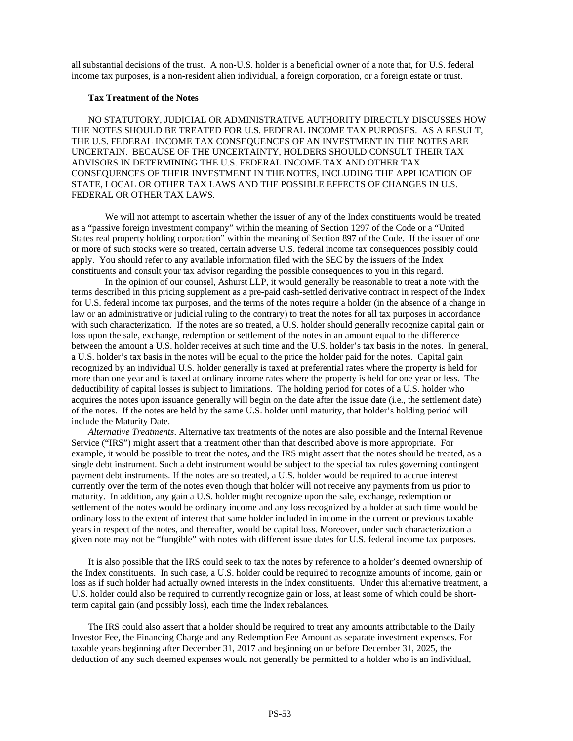all substantial decisions of the trust. A non-U.S. holder is a beneficial owner of a note that, for U.S. federal income tax purposes, is a non-resident alien individual, a foreign corporation, or a foreign estate or trust.

**Tax Treatment of the Notes**

NO STATUTORY, JUDICIAL OR ADMINISTRATIVE AUTHORITY DIRECTLY DISCUSSES HOW THE NOTES SHOULD BE TREATED FOR U.S. FEDERAL INCOME TAX PURPOSES. AS A RESULT, THE U.S. FEDERAL INCOME TAX CONSEQUENCES OF AN INVESTMENT IN THE NOTES ARE UNCERTAIN. BECAUSE OF THE UNCERTAINTY, HOLDERS SHOULD CONSULT THEIR TAX ADVISORS IN DETERMINING THE U.S. FEDERAL INCOME TAX AND OTHER TAX CONSEQUENCES OF THEIR INVESTMENT IN THE NOTES, INCLUDING THE APPLICATION OF STATE, LOCAL OR OTHER TAX LAWS AND THE POSSIBLE EFFECTS OF CHANGES IN U.S. FEDERAL OR OTHER TAX LAWS.

We will not attempt to ascertain whether the issuer of any of the Index constituents would be treated as a "passive foreign investment company" within the meaning of Section 1297 of the Code or a "United States real property holding corporation" within the meaning of Section 897 of the Code. If the issuer of one or more of such stocks were so treated, certain adverse U.S. federal income tax consequences possibly could apply. You should refer to any available information filed with the SEC by the issuers of the Index constituents and consult your tax advisor regarding the possible consequences to you in this regard.

In the opinion of our counsel, Ashurst LLP, it would generally be reasonable to treat a note with the terms described in this pricing supplement as a pre-paid cash-settled derivative contract in respect of the Index for U.S. federal income tax purposes, and the terms of the notes require a holder (in the absence of a change in law or an administrative or judicial ruling to the contrary) to treat the notes for all tax purposes in accordance with such characterization. If the notes are so treated, a U.S. holder should generally recognize capital gain or loss upon the sale, exchange, redemption or settlement of the notes in an amount equal to the difference between the amount a U.S. holder receives at such time and the U.S. holder's tax basis in the notes. In general, a U.S. holder's tax basis in the notes will be equal to the price the holder paid for the notes. Capital gain recognized by an individual U.S. holder generally is taxed at preferential rates where the property is held for more than one year and is taxed at ordinary income rates where the property is held for one year or less. The deductibility of capital losses is subject to limitations. The holding period for notes of a U.S. holder who acquires the notes upon issuance generally will begin on the date after the issue date (i.e., the settlement date) of the notes. If the notes are held by the same U.S. holder until maturity, that holder's holding period will include the Maturity Date.

*Alternative Treatments*. Alternative tax treatments of the notes are also possible and the Internal Revenue Service ("IRS") might assert that a treatment other than that described above is more appropriate. For example, it would be possible to treat the notes, and the IRS might assert that the notes should be treated, as a single debt instrument. Such a debt instrument would be subject to the special tax rules governing contingent payment debt instruments. If the notes are so treated, a U.S. holder would be required to accrue interest currently over the term of the notes even though that holder will not receive any payments from us prior to maturity. In addition, any gain a U.S. holder might recognize upon the sale, exchange, redemption or settlement of the notes would be ordinary income and any loss recognized by a holder at such time would be ordinary loss to the extent of interest that same holder included in income in the current or previous taxable years in respect of the notes, and thereafter, would be capital loss. Moreover, under such characterization a given note may not be "fungible" with notes with different issue dates for U.S. federal income tax purposes.

It is also possible that the IRS could seek to tax the notes by reference to a holder's deemed ownership of the Index constituents. In such case, a U.S. holder could be required to recognize amounts of income, gain or loss as if such holder had actually owned interests in the Index constituents. Under this alternative treatment, a U.S. holder could also be required to currently recognize gain or loss, at least some of which could be short-term capital gain (and possibly loss), each time the Index rebalances.

The IRS could also assert that a holder should be required to treat any amounts attributable to the Daily Investor Fee, the Financing Charge and any Redemption Fee Amount as separate investment expenses. For taxable years beginning after December 31, 2017 and beginning on or before December 31, 2025, the deduction of any such deemed expenses would not generally be permitted to a holder who is an individual,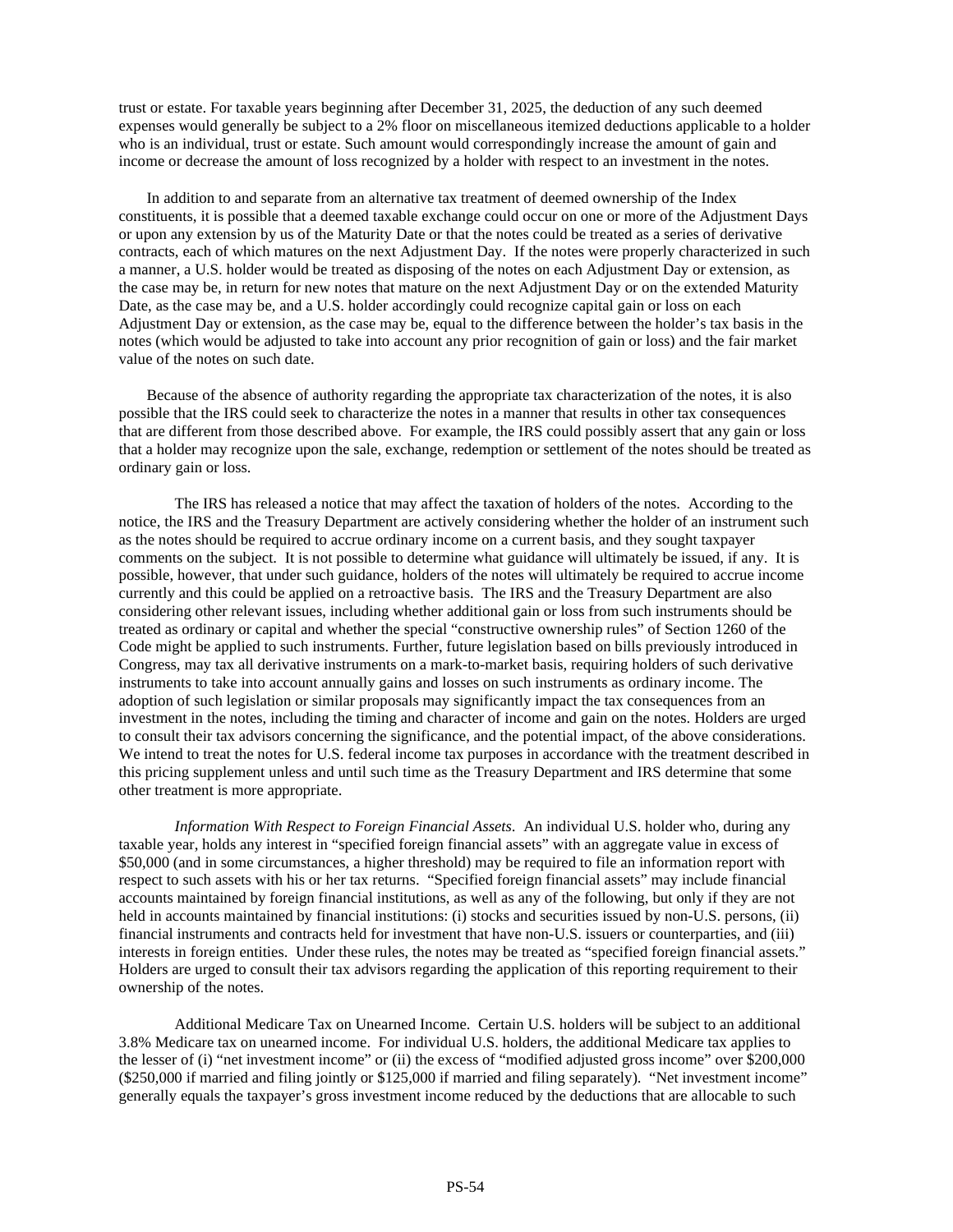trust or estate. For taxable years beginning after December 31, 2025, the deduction of any such deemed expenses would generally be subject to a 2% floor on miscellaneous itemized deductions applicable to a holder who is an individual, trust or estate. Such amount would correspondingly increase the amount of gain and income or decrease the amount of loss recognized by a holder with respect to an investment in the notes.

In addition to and separate from an alternative tax treatment of deemed ownership of the Index constituents, it is possible that a deemed taxable exchange could occur on one or more of the Adjustment Days or upon any extension by us of the Maturity Date or that the notes could be treated as a series of derivative contracts, each of which matures on the next Adjustment Day. If the notes were properly characterized in such a manner, a U.S. holder would be treated as disposing of the notes on each Adjustment Day or extension, as the case may be, in return for new notes that mature on the next Adjustment Day or on the extended Maturity Date, as the case may be, and a U.S. holder accordingly could recognize capital gain or loss on each Adjustment Day or extension, as the case may be, equal to the difference between the holder's tax basis in the notes (which would be adjusted to take into account any prior recognition of gain or loss) and the fair market value of the notes on such date.

Because of the absence of authority regarding the appropriate tax characterization of the notes, it is also possible that the IRS could seek to characterize the notes in a manner that results in other tax consequences that are different from those described above. For example, the IRS could possibly assert that any gain or loss that a holder may recognize upon the sale, exchange, redemption or settlement of the notes should be treated as ordinary gain or loss.

The IRS has released a notice that may affect the taxation of holders of the notes. According to the notice, the IRS and the Treasury Department are actively considering whether the holder of an instrument such as the notes should be required to accrue ordinary income on a current basis, and they sought taxpayer comments on the subject. It is not possible to determine what guidance will ultimately be issued, if any. It is possible, however, that under such guidance, holders of the notes will ultimately be required to accrue income currently and this could be applied on a retroactive basis. The IRS and the Treasury Department are also considering other relevant issues, including whether additional gain or loss from such instruments should be treated as ordinary or capital and whether the special "constructive ownership rules" of Section 1260 of the Code might be applied to such instruments. Further, future legislation based on bills previously introduced in Congress, may tax all derivative instruments on a mark-to-market basis, requiring holders of such derivative instruments to take into account annually gains and losses on such instruments as ordinary income. The adoption of such legislation or similar proposals may significantly impact the tax consequences from an investment in the notes, including the timing and character of income and gain on the notes. Holders are urged to consult their tax advisors concerning the significance, and the potential impact, of the above considerations. We intend to treat the notes for U.S. federal income tax purposes in accordance with the treatment described in this pricing supplement unless and until such time as the Treasury Department and IRS determine that some other treatment is more appropriate.

*Information With Respect to Foreign Financial Assets*. An individual U.S. holder who, during any taxable year, holds any interest in "specified foreign financial assets" with an aggregate value in excess of $50,000 (and in some circumstances, a higher threshold) may be required to file an information report with respect to such assets with his or her tax returns. "Specified foreign financial assets" may include financial accounts maintained by foreign financial institutions, as well as any of the following, but only if they are not held in accounts maintained by financial institutions: (i) stocks and securities issued by non-U.S. persons, (ii) financial instruments and contracts held for investment that have non-U.S. issuers or counterparties, and (iii) interests in foreign entities. Under these rules, the notes may be treated as "specified foreign financial assets." Holders are urged to consult their tax advisors regarding the application of this reporting requirement to their ownership of the notes.

Additional Medicare Tax on Unearned Income. Certain U.S. holders will be subject to an additional 3.8% Medicare tax on unearned income. For individual U.S. holders, the additional Medicare tax applies to the lesser of (i) "net investment income" or (ii) the excess of "modified adjusted gross income" over $200,000 ($250,000 if married and filing jointly or $125,000 if married and filing separately). "Net investment income" generally equals the taxpayer's gross investment income reduced by the deductions that are allocable to such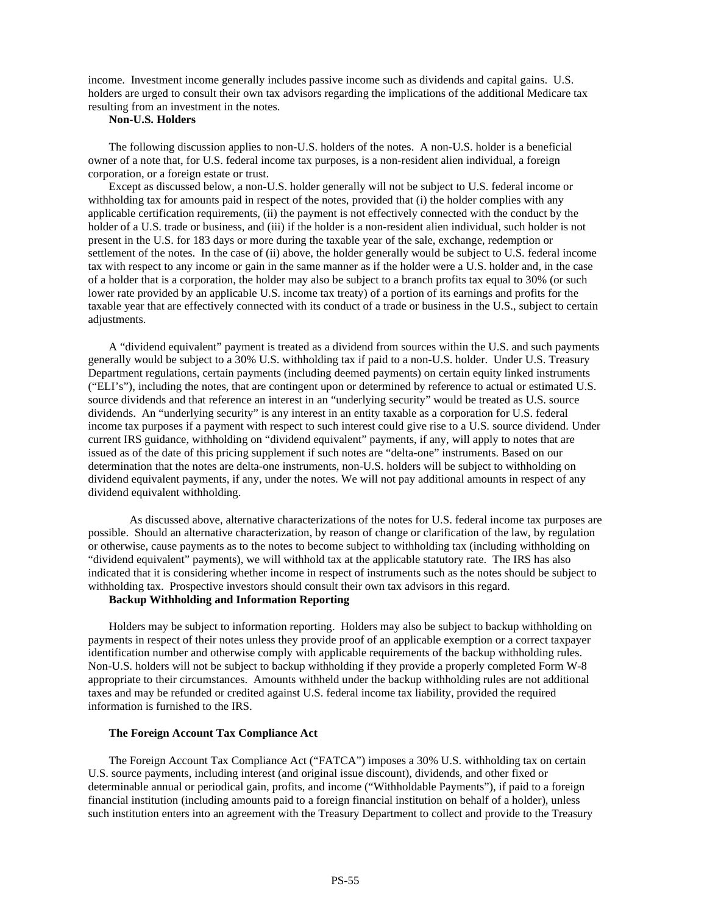income. Investment income generally includes passive income such as dividends and capital gains. U.S. holders are urged to consult their own tax advisors regarding the implications of the additional Medicare tax resulting from an investment in the notes.

**Non-U.S. Holders**

The following discussion applies to non-U.S. holders of the notes. A non-U.S. holder is a beneficial owner of a note that, for U.S. federal income tax purposes, is a non-resident alien individual, a foreign corporation, or a foreign estate or trust.

Except as discussed below, a non-U.S. holder generally will not be subject to U.S. federal income or withholding tax for amounts paid in respect of the notes, provided that (i) the holder complies with any applicable certification requirements, (ii) the payment is not effectively connected with the conduct by the holder of a U.S. trade or business, and (iii) if the holder is a non-resident alien individual, such holder is not present in the U.S. for 183 days or more during the taxable year of the sale, exchange, redemption or settlement of the notes. In the case of (ii) above, the holder generally would be subject to U.S. federal income tax with respect to any income or gain in the same manner as if the holder were a U.S. holder and, in the case of a holder that is a corporation, the holder may also be subject to a branch profits tax equal to 30% (or such lower rate provided by an applicable U.S. income tax treaty) of a portion of its earnings and profits for the taxable year that are effectively connected with its conduct of a trade or business in the U.S., subject to certain adjustments.

A "dividend equivalent" payment is treated as a dividend from sources within the U.S. and such payments generally would be subject to a 30% U.S. withholding tax if paid to a non-U.S. holder. Under U.S. Treasury Department regulations, certain payments (including deemed payments) on certain equity linked instruments ("ELI's"), including the notes, that are contingent upon or determined by reference to actual or estimated U.S. source dividends and that reference an interest in an "underlying security" would be treated as U.S. source dividends. An "underlying security" is any interest in an entity taxable as a corporation for U.S. federal income tax purposes if a payment with respect to such interest could give rise to a U.S. source dividend. Under current IRS guidance, withholding on "dividend equivalent" payments, if any, will apply to notes that are issued as of the date of this pricing supplement if such notes are "delta-one" instruments. Based on our determination that the notes are delta-one instruments, non-U.S. holders will be subject to withholding on dividend equivalent payments, if any, under the notes. We will not pay additional amounts in respect of any dividend equivalent withholding.

As discussed above, alternative characterizations of the notes for U.S. federal income tax purposes are possible. Should an alternative characterization, by reason of change or clarification of the law, by regulation or otherwise, cause payments as to the notes to become subject to withholding tax (including withholding on "dividend equivalent" payments), we will withhold tax at the applicable statutory rate. The IRS has also indicated that it is considering whether income in respect of instruments such as the notes should be subject to withholding tax. Prospective investors should consult their own tax advisors in this regard.

**Backup Withholding and Information Reporting**

Holders may be subject to information reporting. Holders may also be subject to backup withholding on payments in respect of their notes unless they provide proof of an applicable exemption or a correct taxpayer identification number and otherwise comply with applicable requirements of the backup withholding rules. Non-U.S. holders will not be subject to backup withholding if they provide a properly completed Form W-8 appropriate to their circumstances. Amounts withheld under the backup withholding rules are not additional taxes and may be refunded or credited against U.S. federal income tax liability, provided the required information is furnished to the IRS.

**The Foreign Account Tax Compliance Act**

The Foreign Account Tax Compliance Act ("FATCA") imposes a 30% U.S. withholding tax on certain U.S. source payments, including interest (and original issue discount), dividends, and other fixed or determinable annual or periodical gain, profits, and income ("Withholdable Payments"), if paid to a foreign financial institution (including amounts paid to a foreign financial institution on behalf of a holder), unless such institution enters into an agreement with the Treasury Department to collect and provide to the Treasury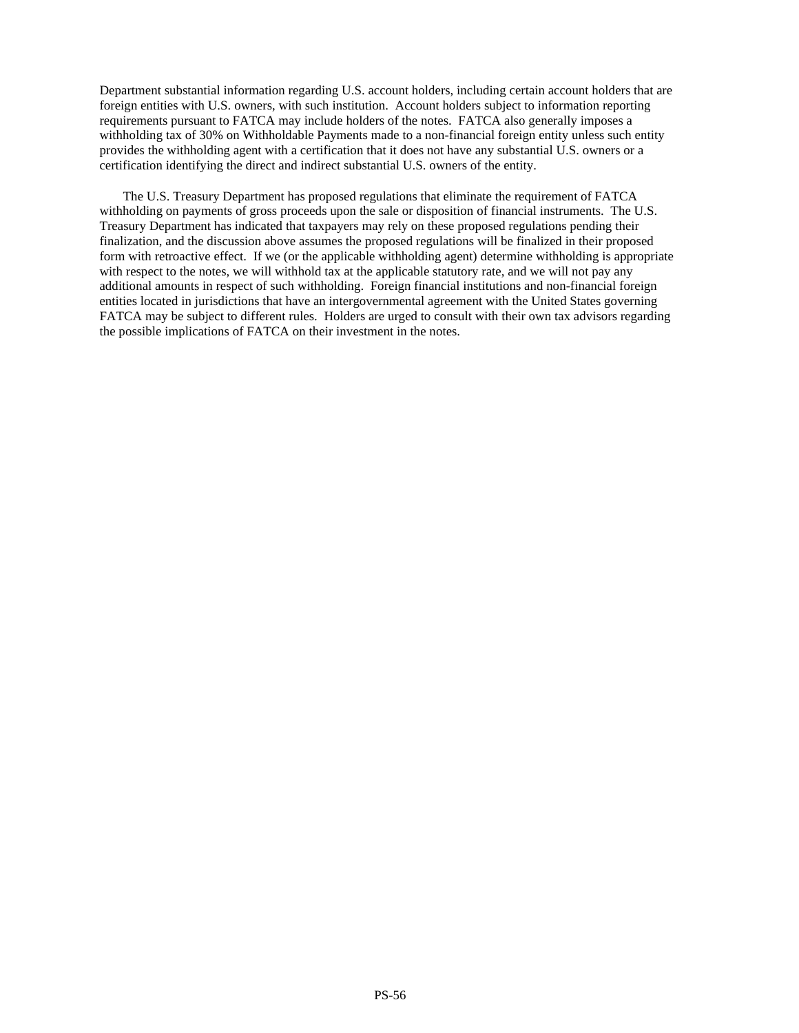Department substantial information regarding U.S. account holders, including certain account holders that are foreign entities with U.S. owners, with such institution. Account holders subject to information reporting requirements pursuant to FATCA may include holders of the notes. FATCA also generally imposes a withholding tax of 30% on Withholdable Payments made to a non-financial foreign entity unless such entity provides the withholding agent with a certification that it does not have any substantial U.S. owners or a certification identifying the direct and indirect substantial U.S. owners of the entity.

The U.S. Treasury Department has proposed regulations that eliminate the requirement of FATCA withholding on payments of gross proceeds upon the sale or disposition of financial instruments. The U.S. Treasury Department has indicated that taxpayers may rely on these proposed regulations pending their finalization, and the discussion above assumes the proposed regulations will be finalized in their proposed form with retroactive effect. If we (or the applicable withholding agent) determine withholding is appropriate with respect to the notes, we will withhold tax at the applicable statutory rate, and we will not pay any additional amounts in respect of such withholding. Foreign financial institutions and non-financial foreign entities located in jurisdictions that have an intergovernmental agreement with the United States governing FATCA may be subject to different rules. Holders are urged to consult with their own tax advisors regarding the possible implications of FATCA on their investment in the notes.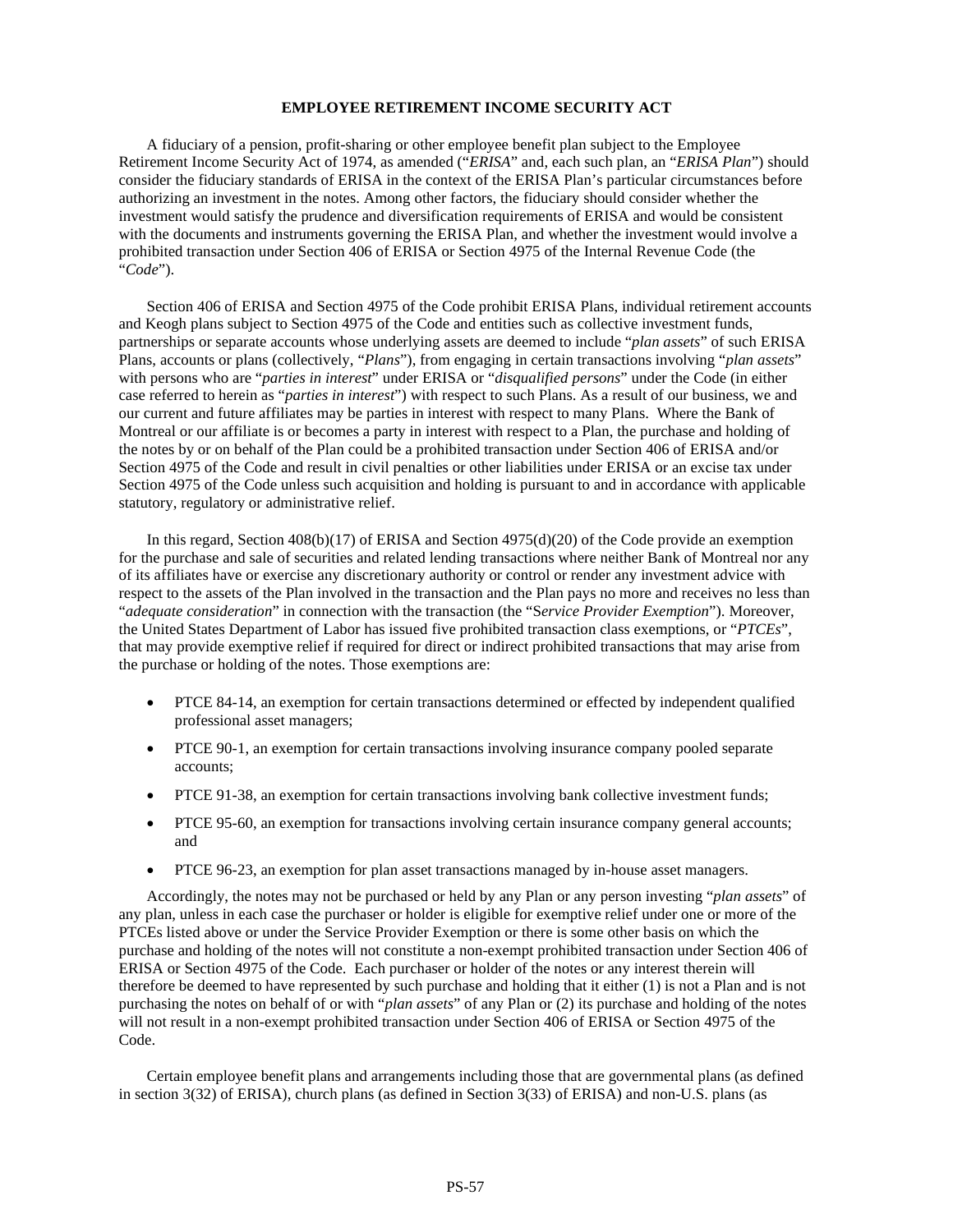## EMPLOYEE RETIREMENT INCOME SECURITY ACT

A fiduciary of a pension, profit-sharing or other employee benefit plan subject to the Employee Retirement Income Security Act of 1974, as amended ("*ERISA*" and, each such plan, an "*ERISA Plan*") should consider the fiduciary standards of ERISA in the context of the ERISA Plan's particular circumstances before authorizing an investment in the notes. Among other factors, the fiduciary should consider whether the investment would satisfy the prudence and diversification requirements of ERISA and would be consistent with the documents and instruments governing the ERISA Plan, and whether the investment would involve a prohibited transaction under Section 406 of ERISA or Section 4975 of the Internal Revenue Code (the "*Code*").

Section 406 of ERISA and Section 4975 of the Code prohibit ERISA Plans, individual retirement accounts and Keogh plans subject to Section 4975 of the Code and entities such as collective investment funds, partnerships or separate accounts whose underlying assets are deemed to include "*plan assets*" of such ERISA Plans, accounts or plans (collectively, "*Plans*"), from engaging in certain transactions involving "*plan assets*" with persons who are "*parties in interest*" under ERISA or "*disqualified persons*" under the Code (in either case referred to herein as "*parties in interest*") with respect to such Plans. As a result of our business, we and our current and future affiliates may be parties in interest with respect to many Plans. Where the Bank of Montreal or our affiliate is or becomes a party in interest with respect to a Plan, the purchase and holding of the notes by or on behalf of the Plan could be a prohibited transaction under Section 406 of ERISA and/or Section 4975 of the Code and result in civil penalties or other liabilities under ERISA or an excise tax under Section 4975 of the Code unless such acquisition and holding is pursuant to and in accordance with applicable statutory, regulatory or administrative relief.

In this regard, Section 408(b)(17) of ERISA and Section 4975(d)(20) of the Code provide an exemption for the purchase and sale of securities and related lending transactions where neither Bank of Montreal nor any of its affiliates have or exercise any discretionary authority or control or render any investment advice with respect to the assets of the Plan involved in the transaction and the Plan pays no more and receives no less than "*adequate consideration*" in connection with the transaction (the "S*ervice Provider Exemption*"). Moreover, the United States Department of Labor has issued five prohibited transaction class exemptions, or "*PTCEs*", that may provide exemptive relief if required for direct or indirect prohibited transactions that may arise from the purchase or holding of the notes. Those exemptions are:

- PTCE 84-14, an exemption for certain transactions determined or effected by independent qualified professional asset managers;
- PTCE 90-1, an exemption for certain transactions involving insurance company pooled separate accounts;
- PTCE 91-38, an exemption for certain transactions involving bank collective investment funds;
- PTCE 95-60, an exemption for transactions involving certain insurance company general accounts; and
- PTCE 96-23, an exemption for plan asset transactions managed by in-house asset managers.

Accordingly, the notes may not be purchased or held by any Plan or any person investing "*plan assets*" of any plan, unless in each case the purchaser or holder is eligible for exemptive relief under one or more of the PTCEs listed above or under the Service Provider Exemption or there is some other basis on which the purchase and holding of the notes will not constitute a non-exempt prohibited transaction under Section 406 of ERISA or Section 4975 of the Code. Each purchaser or holder of the notes or any interest therein will therefore be deemed to have represented by such purchase and holding that it either (1) is not a Plan and is not purchasing the notes on behalf of or with "*plan assets*" of any Plan or (2) its purchase and holding of the notes will not result in a non-exempt prohibited transaction under Section 406 of ERISA or Section 4975 of the Code.

Certain employee benefit plans and arrangements including those that are governmental plans (as defined in section 3(32) of ERISA), church plans (as defined in Section 3(33) of ERISA) and non-U.S. plans (as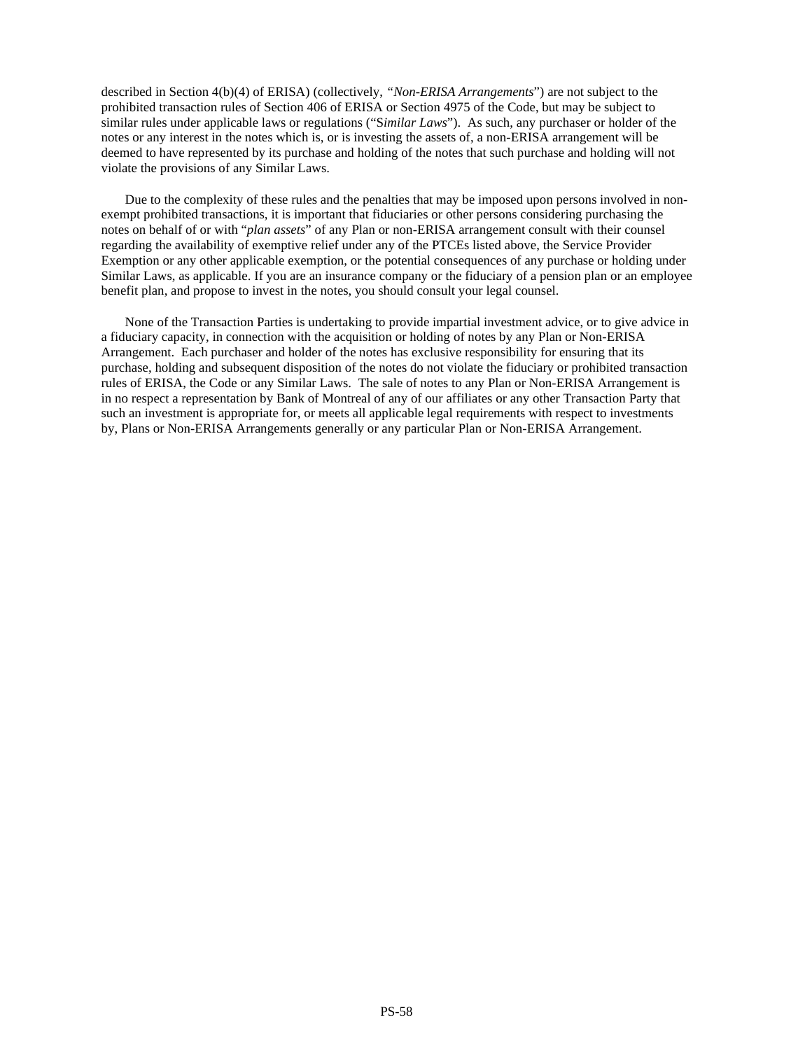described in Section 4(b)(4) of ERISA) (collectively, *"Non-ERISA Arrangements"*) are not subject to the prohibited transaction rules of Section 406 of ERISA or Section 4975 of the Code, but may be subject to similar rules under applicable laws or regulations ("S*imilar Laws*"). As such, any purchaser or holder of the notes or any interest in the notes which is, or is investing the assets of, a non-ERISA arrangement will be deemed to have represented by its purchase and holding of the notes that such purchase and holding will not violate the provisions of any Similar Laws.

Due to the complexity of these rules and the penalties that may be imposed upon persons involved in non-exempt prohibited transactions, it is important that fiduciaries or other persons considering purchasing the notes on behalf of or with "*plan assets*" of any Plan or non-ERISA arrangement consult with their counsel regarding the availability of exemptive relief under any of the PTCEs listed above, the Service Provider Exemption or any other applicable exemption, or the potential consequences of any purchase or holding under Similar Laws, as applicable. If you are an insurance company or the fiduciary of a pension plan or an employee benefit plan, and propose to invest in the notes, you should consult your legal counsel.

None of the Transaction Parties is undertaking to provide impartial investment advice, or to give advice in a fiduciary capacity, in connection with the acquisition or holding of notes by any Plan or Non-ERISA Arrangement. Each purchaser and holder of the notes has exclusive responsibility for ensuring that its purchase, holding and subsequent disposition of the notes do not violate the fiduciary or prohibited transaction rules of ERISA, the Code or any Similar Laws. The sale of notes to any Plan or Non-ERISA Arrangement is in no respect a representation by Bank of Montreal of any of our affiliates or any other Transaction Party that such an investment is appropriate for, or meets all applicable legal requirements with respect to investments by, Plans or Non-ERISA Arrangements generally or any particular Plan or Non-ERISA Arrangement.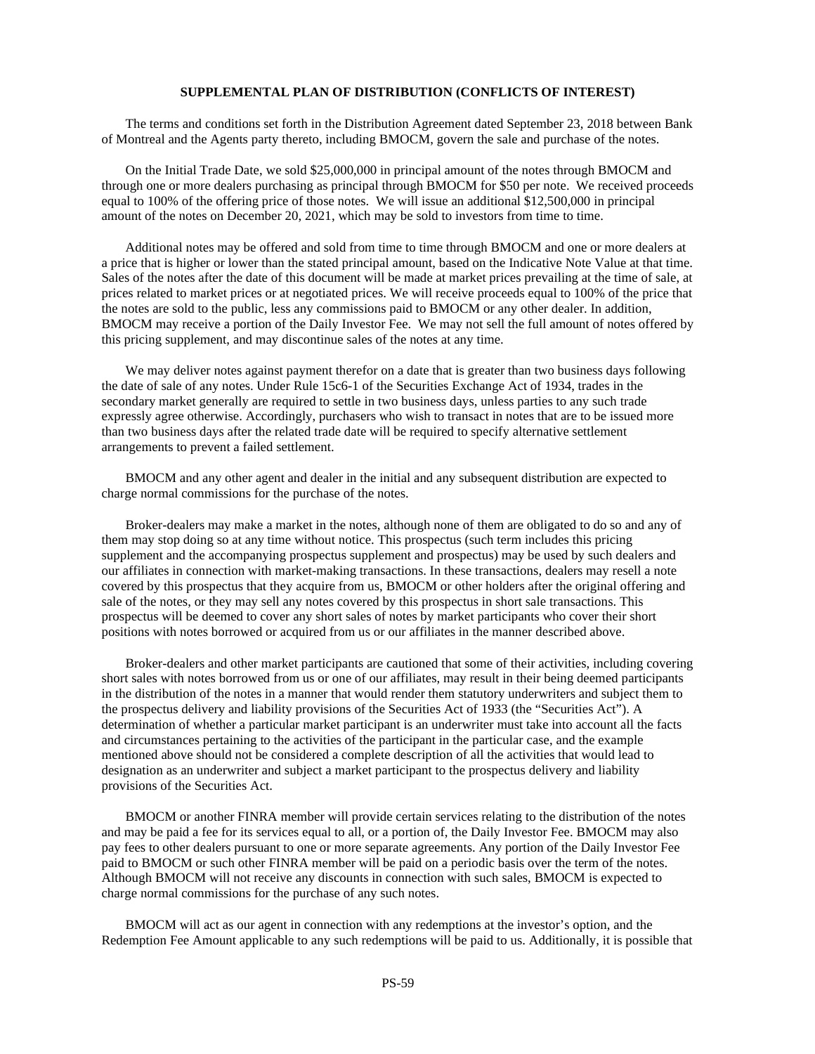## SUPPLEMENTAL PLAN OF DISTRIBUTION (CONFLICTS OF INTEREST)

The terms and conditions set forth in the Distribution Agreement dated September 23, 2018 between Bank of Montreal and the Agents party thereto, including BMOCM, govern the sale and purchase of the notes.

On the Initial Trade Date, we sold $25,000,000 in principal amount of the notes through BMOCM and through one or more dealers purchasing as principal through BMOCM for $50 per note. We received proceeds equal to 100% of the offering price of those notes. We will issue an additional $12,500,000 in principal amount of the notes on December 20, 2021, which may be sold to investors from time to time.

Additional notes may be offered and sold from time to time through BMOCM and one or more dealers at a price that is higher or lower than the stated principal amount, based on the Indicative Note Value at that time. Sales of the notes after the date of this document will be made at market prices prevailing at the time of sale, at prices related to market prices or at negotiated prices. We will receive proceeds equal to 100% of the price that the notes are sold to the public, less any commissions paid to BMOCM or any other dealer. In addition, BMOCM may receive a portion of the Daily Investor Fee. We may not sell the full amount of notes offered by this pricing supplement, and may discontinue sales of the notes at any time.

We may deliver notes against payment therefor on a date that is greater than two business days following the date of sale of any notes. Under Rule 15c6-1 of the Securities Exchange Act of 1934, trades in the secondary market generally are required to settle in two business days, unless parties to any such trade expressly agree otherwise. Accordingly, purchasers who wish to transact in notes that are to be issued more than two business days after the related trade date will be required to specify alternative settlement arrangements to prevent a failed settlement.

BMOCM and any other agent and dealer in the initial and any subsequent distribution are expected to charge normal commissions for the purchase of the notes.

Broker-dealers may make a market in the notes, although none of them are obligated to do so and any of them may stop doing so at any time without notice. This prospectus (such term includes this pricing supplement and the accompanying prospectus supplement and prospectus) may be used by such dealers and our affiliates in connection with market-making transactions. In these transactions, dealers may resell a note covered by this prospectus that they acquire from us, BMOCM or other holders after the original offering and sale of the notes, or they may sell any notes covered by this prospectus in short sale transactions. This prospectus will be deemed to cover any short sales of notes by market participants who cover their short positions with notes borrowed or acquired from us or our affiliates in the manner described above.

Broker-dealers and other market participants are cautioned that some of their activities, including covering short sales with notes borrowed from us or one of our affiliates, may result in their being deemed participants in the distribution of the notes in a manner that would render them statutory underwriters and subject them to the prospectus delivery and liability provisions of the Securities Act of 1933 (the "Securities Act"). A determination of whether a particular market participant is an underwriter must take into account all the facts and circumstances pertaining to the activities of the participant in the particular case, and the example mentioned above should not be considered a complete description of all the activities that would lead to designation as an underwriter and subject a market participant to the prospectus delivery and liability provisions of the Securities Act.

BMOCM or another FINRA member will provide certain services relating to the distribution of the notes and may be paid a fee for its services equal to all, or a portion of, the Daily Investor Fee. BMOCM may also pay fees to other dealers pursuant to one or more separate agreements. Any portion of the Daily Investor Fee paid to BMOCM or such other FINRA member will be paid on a periodic basis over the term of the notes. Although BMOCM will not receive any discounts in connection with such sales, BMOCM is expected to charge normal commissions for the purchase of any such notes.

BMOCM will act as our agent in connection with any redemptions at the investor's option, and the Redemption Fee Amount applicable to any such redemptions will be paid to us. Additionally, it is possible that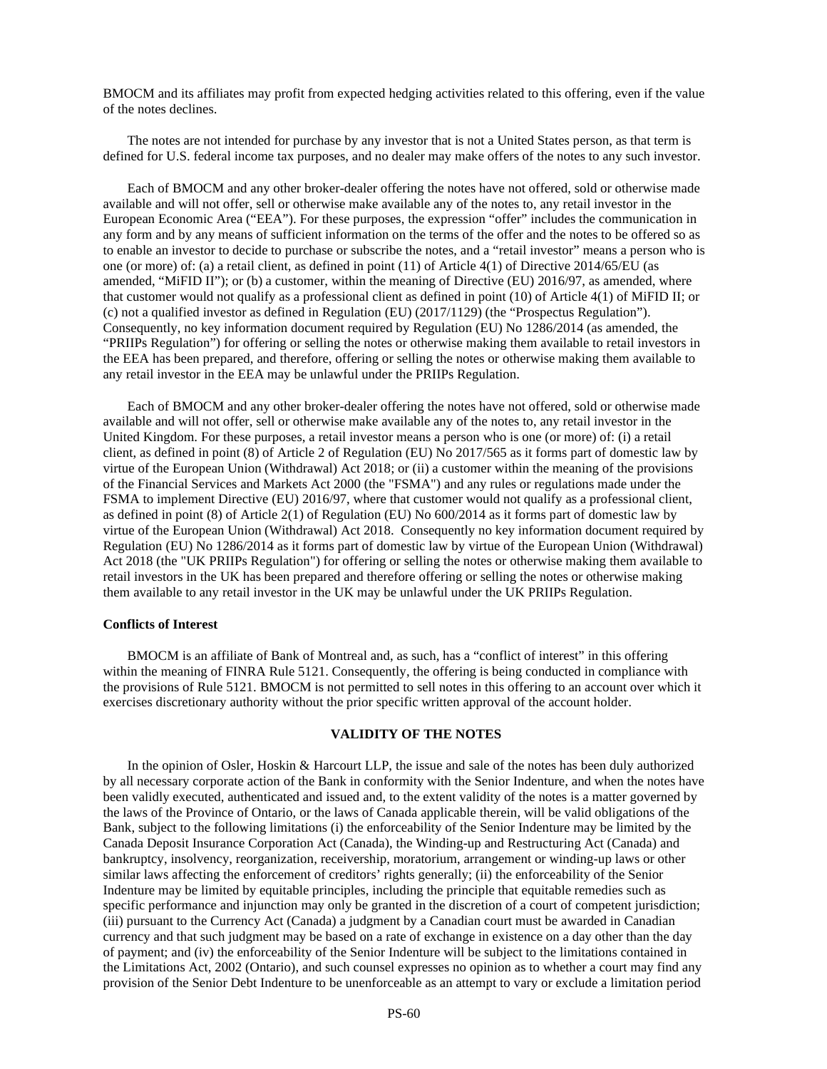BMOCM and its affiliates may profit from expected hedging activities related to this offering, even if the value of the notes declines.

The notes are not intended for purchase by any investor that is not a United States person, as that term is defined for U.S. federal income tax purposes, and no dealer may make offers of the notes to any such investor.

Each of BMOCM and any other broker-dealer offering the notes have not offered, sold or otherwise made available and will not offer, sell or otherwise make available any of the notes to, any retail investor in the European Economic Area ("EEA"). For these purposes, the expression "offer" includes the communication in any form and by any means of sufficient information on the terms of the offer and the notes to be offered so as to enable an investor to decide to purchase or subscribe the notes, and a "retail investor" means a person who is one (or more) of: (a) a retail client, as defined in point (11) of Article 4(1) of Directive 2014/65/EU (as amended, "MiFID II"); or (b) a customer, within the meaning of Directive (EU) 2016/97, as amended, where that customer would not qualify as a professional client as defined in point (10) of Article 4(1) of MiFID II; or (c) not a qualified investor as defined in Regulation (EU) (2017/1129) (the "Prospectus Regulation"). Consequently, no key information document required by Regulation (EU) No 1286/2014 (as amended, the "PRIIPs Regulation") for offering or selling the notes or otherwise making them available to retail investors in the EEA has been prepared, and therefore, offering or selling the notes or otherwise making them available to any retail investor in the EEA may be unlawful under the PRIIPs Regulation.

Each of BMOCM and any other broker-dealer offering the notes have not offered, sold or otherwise made available and will not offer, sell or otherwise make available any of the notes to, any retail investor in the United Kingdom. For these purposes, a retail investor means a person who is one (or more) of: (i) a retail client, as defined in point (8) of Article 2 of Regulation (EU) No 2017/565 as it forms part of domestic law by virtue of the European Union (Withdrawal) Act 2018; or (ii) a customer within the meaning of the provisions of the Financial Services and Markets Act 2000 (the "FSMA") and any rules or regulations made under the FSMA to implement Directive (EU) 2016/97, where that customer would not qualify as a professional client, as defined in point (8) of Article 2(1) of Regulation (EU) No 600/2014 as it forms part of domestic law by virtue of the European Union (Withdrawal) Act 2018. Consequently no key information document required by Regulation (EU) No 1286/2014 as it forms part of domestic law by virtue of the European Union (Withdrawal) Act 2018 (the "UK PRIIPs Regulation") for offering or selling the notes or otherwise making them available to retail investors in the UK has been prepared and therefore offering or selling the notes or otherwise making them available to any retail investor in the UK may be unlawful under the UK PRIIPs Regulation.

**Conflicts of Interest**

BMOCM is an affiliate of Bank of Montreal and, as such, has a "conflict of interest" in this offering within the meaning of FINRA Rule 5121. Consequently, the offering is being conducted in compliance with the provisions of Rule 5121. BMOCM is not permitted to sell notes in this offering to an account over which it exercises discretionary authority without the prior specific written approval of the account holder.

## VALIDITY OF THE NOTES

In the opinion of Osler, Hoskin & Harcourt LLP, the issue and sale of the notes has been duly authorized by all necessary corporate action of the Bank in conformity with the Senior Indenture, and when the notes have been validly executed, authenticated and issued and, to the extent validity of the notes is a matter governed by the laws of the Province of Ontario, or the laws of Canada applicable therein, will be valid obligations of the Bank, subject to the following limitations (i) the enforceability of the Senior Indenture may be limited by the Canada Deposit Insurance Corporation Act (Canada), the Winding-up and Restructuring Act (Canada) and bankruptcy, insolvency, reorganization, receivership, moratorium, arrangement or winding-up laws or other similar laws affecting the enforcement of creditors' rights generally; (ii) the enforceability of the Senior Indenture may be limited by equitable principles, including the principle that equitable remedies such as specific performance and injunction may only be granted in the discretion of a court of competent jurisdiction; (iii) pursuant to the Currency Act (Canada) a judgment by a Canadian court must be awarded in Canadian currency and that such judgment may be based on a rate of exchange in existence on a day other than the day of payment; and (iv) the enforceability of the Senior Indenture will be subject to the limitations contained in the Limitations Act, 2002 (Ontario), and such counsel expresses no opinion as to whether a court may find any provision of the Senior Debt Indenture to be unenforceable as an attempt to vary or exclude a limitation period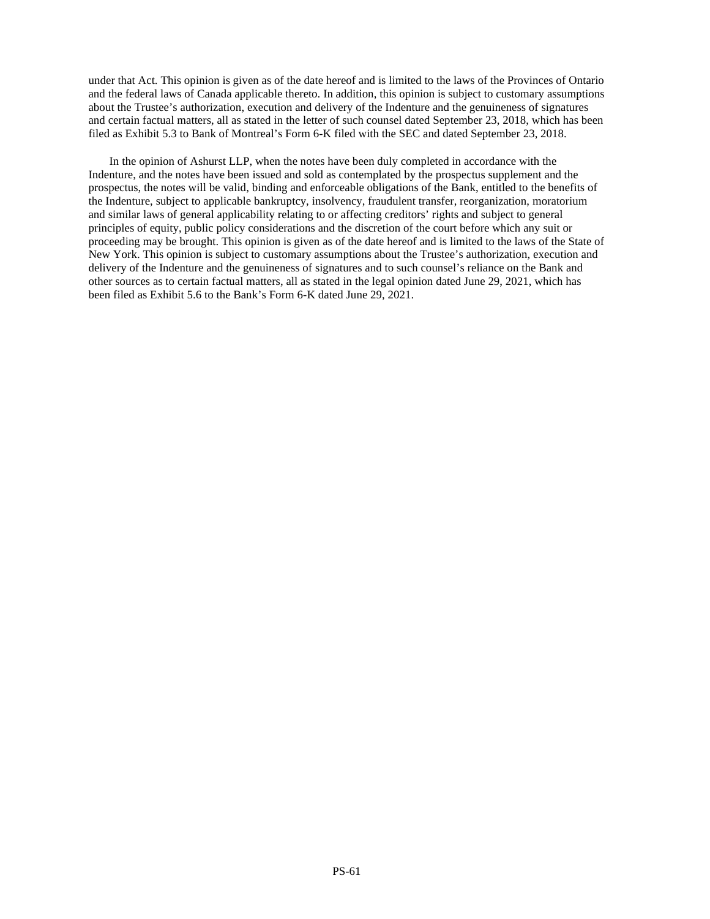under that Act. This opinion is given as of the date hereof and is limited to the laws of the Provinces of Ontario and the federal laws of Canada applicable thereto. In addition, this opinion is subject to customary assumptions about the Trustee's authorization, execution and delivery of the Indenture and the genuineness of signatures and certain factual matters, all as stated in the letter of such counsel dated September 23, 2018, which has been filed as Exhibit 5.3 to Bank of Montreal's Form 6-K filed with the SEC and dated September 23, 2018.

In the opinion of Ashurst LLP, when the notes have been duly completed in accordance with the Indenture, and the notes have been issued and sold as contemplated by the prospectus supplement and the prospectus, the notes will be valid, binding and enforceable obligations of the Bank, entitled to the benefits of the Indenture, subject to applicable bankruptcy, insolvency, fraudulent transfer, reorganization, moratorium and similar laws of general applicability relating to or affecting creditors' rights and subject to general principles of equity, public policy considerations and the discretion of the court before which any suit or proceeding may be brought. This opinion is given as of the date hereof and is limited to the laws of the State of New York. This opinion is subject to customary assumptions about the Trustee's authorization, execution and delivery of the Indenture and the genuineness of signatures and to such counsel's reliance on the Bank and other sources as to certain factual matters, all as stated in the legal opinion dated June 29, 2021, which has been filed as Exhibit 5.6 to the Bank's Form 6-K dated June 29, 2021.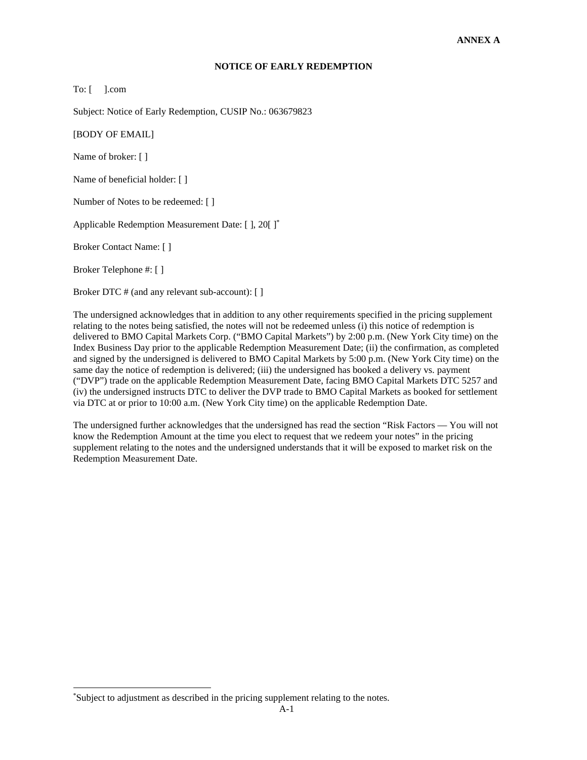**ANNEX A**

**NOTICE OF EARLY REDEMPTION**

To: [     ].com

Subject: Notice of Early Redemption, CUSIP No.: 063679823

[BODY OF EMAIL]

Name of broker: [ ]

Name of beneficial holder: [ ]

Number of Notes to be redeemed: [ ]

Applicable Redemption Measurement Date: [ ], 20[ ][*]

Broker Contact Name: [ ]

Broker Telephone #: [ ]

Broker DTC # (and any relevant sub-account): [ ]

The undersigned acknowledges that in addition to any other requirements specified in the pricing supplement relating to the notes being satisfied, the notes will not be redeemed unless (i) this notice of redemption is delivered to BMO Capital Markets Corp. ("BMO Capital Markets") by 2:00 p.m. (New York City time) on the Index Business Day prior to the applicable Redemption Measurement Date; (ii) the confirmation, as completed and signed by the undersigned is delivered to BMO Capital Markets by 5:00 p.m. (New York City time) on the same day the notice of redemption is delivered; (iii) the undersigned has booked a delivery vs. payment ("DVP") trade on the applicable Redemption Measurement Date, facing BMO Capital Markets DTC 5257 and (iv) the undersigned instructs DTC to deliver the DVP trade to BMO Capital Markets as booked for settlement via DTC at or prior to 10:00 a.m. (New York City time) on the applicable Redemption Date.

The undersigned further acknowledges that the undersigned has read the section "Risk Factors — You will not know the Redemption Amount at the time you elect to request that we redeem your notes" in the pricing supplement relating to the notes and the undersigned understands that it will be exposed to market risk on the Redemption Measurement Date.

---

[*] Subject to adjustment as described in the pricing supplement relating to the notes.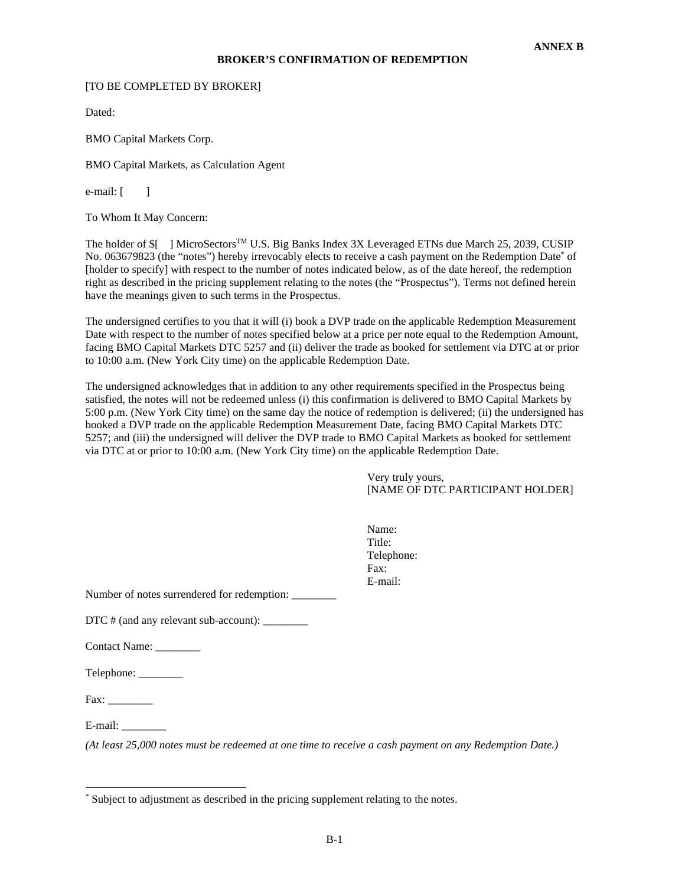**ANNEX B**

**BROKER'S CONFIRMATION OF REDEMPTION**

[TO BE COMPLETED BY BROKER]

Dated:

BMO Capital Markets Corp.

BMO Capital Markets, as Calculation Agent

e-mail: [ ]

To Whom It May Concern:

The holder of $[ ] MicroSectors$^{TM}$ U.S. Big Banks Index 3X Leveraged ETNs due March 25, 2039, CUSIP No. 063679823 (the "notes") hereby irrevocably elects to receive a cash payment on the Redemption Date* of [holder to specify] with respect to the number of notes indicated below, as of the date hereof, the redemption right as described in the pricing supplement relating to the notes (the "Prospectus"). Terms not defined herein have the meanings given to such terms in the Prospectus.

The undersigned certifies to you that it will (i) book a DVP trade on the applicable Redemption Measurement Date with respect to the number of notes specified below at a price per note equal to the Redemption Amount, facing BMO Capital Markets DTC 5257 and (ii) deliver the trade as booked for settlement via DTC at or prior to 10:00 a.m. (New York City time) on the applicable Redemption Date.

The undersigned acknowledges that in addition to any other requirements specified in the Prospectus being satisfied, the notes will not be redeemed unless (i) this confirmation is delivered to BMO Capital Markets by 5:00 p.m. (New York City time) on the same day the notice of redemption is delivered; (ii) the undersigned has booked a DVP trade on the applicable Redemption Measurement Date, facing BMO Capital Markets DTC 5257; and (iii) the undersigned will deliver the DVP trade to BMO Capital Markets as booked for settlement via DTC at or prior to 10:00 a.m. (New York City time) on the applicable Redemption Date.

Very truly yours,
[NAME OF DTC PARTICIPANT HOLDER]

Name:
Title:
Telephone:
Fax:
E-mail:

Number of notes surrendered for redemption: ________

DTC # (and any relevant sub-account): ________

Contact Name: ________

Telephone: ________

Fax: ________

E-mail: ________

*(At least 25,000 notes must be redeemed at one time to receive a cash payment on any Redemption Date.)*

---

* Subject to adjustment as described in the pricing supplement relating to the notes.